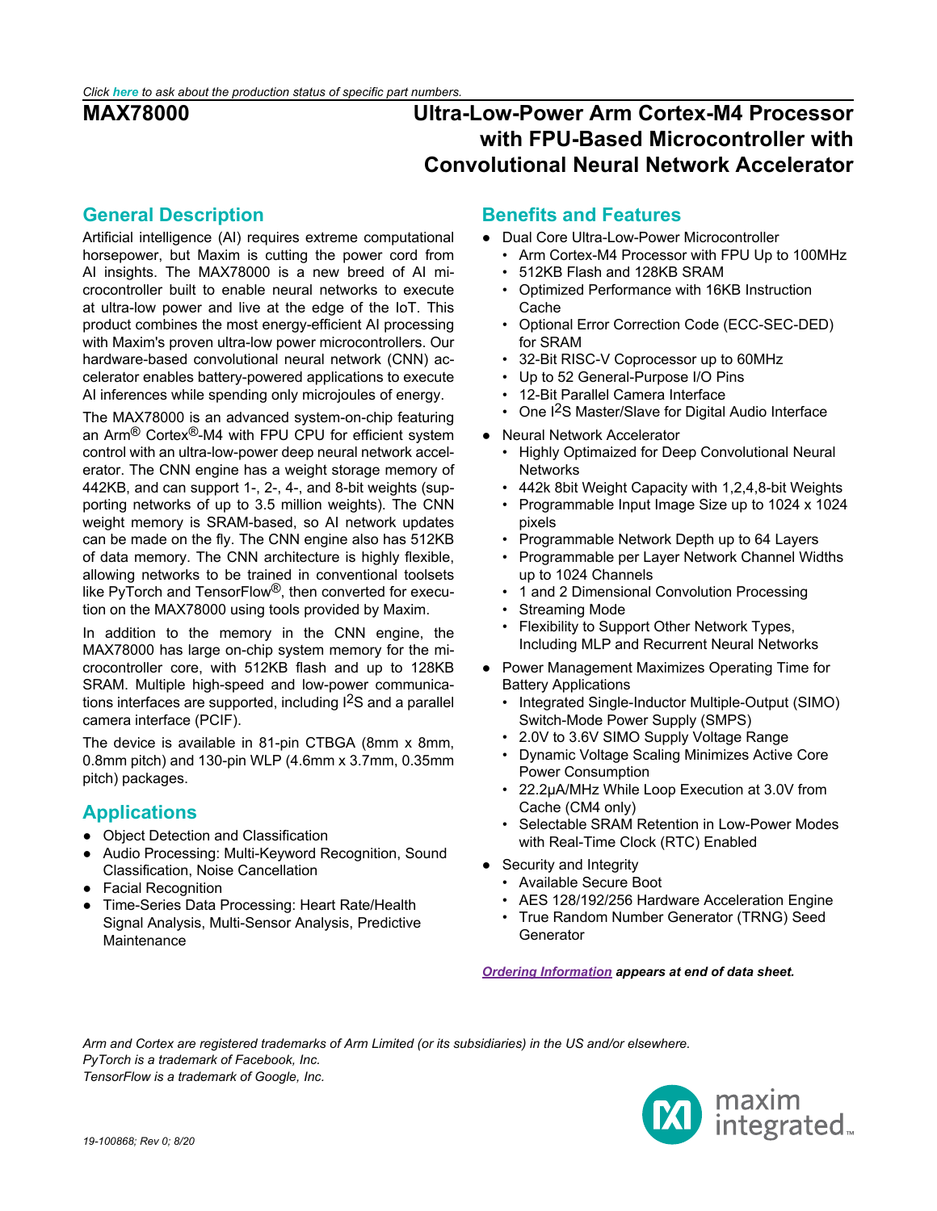*Click **here** to ask about the production status of specific part numbers.*

# MAX78000

# Ultra-Low-Power Arm Cortex-M4 Processor with FPU-Based Microcontroller with Convolutional Neural Network Accelerator

## General Description

Artificial intelligence (AI) requires extreme computational horsepower, but Maxim is cutting the power cord from AI insights. The MAX78000 is a new breed of AI microcontroller built to enable neural networks to execute at ultra-low power and live at the edge of the IoT. This product combines the most energy-efficient AI processing with Maxim's proven ultra-low power microcontrollers. Our hardware-based convolutional neural network (CNN) accelerator enables battery-powered applications to execute AI inferences while spending only microjoules of energy.

The MAX78000 is an advanced system-on-chip featuring an Arm® Cortex®-M4 with FPU CPU for efficient system control with an ultra-low-power deep neural network accelerator. The CNN engine has a weight storage memory of 442KB, and can support 1-, 2-, 4-, and 8-bit weights (supporting networks of up to 3.5 million weights). The CNN weight memory is SRAM-based, so AI network updates can be made on the fly. The CNN engine also has 512KB of data memory. The CNN architecture is highly flexible, allowing networks to be trained in conventional toolsets like PyTorch and TensorFlow®, then converted for execution on the MAX78000 using tools provided by Maxim.

In addition to the memory in the CNN engine, the MAX78000 has large on-chip system memory for the microcontroller core, with 512KB flash and up to 128KB SRAM. Multiple high-speed and low-power communications interfaces are supported, including I$^2$S and a parallel camera interface (PCIF).

The device is available in 81-pin CTBGA (8mm x 8mm, 0.8mm pitch) and 130-pin WLP (4.6mm x 3.7mm, 0.35mm pitch) packages.

## Applications

- Object Detection and Classification
- Audio Processing: Multi-Keyword Recognition, Sound Classification, Noise Cancellation
- Facial Recognition
- Time-Series Data Processing: Heart Rate/Health Signal Analysis, Multi-Sensor Analysis, Predictive Maintenance

## Benefits and Features

- Dual Core Ultra-Low-Power Microcontroller
  - Arm Cortex-M4 Processor with FPU Up to 100MHz
  - 512KB Flash and 128KB SRAM
  - Optimized Performance with 16KB Instruction Cache
  - Optional Error Correction Code (ECC-SEC-DED) for SRAM
  - 32-Bit RISC-V Coprocessor up to 60MHz
  - Up to 52 General-Purpose I/O Pins
  - 12-Bit Parallel Camera Interface
  - One I$^2$S Master/Slave for Digital Audio Interface
- Neural Network Accelerator
  - Highly Optimaized for Deep Convolutional Neural Networks
  - 442k 8bit Weight Capacity with 1,2,4,8-bit Weights
  - Programmable Input Image Size up to 1024 x 1024 pixels
  - Programmable Network Depth up to 64 Layers
  - Programmable per Layer Network Channel Widths up to 1024 Channels
  - 1 and 2 Dimensional Convolution Processing
  - Streaming Mode
  - Flexibility to Support Other Network Types, Including MLP and Recurrent Neural Networks
- Power Management Maximizes Operating Time for Battery Applications
  - Integrated Single-Inductor Multiple-Output (SIMO) Switch-Mode Power Supply (SMPS)
  - 2.0V to 3.6V SIMO Supply Voltage Range
  - Dynamic Voltage Scaling Minimizes Active Core Power Consumption
  - 22.2μA/MHz While Loop Execution at 3.0V from Cache (CM4 only)
  - Selectable SRAM Retention in Low-Power Modes with Real-Time Clock (RTC) Enabled
- Security and Integrity
  - Available Secure Boot
  - AES 128/192/256 Hardware Acceleration Engine
  - True Random Number Generator (TRNG) Seed Generator

***Ordering Information** appears at end of data sheet.*

*Arm and Cortex are registered trademarks of Arm Limited (or its subsidiaries) in the US and/or elsewhere.*
*PyTorch is a trademark of Facebook, Inc.*
*TensorFlow is a trademark of Google, Inc.*

19-100868; Rev 0; 8/20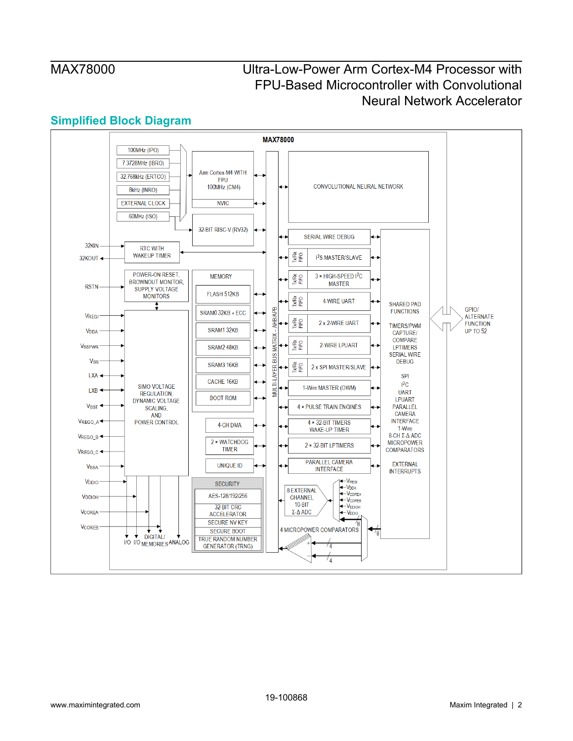## Simplified Block Diagram

MAX78000

100MHz (IPO)
7.3728MHz (IBRO)
32.768kHz (ERTCO)
8kHz (INRO)
EXTERNAL CLOCK
60MHz (ISO)

Arm Cortex-M4 WITH FPU 100MHz (CM4)
NVIC

32-BIT RISC-V (RV32)

CONVOLUTIONAL NEURAL NETWORK

32KIN
32KOUT
RTC WITH WAKEUP TIMER

RSTN
POWER-ON RESET, BROWNOUT MONITOR, SUPPLY VOLTAGE MONITORS

$V_{REGI}$
$V_{DDA}$
$V_{SSPWR}$
$V_{SS}$
LXA
LXB
$V_{BST}$
$V_{REGO\_A}$
$V_{REGO\_B}$
$V_{REGO\_C}$
$V_{SSA}$
$V_{DDIO}$
$V_{DDIOH}$
$V_{COREA}$
$V_{COREB}$

SIMO VOLTAGE REGULATION DYNAMIC VOLTAGE SCALING, AND POWER CONTROL

I/O I/O DIGITAL/MEMORIES ANALOG

MEMORY
FLASH 512KB
SRAM0 32KB + ECC
SRAM1 32KB
SRAM2 48KB
SRAM3 16KB
CACHE 16KB
BOOT ROM

4-CH DMA
2 × WATCHDOG TIMER
UNIQUE ID

SECURITY
AES-128/192/256
32-BIT CRC ACCELERATOR
SECURE NV KEY
SECURE BOOT
TRUE RANDOM NUMBER GENERATOR (TRNG)

MULTI-LAYER BUS MATRIX – AHB/APB

SERIAL WIRE DEBUG
Tx/Rx FIFO — I²S MASTER/SLAVE
Tx/Rx FIFO — 3 × HIGH-SPEED I²C MASTER
Tx/Rx FIFO — 4-WIRE UART
Tx/Rx FIFO — 2 x 2-WIRE UART
Tx/Rx FIFO — 2-WIRE LPUART
Tx/Rx FIFO — 2 x SPI MASTER/SLAVE
1-Wire MASTER (OWM)
4 × PULSE TRAIN ENGINES
4 × 32-BIT TIMERS WAKE-UP TIMER
2 × 32-BIT LPTIMERS
PARALLEL CAMERA INTERFACE

8 EXTERNAL CHANNEL 10-BIT Σ-Δ ADC
$V_{REGI}$, $V_{DDA}$, $V_{COREA}$, $V_{COREB}$, $V_{DDIOH}$, $V_{DDIO}$

4 MICROPOWER COMPARATORS

SHARED PAD FUNCTIONS

TIMERS/PWM CAPTURE/COMPARE LPTIMERS SERIAL WIRE DEBUG

SPI
I²C
UART
LPUART
PARALLEL CAMERA INTERFACE
1-Wire
8-CH Σ-Δ ADC
MICROPOWER COMPARATORS

EXTERNAL INTERRUPTS

GPIO/ ALTERNATE FUNCTION UP TO 52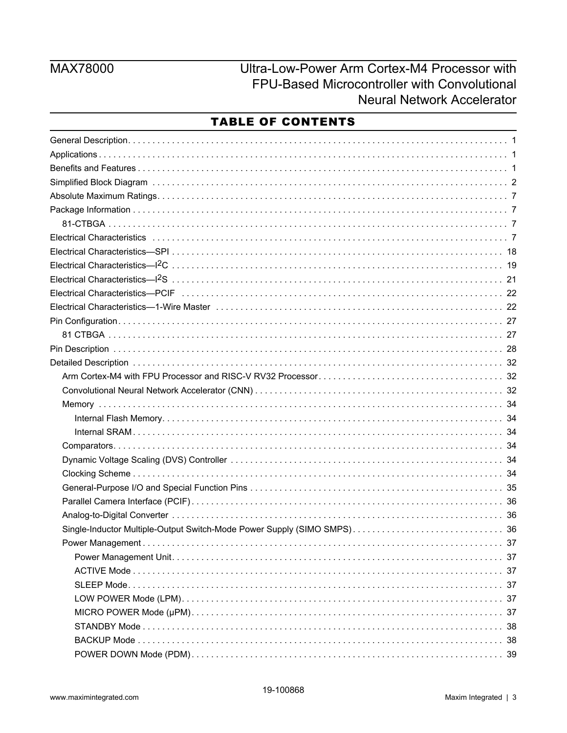## TABLE OF CONTENTS

General Description . . . . . . . . . . 1
Applications . . . . . . . . . . 1
Benefits and Features . . . . . . . . . . 1
Simplified Block Diagram . . . . . . . . . . 2
Absolute Maximum Ratings . . . . . . . . . . 7
Package Information . . . . . . . . . . 7
- 81-CTBGA . . . . . . . . . . 7

Electrical Characteristics . . . . . . . . . . 7
Electrical Characteristics—SPI . . . . . . . . . . 18
Electrical Characteristics—I2C . . . . . . . . . . 19
Electrical Characteristics—I2S . . . . . . . . . . 21
Electrical Characteristics—PCIF . . . . . . . . . . 22
Electrical Characteristics—1-Wire Master . . . . . . . . . . 22
Pin Configuration . . . . . . . . . . 27
- 81 CTBGA . . . . . . . . . . 27

Pin Description . . . . . . . . . . 28
Detailed Description . . . . . . . . . . 32
- Arm Cortex-M4 with FPU Processor and RISC-V RV32 Processor . . . . . . . . . . 32
- Convolutional Neural Network Accelerator (CNN) . . . . . . . . . . 32
- Memory . . . . . . . . . . 34
  - Internal Flash Memory . . . . . . . . . . 34
  - Internal SRAM . . . . . . . . . . 34
- Comparators . . . . . . . . . . 34
- Dynamic Voltage Scaling (DVS) Controller . . . . . . . . . . 34
- Clocking Scheme . . . . . . . . . . 34
- General-Purpose I/O and Special Function Pins . . . . . . . . . . 35
- Parallel Camera Interface (PCIF) . . . . . . . . . . 36
- Analog-to-Digital Converter . . . . . . . . . . 36
- Single-Inductor Multiple-Output Switch-Mode Power Supply (SIMO SMPS) . . . . . . . . . . 36
- Power Management . . . . . . . . . . 37
  - Power Management Unit . . . . . . . . . . 37
  - ACTIVE Mode . . . . . . . . . . 37
  - SLEEP Mode . . . . . . . . . . 37
  - LOW POWER Mode (LPM) . . . . . . . . . . 37
  - MICRO POWER Mode (μPM) . . . . . . . . . . 37
  - STANDBY Mode . . . . . . . . . . 38
  - BACKUP Mode . . . . . . . . . . 38
  - POWER DOWN Mode (PDM) . . . . . . . . . . 39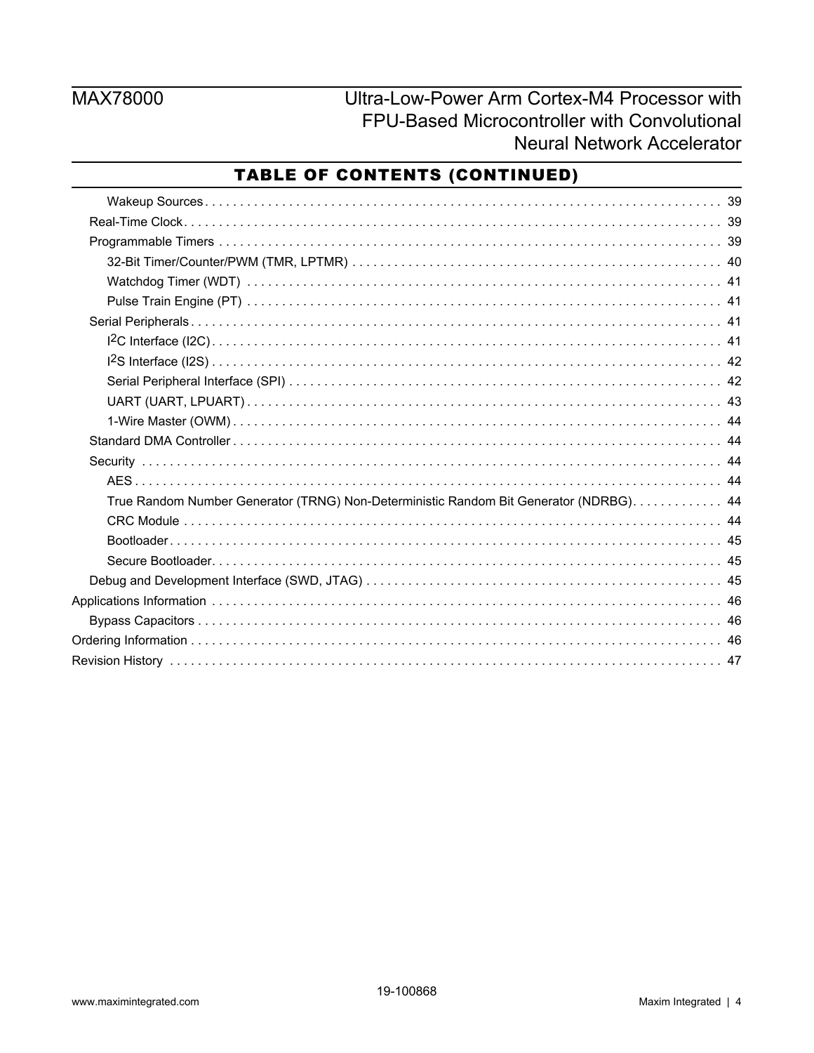## TABLE OF CONTENTS (CONTINUED)

- Wakeup Sources . . . . . . . . . . 39
- Real-Time Clock . . . . . . . . . . 39
- Programmable Timers . . . . . . . . . . 39
  - 32-Bit Timer/Counter/PWM (TMR, LPTMR) . . . . . . . . . . 40
  - Watchdog Timer (WDT) . . . . . . . . . . 41
  - Pulse Train Engine (PT) . . . . . . . . . . 41
- Serial Peripherals . . . . . . . . . . 41
  - I2C Interface (I2C) . . . . . . . . . . 41
  - I2S Interface (I2S) . . . . . . . . . . 42
  - Serial Peripheral Interface (SPI) . . . . . . . . . . 42
  - UART (UART, LPUART) . . . . . . . . . . 43
  - 1-Wire Master (OWM) . . . . . . . . . . 44
- Standard DMA Controller . . . . . . . . . . 44
- Security . . . . . . . . . . 44
  - AES . . . . . . . . . . 44
  - True Random Number Generator (TRNG) Non-Deterministic Random Bit Generator (NDRBG) . . . . . . . . . . 44
  - CRC Module . . . . . . . . . . 44
  - Bootloader . . . . . . . . . . 45
  - Secure Bootloader . . . . . . . . . . 45
- Debug and Development Interface (SWD, JTAG) . . . . . . . . . . 45

Applications Information . . . . . . . . . . 46

- Bypass Capacitors . . . . . . . . . . 46

Ordering Information . . . . . . . . . . 46

Revision History . . . . . . . . . . 47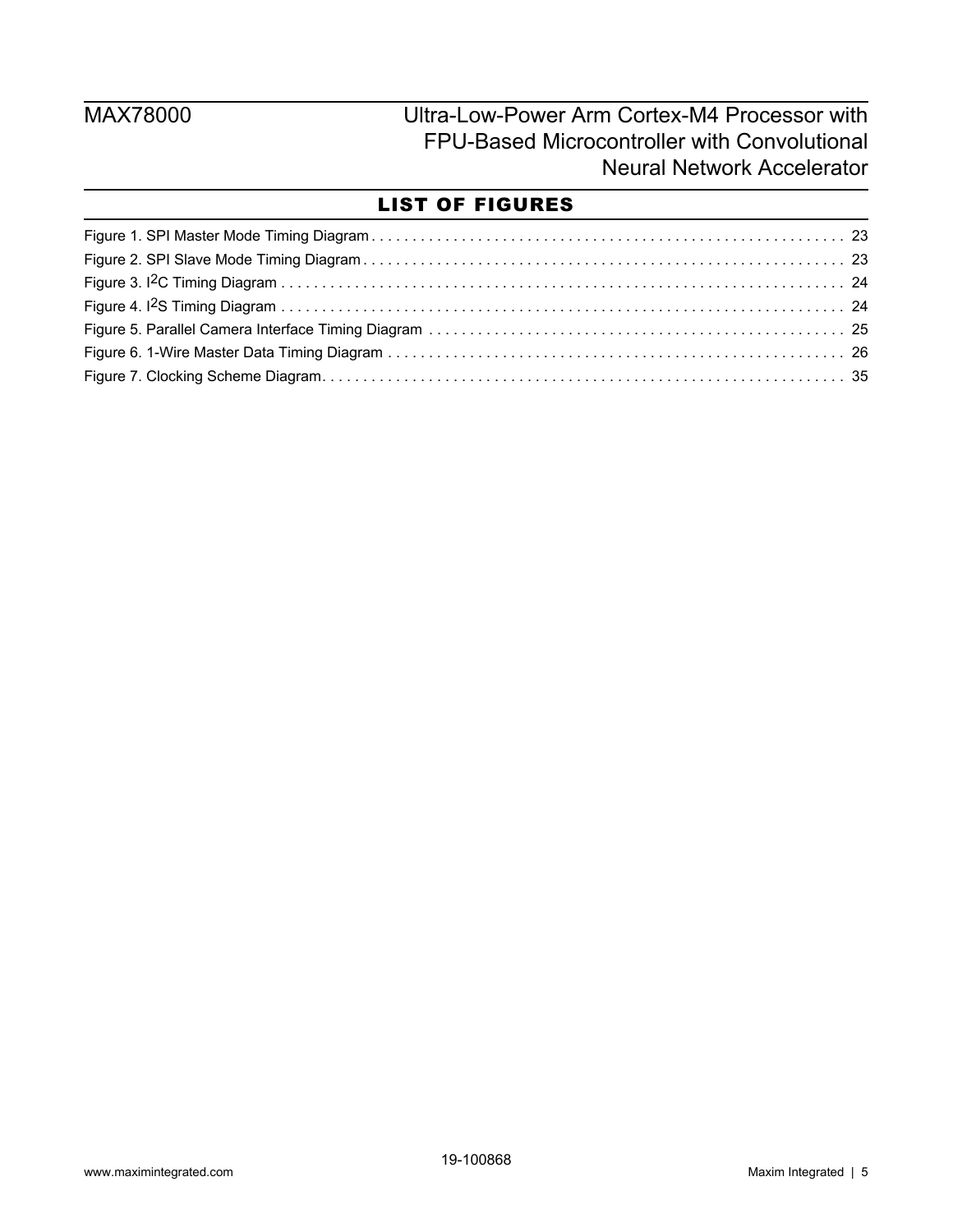## LIST OF FIGURES

Figure 1. SPI Master Mode Timing Diagram . . . . . . . . . . . . . . . . . . . . . . . . . . . . . . . . . . . . . . . . . . . . . . . . . . . . . . . . . 23

Figure 2. SPI Slave Mode Timing Diagram . . . . . . . . . . . . . . . . . . . . . . . . . . . . . . . . . . . . . . . . . . . . . . . . . . . . . . . . . . 23

Figure 3. I2C Timing Diagram . . . . . . . . . . . . . . . . . . . . . . . . . . . . . . . . . . . . . . . . . . . . . . . . . . . . . . . . . . . . . . . . . . 24

Figure 4. I2S Timing Diagram . . . . . . . . . . . . . . . . . . . . . . . . . . . . . . . . . . . . . . . . . . . . . . . . . . . . . . . . . . . . . . . . . . 24

Figure 5. Parallel Camera Interface Timing Diagram . . . . . . . . . . . . . . . . . . . . . . . . . . . . . . . . . . . . . . . . . . . . . . . . . . 25

Figure 6. 1-Wire Master Data Timing Diagram . . . . . . . . . . . . . . . . . . . . . . . . . . . . . . . . . . . . . . . . . . . . . . . . . . . . . . . 26

Figure 7. Clocking Scheme Diagram. . . . . . . . . . . . . . . . . . . . . . . . . . . . . . . . . . . . . . . . . . . . . . . . . . . . . . . . . . . . . . . 35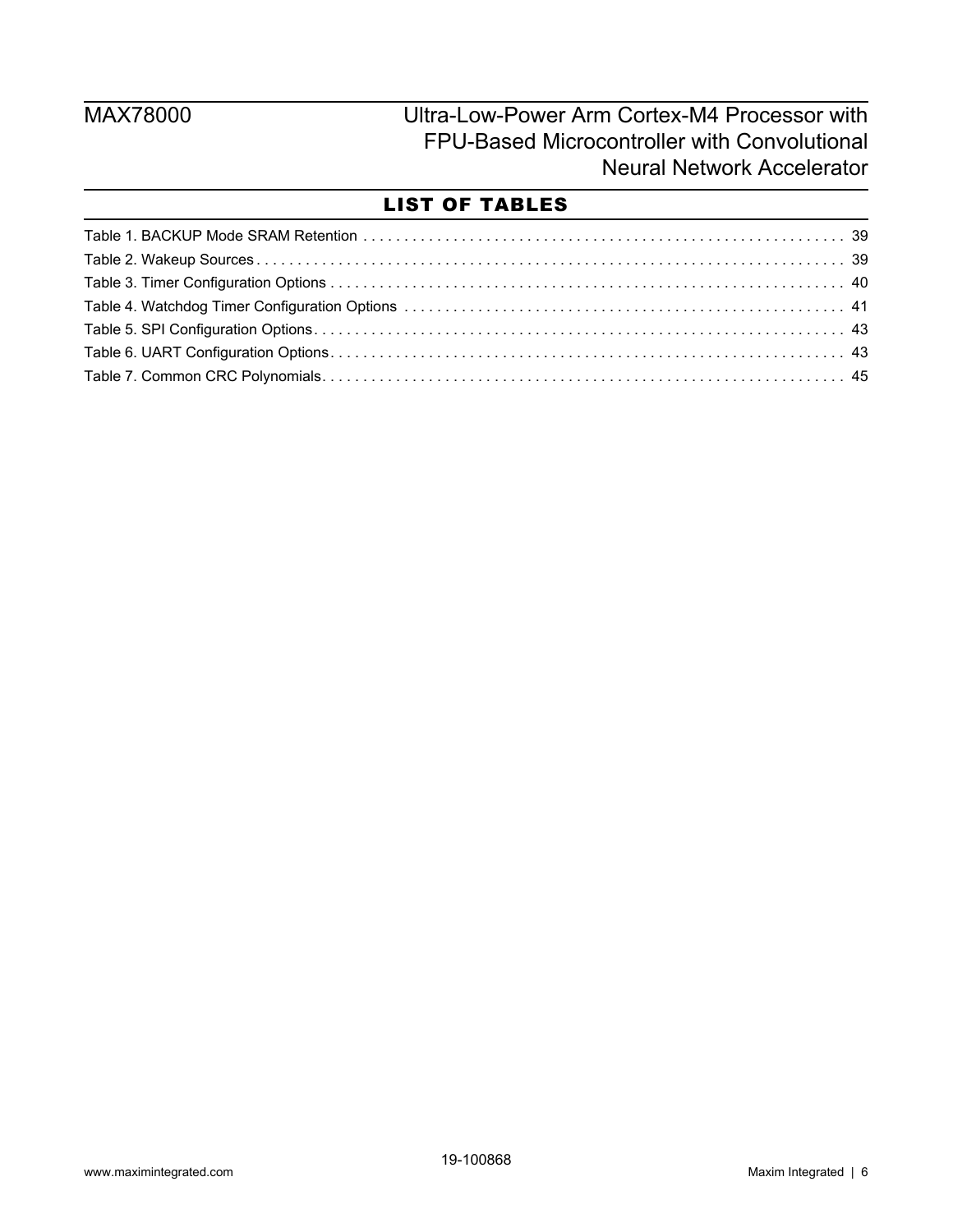## LIST OF TABLES

Table 1. BACKUP Mode SRAM Retention . . . . . . . . . . . . . . . . . . . . . . . . . . . . . . . . . . . . . . . . . . . . . . . . . . . . . . . . . . . . . 39
Table 2. Wakeup Sources . . . . . . . . . . . . . . . . . . . . . . . . . . . . . . . . . . . . . . . . . . . . . . . . . . . . . . . . . . . . . . . . . . . . . . . . . . . 39
Table 3. Timer Configuration Options . . . . . . . . . . . . . . . . . . . . . . . . . . . . . . . . . . . . . . . . . . . . . . . . . . . . . . . . . . . . . . . . . 40
Table 4. Watchdog Timer Configuration Options . . . . . . . . . . . . . . . . . . . . . . . . . . . . . . . . . . . . . . . . . . . . . . . . . . . . . . . 41
Table 5. SPI Configuration Options . . . . . . . . . . . . . . . . . . . . . . . . . . . . . . . . . . . . . . . . . . . . . . . . . . . . . . . . . . . . . . . . . . . 43
Table 6. UART Configuration Options . . . . . . . . . . . . . . . . . . . . . . . . . . . . . . . . . . . . . . . . . . . . . . . . . . . . . . . . . . . . . . . . . 43
Table 7. Common CRC Polynomials . . . . . . . . . . . . . . . . . . . . . . . . . . . . . . . . . . . . . . . . . . . . . . . . . . . . . . . . . . . . . . . . . . 45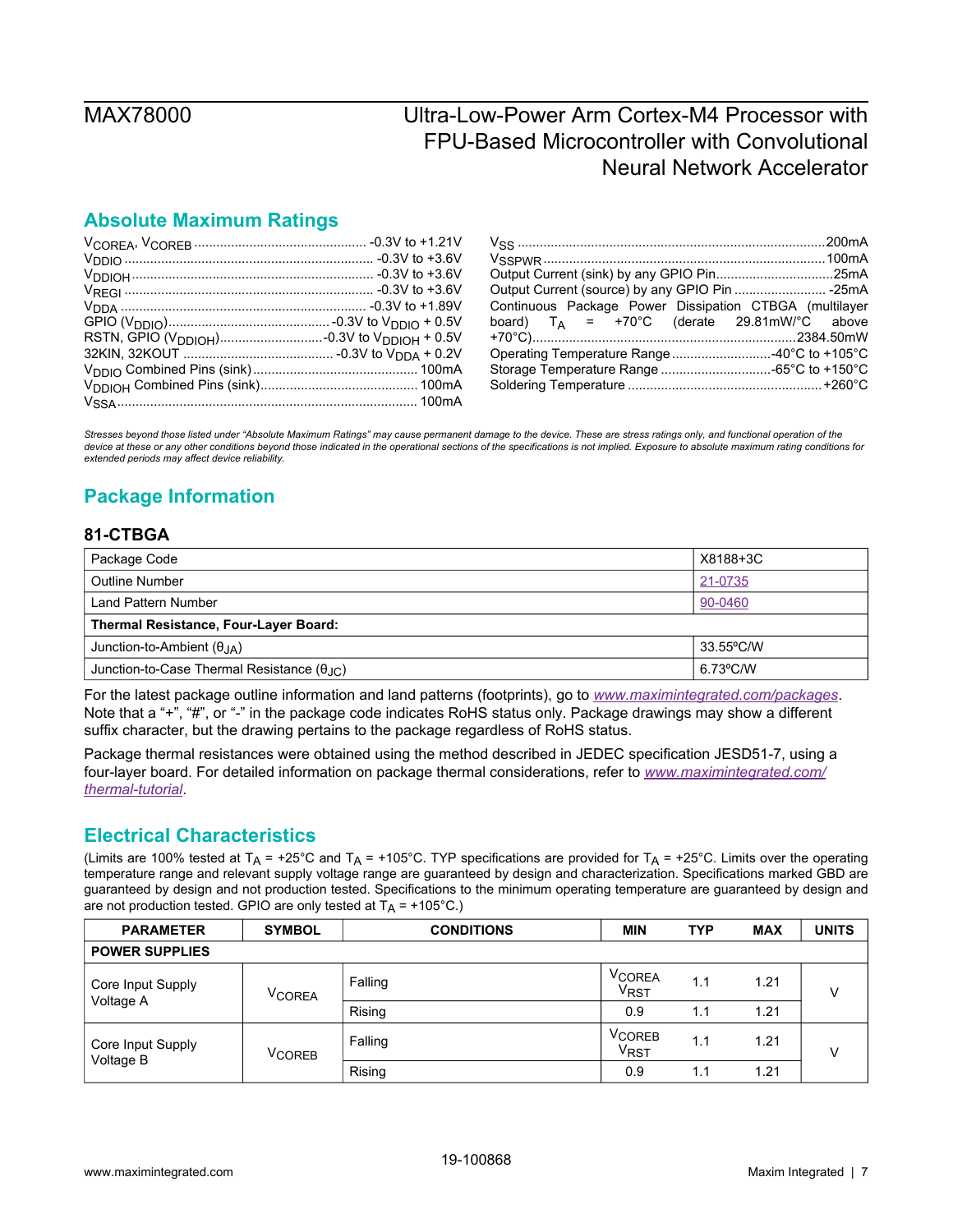## Absolute Maximum Ratings

$V_{COREA}$, $V_{COREB}$ .......... -0.3V to +1.21V
$V_{DDIO}$ .......... -0.3V to +3.6V
$V_{DDIOH}$ .......... -0.3V to +3.6V
$V_{REGI}$ .......... -0.3V to +3.6V
$V_{DDA}$ .......... -0.3V to +1.89V
GPIO ($V_{DDIO}$) .......... -0.3V to $V_{DDIO}$ + 0.5V
RSTN, GPIO ($V_{DDIOH}$) .......... -0.3V to $V_{DDIOH}$ + 0.5V
32KIN, 32KOUT .......... -0.3V to $V_{DDA}$ + 0.2V
$V_{DDIO}$ Combined Pins (sink) .......... 100mA
$V_{DDIOH}$ Combined Pins (sink) .......... 100mA
$V_{SSA}$ .......... 100mA
$V_{SS}$ .......... 200mA
$V_{SSPWR}$ .......... 100mA
Output Current (sink) by any GPIO Pin .......... 25mA
Output Current (source) by any GPIO Pin .......... -25mA
Continuous Package Power Dissipation CTBGA (multilayer board) $T_A$ = +70°C (derate 29.81mW/°C above +70°C) .......... 2384.50mW
Operating Temperature Range .......... -40°C to +105°C
Storage Temperature Range .......... -65°C to +150°C
Soldering Temperature .......... +260°C

*Stresses beyond those listed under "Absolute Maximum Ratings" may cause permanent damage to the device. These are stress ratings only, and functional operation of the device at these or any other conditions beyond those indicated in the operational sections of the specifications is not implied. Exposure to absolute maximum rating conditions for extended periods may affect device reliability.*

## Package Information

### 81-CTBGA

| Package Code | X8188+3C |
|---|---|
| Outline Number | 21-0735 |
| Land Pattern Number | 90-0460 |
| **Thermal Resistance, Four-Layer Board:** | |
| Junction-to-Ambient ($\theta_{JA}$) | 33.55ºC/W |
| Junction-to-Case Thermal Resistance ($\theta_{JC}$) | 6.73ºC/W |

For the latest package outline information and land patterns (footprints), go to *www.maximintegrated.com/packages*. Note that a "+", "#", or "-" in the package code indicates RoHS status only. Package drawings may show a different suffix character, but the drawing pertains to the package regardless of RoHS status.

Package thermal resistances were obtained using the method described in JEDEC specification JESD51-7, using a four-layer board. For detailed information on package thermal considerations, refer to *www.maximintegrated.com/thermal-tutorial*.

## Electrical Characteristics

(Limits are 100% tested at $T_A$ = +25°C and $T_A$ = +105°C. TYP specifications are provided for $T_A$ = +25°C. Limits over the operating temperature range and relevant supply voltage range are guaranteed by design and characterization. Specifications marked GBD are guaranteed by design and not production tested. Specifications to the minimum operating temperature are guaranteed by design and are not production tested. GPIO are only tested at $T_A$ = +105°C.)

| PARAMETER | SYMBOL | CONDITIONS | MIN | TYP | MAX | UNITS |
|---|---|---|---|---|---|---|
| **POWER SUPPLIES** | | | | | | |
| Core Input Supply Voltage A | $V_{COREA}$ | Falling | $V_{COREA}$ $V_{RST}$ | 1.1 | 1.21 | V |
| | | Rising | 0.9 | 1.1 | 1.21 | |
| Core Input Supply Voltage B | $V_{COREB}$ | Falling | $V_{COREB}$ $V_{RST}$ | 1.1 | 1.21 | V |
| | | Rising | 0.9 | 1.1 | 1.21 | |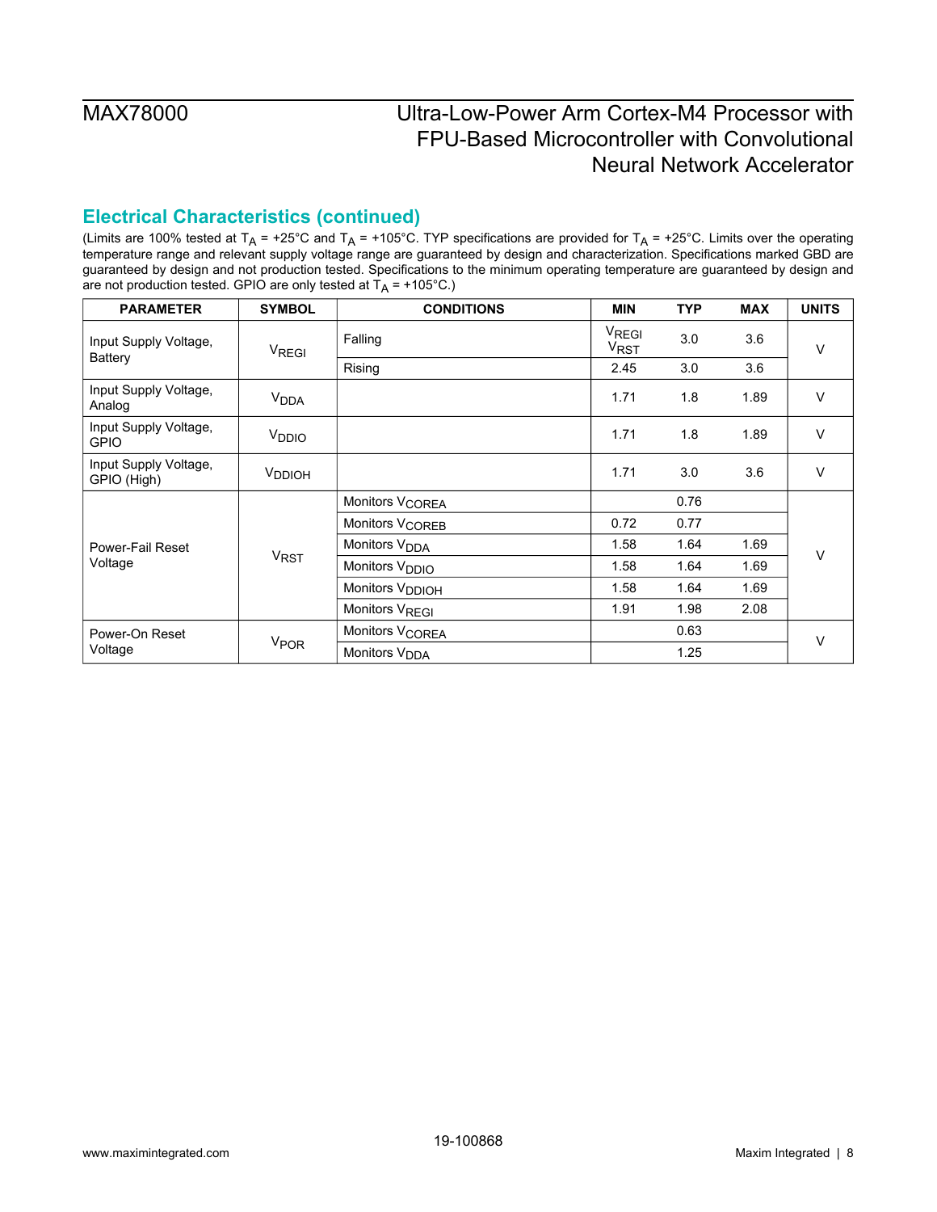## Electrical Characteristics (continued)

(Limits are 100% tested at $T_A$ = +25°C and $T_A$ = +105°C. TYP specifications are provided for $T_A$ = +25°C. Limits over the operating temperature range and relevant supply voltage range are guaranteed by design and characterization. Specifications marked GBD are guaranteed by design and not production tested. Specifications to the minimum operating temperature are guaranteed by design and are not production tested. GPIO are only tested at $T_A$ = +105°C.)

| PARAMETER | SYMBOL | CONDITIONS | MIN | TYP | MAX | UNITS |
|---|---|---|---|---|---|---|
| Input Supply Voltage, Battery | $V_{REGI}$ | Falling | $V_{REGI}$ $V_{RST}$ | 3.0 | 3.6 | V |
| | | Rising | 2.45 | 3.0 | 3.6 | |
| Input Supply Voltage, Analog | $V_{DDA}$ | | 1.71 | 1.8 | 1.89 | V |
| Input Supply Voltage, GPIO | $V_{DDIO}$ | | 1.71 | 1.8 | 1.89 | V |
| Input Supply Voltage, GPIO (High) | $V_{DDIOH}$ | | 1.71 | 3.0 | 3.6 | V |
| Power-Fail Reset Voltage | $V_{RST}$ | Monitors $V_{COREA}$ | | 0.76 | | V |
| | | Monitors $V_{COREB}$ | 0.72 | 0.77 | | |
| | | Monitors $V_{DDA}$ | 1.58 | 1.64 | 1.69 | |
| | | Monitors $V_{DDIO}$ | 1.58 | 1.64 | 1.69 | |
| | | Monitors $V_{DDIOH}$ | 1.58 | 1.64 | 1.69 | |
| | | Monitors $V_{REGI}$ | 1.91 | 1.98 | 2.08 | |
| Power-On Reset Voltage | $V_{POR}$ | Monitors $V_{COREA}$ | | 0.63 | | V |
| | | Monitors $V_{DDA}$ | | 1.25 | | |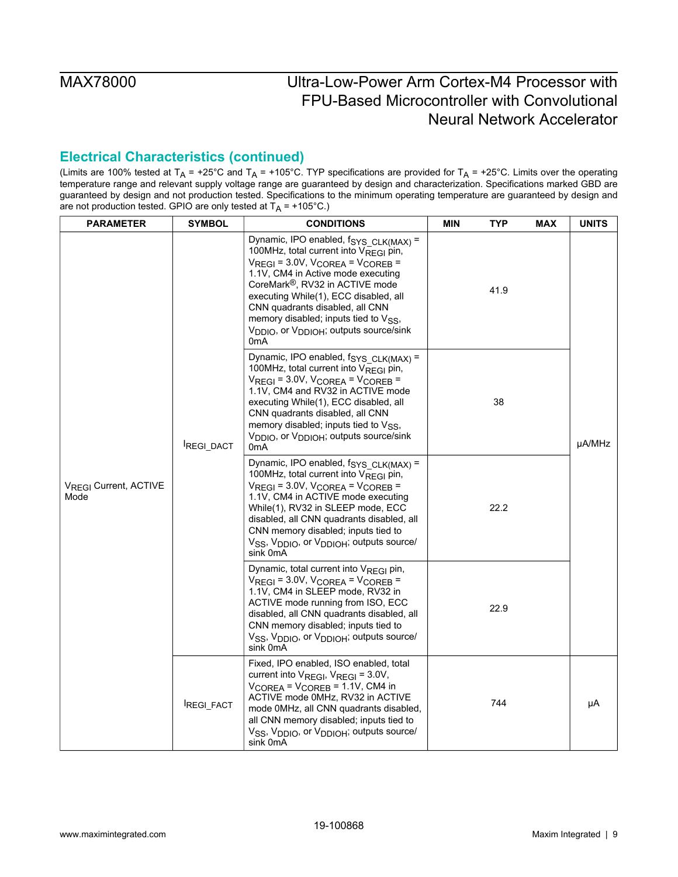## Electrical Characteristics (continued)

(Limits are 100% tested at $T_A$ = +25°C and $T_A$ = +105°C. TYP specifications are provided for $T_A$ = +25°C. Limits over the operating temperature range and relevant supply voltage range are guaranteed by design and characterization. Specifications marked GBD are guaranteed by design and not production tested. Specifications to the minimum operating temperature are guaranteed by design and are not production tested. GPIO are only tested at $T_A$ = +105°C.)

| PARAMETER | SYMBOL | CONDITIONS | MIN | TYP | MAX | UNITS |
|---|---|---|---|---|---|---|
| $V_{REGI}$ Current, ACTIVE Mode | $I_{REGI\_DACT}$ | Dynamic, IPO enabled, $f_{SYS\_CLK(MAX)}$ = 100MHz, total current into $V_{REGI}$ pin, $V_{REGI}$ = 3.0V, $V_{COREA}$ = $V_{COREB}$ = 1.1V, CM4 in Active mode executing CoreMark®, RV32 in ACTIVE mode executing While(1), ECC disabled, all CNN quadrants disabled, all CNN memory disabled; inputs tied to $V_{SS}$, $V_{DDIO}$, or $V_{DDIOH}$; outputs source/sink 0mA | | 41.9 | | µA/MHz |
| | | Dynamic, IPO enabled, $f_{SYS\_CLK(MAX)}$ = 100MHz, total current into $V_{REGI}$ pin, $V_{REGI}$ = 3.0V, $V_{COREA}$ = $V_{COREB}$ = 1.1V, CM4 and RV32 in ACTIVE mode executing While(1), ECC disabled, all CNN quadrants disabled, all CNN memory disabled; inputs tied to $V_{SS}$, $V_{DDIO}$, or $V_{DDIOH}$; outputs source/sink 0mA | | 38 | | |
| | | Dynamic, IPO enabled, $f_{SYS\_CLK(MAX)}$ = 100MHz, total current into $V_{REGI}$ pin, $V_{REGI}$ = 3.0V, $V_{COREA}$ = $V_{COREB}$ = 1.1V, CM4 in ACTIVE mode executing While(1), RV32 in SLEEP mode, ECC disabled, all CNN quadrants disabled, all CNN memory disabled; inputs tied to $V_{SS}$, $V_{DDIO}$, or $V_{DDIOH}$; outputs source/sink 0mA | | 22.2 | | |
| | | Dynamic, total current into $V_{REGI}$ pin, $V_{REGI}$ = 3.0V, $V_{COREA}$ = $V_{COREB}$ = 1.1V, CM4 in SLEEP mode, RV32 in ACTIVE mode running from ISO, ECC disabled, all CNN quadrants disabled, all CNN memory disabled; inputs tied to $V_{SS}$, $V_{DDIO}$, or $V_{DDIOH}$; outputs source/sink 0mA | | 22.9 | | |
| | $I_{REGI\_FACT}$ | Fixed, IPO enabled, ISO enabled, total current into $V_{REGI}$, $V_{REGI}$ = 3.0V, $V_{COREA}$ = $V_{COREB}$ = 1.1V, CM4 in ACTIVE mode 0MHz, RV32 in ACTIVE mode 0MHz, all CNN quadrants disabled, all CNN memory disabled; inputs tied to $V_{SS}$, $V_{DDIO}$, or $V_{DDIOH}$; outputs source/sink 0mA | | 744 | | µA |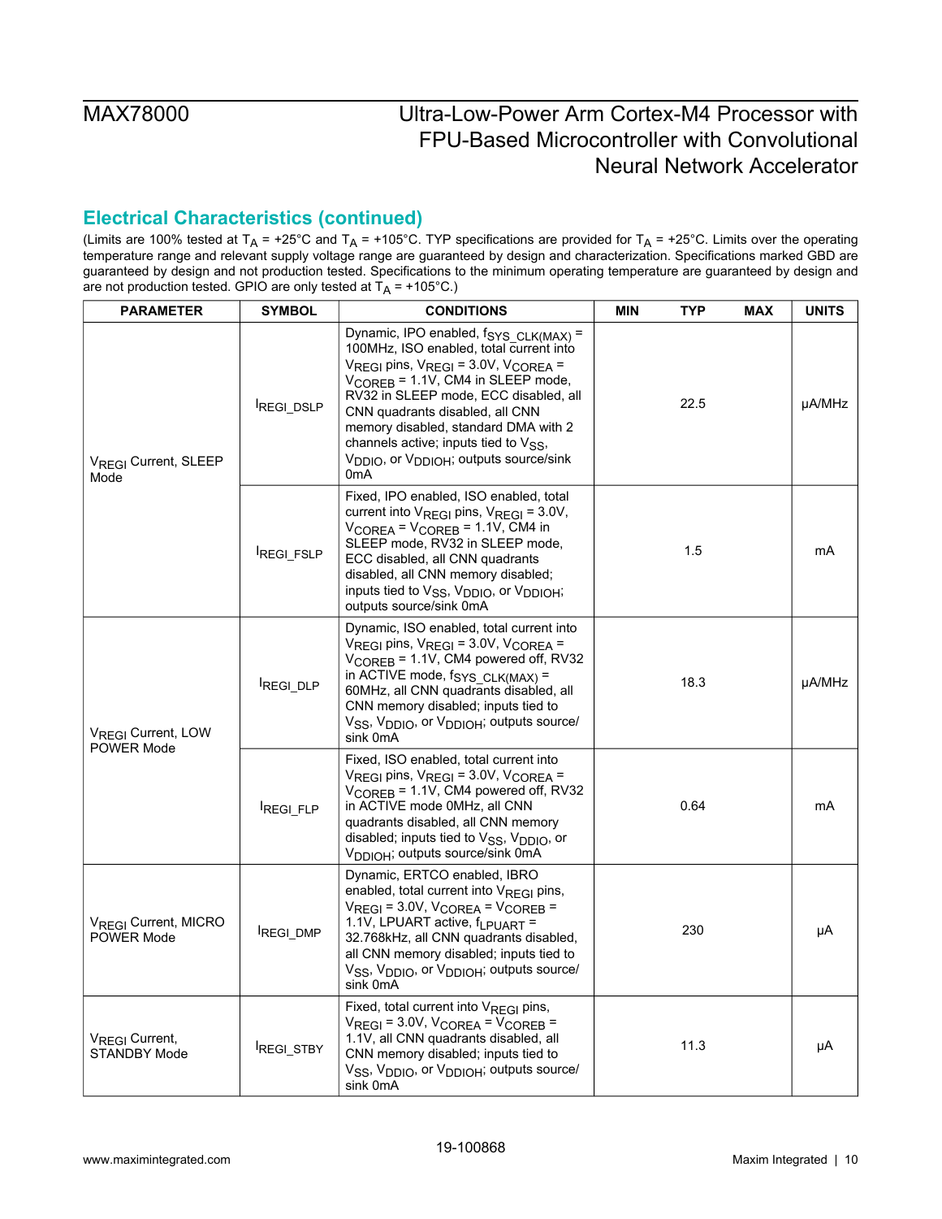## Electrical Characteristics (continued)

(Limits are 100% tested at $T_A$ = +25°C and $T_A$ = +105°C. TYP specifications are provided for $T_A$ = +25°C. Limits over the operating temperature range and relevant supply voltage range are guaranteed by design and characterization. Specifications marked GBD are guaranteed by design and not production tested. Specifications to the minimum operating temperature are guaranteed by design and are not production tested. GPIO are only tested at $T_A$ = +105°C.)

| PARAMETER | SYMBOL | CONDITIONS | MIN | TYP | MAX | UNITS |
|---|---|---|---|---|---|---|
| $V_{REGI}$ Current, SLEEP Mode | $I_{REGI\_DSLP}$ | Dynamic, IPO enabled, $f_{SYS\_CLK(MAX)}$ = 100MHz, ISO enabled, total current into $V_{REGI}$ pins, $V_{REGI}$ = 3.0V, $V_{COREA}$ = $V_{COREB}$ = 1.1V, CM4 in SLEEP mode, RV32 in SLEEP mode, ECC disabled, all CNN quadrants disabled, all CNN memory disabled, standard DMA with 2 channels active; inputs tied to $V_{SS}$, $V_{DDIO}$, or $V_{DDIOH}$; outputs source/sink 0mA | | 22.5 | | µA/MHz |
| | $I_{REGI\_FSLP}$ | Fixed, IPO enabled, ISO enabled, total current into $V_{REGI}$ pins, $V_{REGI}$ = 3.0V, $V_{COREA}$ = $V_{COREB}$ = 1.1V, CM4 in SLEEP mode, RV32 in SLEEP mode, ECC disabled, all CNN quadrants disabled, all CNN memory disabled; inputs tied to $V_{SS}$, $V_{DDIO}$, or $V_{DDIOH}$; outputs source/sink 0mA | | 1.5 | | mA |
| $V_{REGI}$ Current, LOW POWER Mode | $I_{REGI\_DLP}$ | Dynamic, ISO enabled, total current into $V_{REGI}$ pins, $V_{REGI}$ = 3.0V, $V_{COREA}$ = $V_{COREB}$ = 1.1V, CM4 powered off, RV32 in ACTIVE mode, $f_{SYS\_CLK(MAX)}$ = 60MHz, all CNN quadrants disabled, all CNN memory disabled; inputs tied to $V_{SS}$, $V_{DDIO}$, or $V_{DDIOH}$; outputs source/sink 0mA | | 18.3 | | µA/MHz |
| | $I_{REGI\_FLP}$ | Fixed, ISO enabled, total current into $V_{REGI}$ pins, $V_{REGI}$ = 3.0V, $V_{COREA}$ = $V_{COREB}$ = 1.1V, CM4 powered off, RV32 in ACTIVE mode 0MHz, all CNN quadrants disabled, all CNN memory disabled; inputs tied to $V_{SS}$, $V_{DDIO}$, or $V_{DDIOH}$; outputs source/sink 0mA | | 0.64 | | mA |
| $V_{REGI}$ Current, MICRO POWER Mode | $I_{REGI\_DMP}$ | Dynamic, ERTCO enabled, IBRO enabled, total current into $V_{REGI}$ pins, $V_{REGI}$ = 3.0V, $V_{COREA}$ = $V_{COREB}$ = 1.1V, LPUART active, $f_{LPUART}$ = 32.768kHz, all CNN quadrants disabled, all CNN memory disabled; inputs tied to $V_{SS}$, $V_{DDIO}$, or $V_{DDIOH}$; outputs source/sink 0mA | | 230 | | µA |
| $V_{REGI}$ Current, STANDBY Mode | $I_{REGI\_STBY}$ | Fixed, total current into $V_{REGI}$ pins, $V_{REGI}$ = 3.0V, $V_{COREA}$ = $V_{COREB}$ = 1.1V, all CNN quadrants disabled, all CNN memory disabled; inputs tied to $V_{SS}$, $V_{DDIO}$, or $V_{DDIOH}$; outputs source/sink 0mA | | 11.3 | | µA |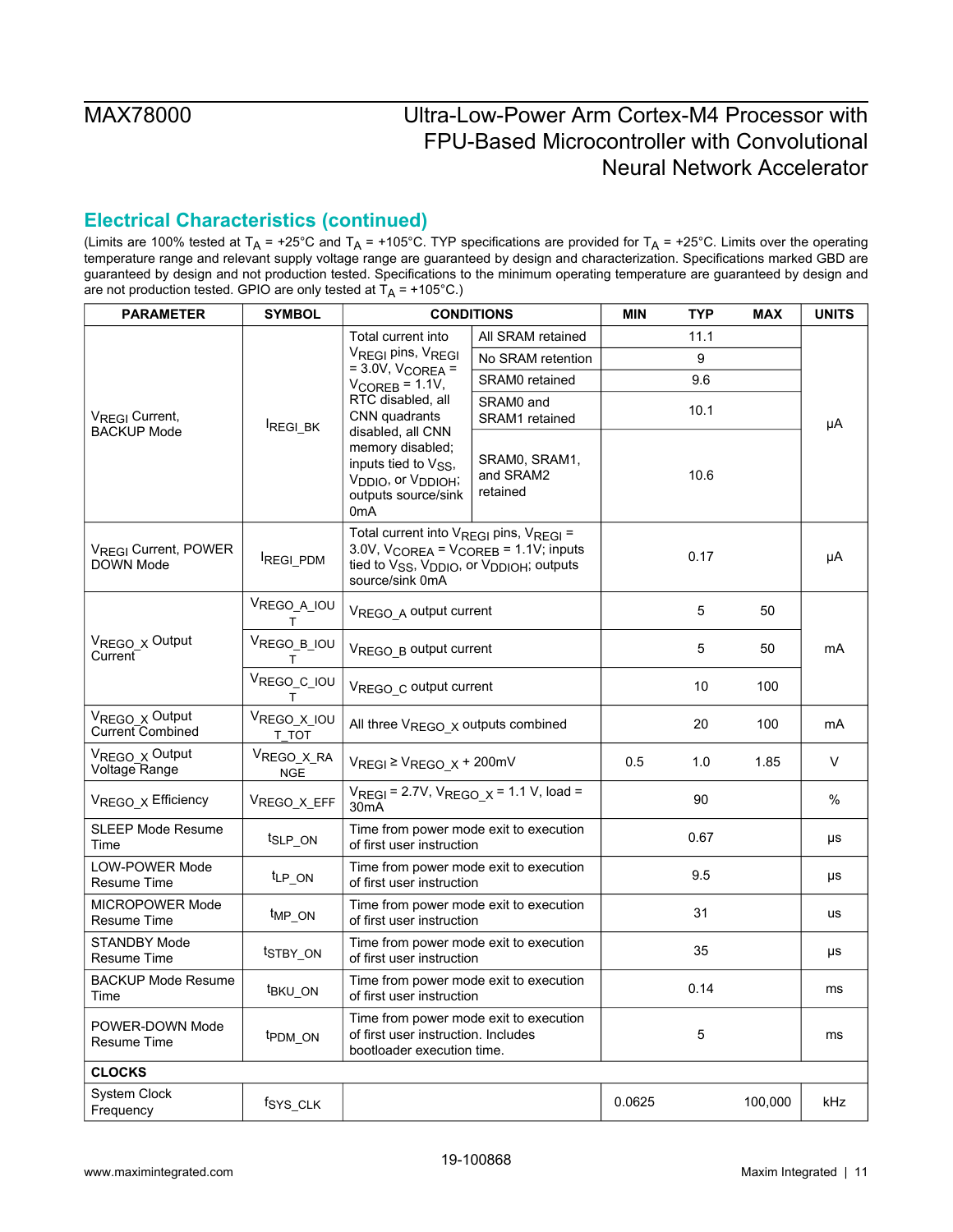## Electrical Characteristics (continued)

(Limits are 100% tested at $T_A$ = +25°C and $T_A$ = +105°C. TYP specifications are provided for $T_A$ = +25°C. Limits over the operating temperature range and relevant supply voltage range are guaranteed by design and characterization. Specifications marked GBD are guaranteed by design and not production tested. Specifications to the minimum operating temperature are guaranteed by design and are not production tested. GPIO are only tested at $T_A$ = +105°C.)

| PARAMETER | SYMBOL | CONDITIONS | | MIN | TYP | MAX | UNITS |
|---|---|---|---|---|---|---|---|
| $V_{REGI}$ Current, BACKUP Mode | $I_{REGI\_BK}$ | Total current into $V_{REGI}$ pins, $V_{REGI}$ = 3.0V, $V_{COREA}$ = $V_{COREB}$ = 1.1V, RTC disabled, all CNN quadrants disabled, all CNN memory disabled; inputs tied to $V_{SS}$, $V_{DDIO}$, or $V_{DDIOH}$; outputs source/sink 0mA | All SRAM retained | | 11.1 | | μA |
| | | | No SRAM retention | | 9 | | |
| | | | SRAM0 retained | | 9.6 | | |
| | | | SRAM0 and SRAM1 retained | | 10.1 | | |
| | | | SRAM0, SRAM1, and SRAM2 retained | | 10.6 | | |
| $V_{REGI}$ Current, POWER DOWN Mode | $I_{REGI\_PDM}$ | Total current into $V_{REGI}$ pins, $V_{REGI}$ = 3.0V, $V_{COREA}$ = $V_{COREB}$ = 1.1V; inputs tied to $V_{SS}$, $V_{DDIO}$, or $V_{DDIOH}$; outputs source/sink 0mA | | | 0.17 | | μA |
| $V_{REGO\_X}$ Output Current | $V_{REGO\_A\_IOUT}$ | $V_{REGO\_A}$ output current | | | 5 | 50 | mA |
| | $V_{REGO\_B\_IOUT}$ | $V_{REGO\_B}$ output current | | | 5 | 50 | |
| | $V_{REGO\_C\_IOUT}$ | $V_{REGO\_C}$ output current | | | 10 | 100 | |
| $V_{REGO\_X}$ Output Current Combined | $V_{REGO\_X\_IOUT\_TOT}$ | All three $V_{REGO\_X}$ outputs combined | | | 20 | 100 | mA |
| $V_{REGO\_X}$ Output Voltage Range | $V_{REGO\_X\_RANGE}$ | $V_{REGI}$ ≥ $V_{REGO\_X}$ + 200mV | | 0.5 | 1.0 | 1.85 | V |
| $V_{REGO\_X}$ Efficiency | $V_{REGO\_X\_EFF}$ | $V_{REGI}$ = 2.7V, $V_{REGO\_X}$ = 1.1 V, load = 30mA | | | 90 | | % |
| SLEEP Mode Resume Time | $t_{SLP\_ON}$ | Time from power mode exit to execution of first user instruction | | | 0.67 | | μs |
| LOW-POWER Mode Resume Time | $t_{LP\_ON}$ | Time from power mode exit to execution of first user instruction | | | 9.5 | | μs |
| MICROPOWER Mode Resume Time | $t_{MP\_ON}$ | Time from power mode exit to execution of first user instruction | | | 31 | | us |
| STANDBY Mode Resume Time | $t_{STBY\_ON}$ | Time from power mode exit to execution of first user instruction | | | 35 | | μs |
| BACKUP Mode Resume Time | $t_{BKU\_ON}$ | Time from power mode exit to execution of first user instruction | | | 0.14 | | ms |
| POWER-DOWN Mode Resume Time | $t_{PDM\_ON}$ | Time from power mode exit to execution of first user instruction. Includes bootloader execution time. | | | 5 | | ms |
| **CLOCKS** | | | | | | | |
| System Clock Frequency | $f_{SYS\_CLK}$ | | | 0.0625 | | 100,000 | kHz |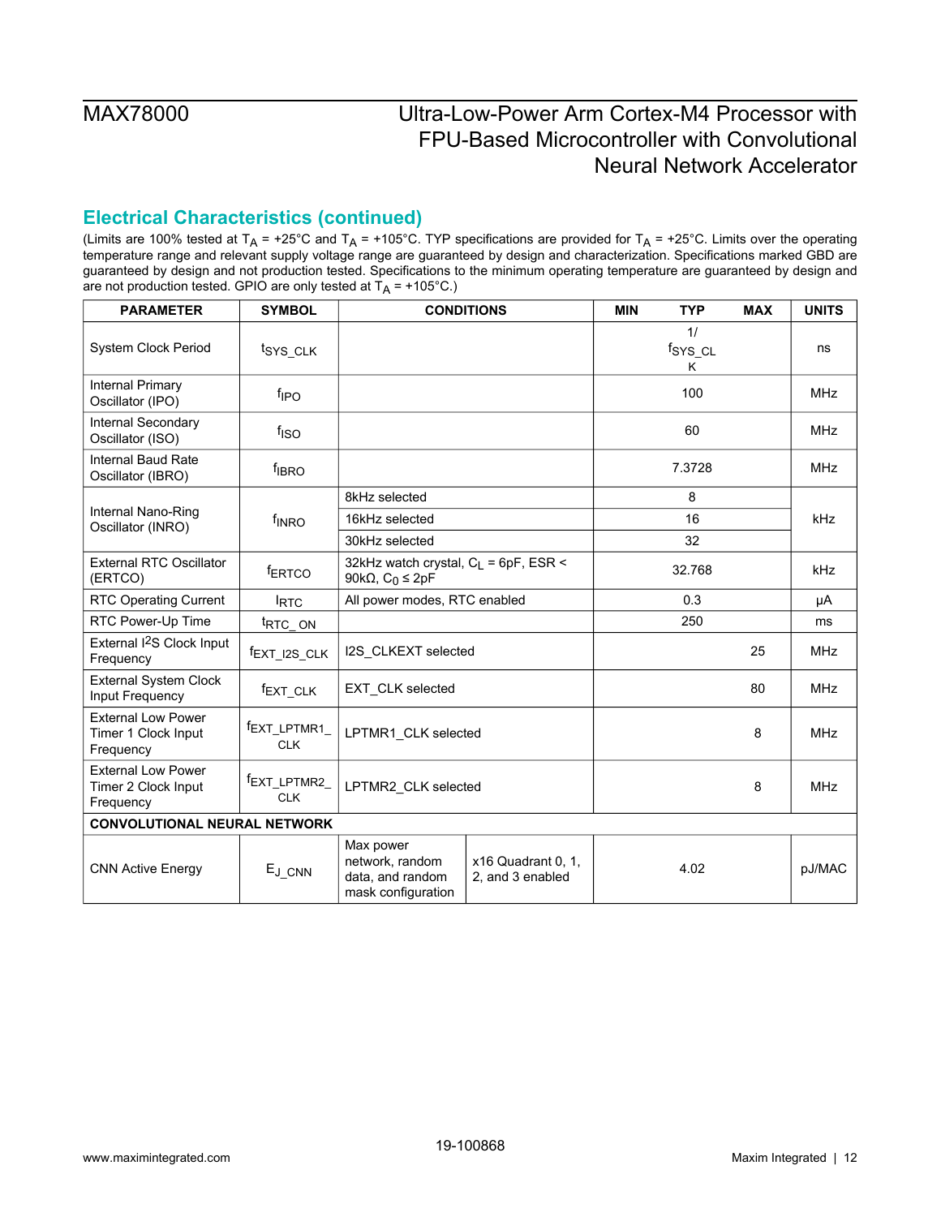## Electrical Characteristics (continued)

(Limits are 100% tested at $T_A$ = +25°C and $T_A$ = +105°C. TYP specifications are provided for $T_A$ = +25°C. Limits over the operating temperature range and relevant supply voltage range are guaranteed by design and characterization. Specifications marked GBD are guaranteed by design and not production tested. Specifications to the minimum operating temperature are guaranteed by design and are not production tested. GPIO are only tested at $T_A$ = +105°C.)

| PARAMETER | SYMBOL | CONDITIONS | | MIN | TYP | MAX | UNITS |
|---|---|---|---|---|---|---|---|
| System Clock Period | $t_{SYS\_CLK}$ | | | | $1/f_{SYS\_CLK}$ | | ns |
| Internal Primary Oscillator (IPO) | $f_{IPO}$ | | | | 100 | | MHz |
| Internal Secondary Oscillator (ISO) | $f_{ISO}$ | | | | 60 | | MHz |
| Internal Baud Rate Oscillator (IBRO) | $f_{IBRO}$ | | | | 7.3728 | | MHz |
| Internal Nano-Ring Oscillator (INRO) | $f_{INRO}$ | 8kHz selected | | | 8 | | kHz |
| | | 16kHz selected | | | 16 | | |
| | | 30kHz selected | | | 32 | | |
| External RTC Oscillator (ERTCO) | $f_{ERTCO}$ | 32kHz watch crystal, $C_L$ = 6pF, ESR < 90kΩ, $C_0$ ≤ 2pF | | | 32.768 | | kHz |
| RTC Operating Current | $I_{RTC}$ | All power modes, RTC enabled | | | 0.3 | | µA |
| RTC Power-Up Time | $t_{RTC\_ON}$ | | | | 250 | | ms |
| External I²S Clock Input Frequency | $f_{EXT\_I2S\_CLK}$ | I2S_CLKEXT selected | | | | 25 | MHz |
| External System Clock Input Frequency | $f_{EXT\_CLK}$ | EXT_CLK selected | | | | 80 | MHz |
| External Low Power Timer 1 Clock Input Frequency | $f_{EXT\_LPTMR1\_CLK}$ | LPTMR1_CLK selected | | | | 8 | MHz |
| External Low Power Timer 2 Clock Input Frequency | $f_{EXT\_LPTMR2\_CLK}$ | LPTMR2_CLK selected | | | | 8 | MHz |
| **CONVOLUTIONAL NEURAL NETWORK** | | | | | | | |
| CNN Active Energy | $E_{J\_CNN}$ | Max power network, random data, and random mask configuration | x16 Quadrant 0, 1, 2, and 3 enabled | | 4.02 | | pJ/MAC |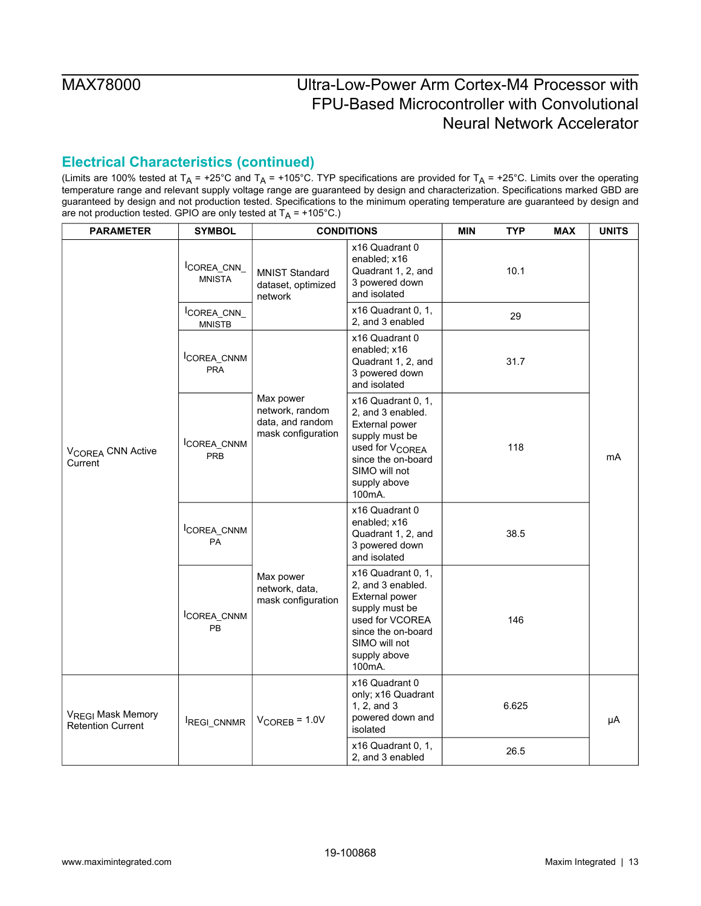## Electrical Characteristics (continued)

(Limits are 100% tested at $T_A$ = +25°C and $T_A$ = +105°C. TYP specifications are provided for $T_A$ = +25°C. Limits over the operating temperature range and relevant supply voltage range are guaranteed by design and characterization. Specifications marked GBD are guaranteed by design and not production tested. Specifications to the minimum operating temperature are guaranteed by design and are not production tested. GPIO are only tested at $T_A$ = +105°C.)

| PARAMETER | SYMBOL | CONDITIONS | | MIN | TYP | MAX | UNITS |
|---|---|---|---|---|---|---|---|
| $V_{COREA}$ CNN Active Current | $I_{COREA\_CNN\_MNISTA}$ | MNIST Standard dataset, optimized network | x16 Quadrant 0 enabled; x16 Quadrant 1, 2, and 3 powered down and isolated | | 10.1 | | mA |
| | $I_{COREA\_CNN\_MNISTB}$ | | x16 Quadrant 0, 1, 2, and 3 enabled | | 29 | | |
| | $I_{COREA\_CNNMPRA}$ | Max power network, random data, and random mask configuration | x16 Quadrant 0 enabled; x16 Quadrant 1, 2, and 3 powered down and isolated | | 31.7 | | |
| | $I_{COREA\_CNNMPRB}$ | | x16 Quadrant 0, 1, 2, and 3 enabled. External power supply must be used for $V_{COREA}$ since the on-board SIMO will not supply above 100mA. | | 118 | | |
| | $I_{COREA\_CNNMPA}$ | Max power network, data, mask configuration | x16 Quadrant 0 enabled; x16 Quadrant 1, 2, and 3 powered down and isolated | | 38.5 | | |
| | $I_{COREA\_CNNMPB}$ | | x16 Quadrant 0, 1, 2, and 3 enabled. External power supply must be used for VCOREA since the on-board SIMO will not supply above 100mA. | | 146 | | |
| $V_{REGI}$ Mask Memory Retention Current | $I_{REGI\_CNNMR}$ | $V_{COREB}$ = 1.0V | x16 Quadrant 0 only; x16 Quadrant 1, 2, and 3 powered down and isolated | | 6.625 | | µA |
| | | | x16 Quadrant 0, 1, 2, and 3 enabled | | 26.5 | | |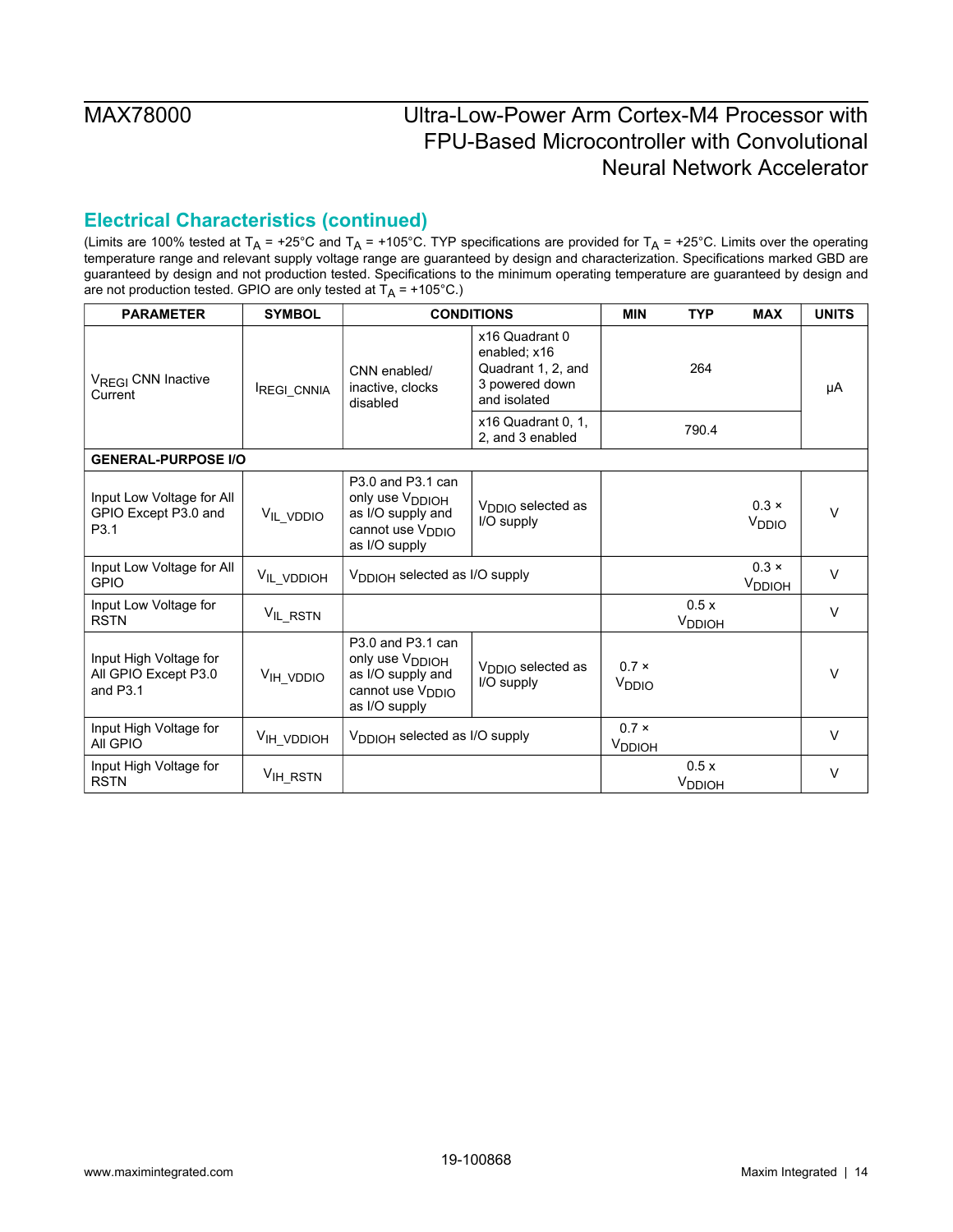## Electrical Characteristics (continued)

(Limits are 100% tested at $T_A$ = +25°C and $T_A$ = +105°C. TYP specifications are provided for $T_A$ = +25°C. Limits over the operating temperature range and relevant supply voltage range are guaranteed by design and characterization. Specifications marked GBD are guaranteed by design and not production tested. Specifications to the minimum operating temperature are guaranteed by design and are not production tested. GPIO are only tested at $T_A$ = +105°C.)

| PARAMETER | SYMBOL | CONDITIONS | | MIN | TYP | MAX | UNITS |
|---|---|---|---|---|---|---|---|
| $V_{REGI}$ CNN Inactive Current | $I_{REGI\_CNNIA}$ | CNN enabled/ inactive, clocks disabled | x16 Quadrant 0 enabled; x16 Quadrant 1, 2, and 3 powered down and isolated | | 264 | | µA |
| | | | x16 Quadrant 0, 1, 2, and 3 enabled | | 790.4 | | |
| **GENERAL-PURPOSE I/O** | | | | | | | |
| Input Low Voltage for All GPIO Except P3.0 and P3.1 | $V_{IL\_VDDIO}$ | P3.0 and P3.1 can only use $V_{DDIOH}$ as I/O supply and cannot use $V_{DDIO}$ as I/O supply | $V_{DDIO}$ selected as I/O supply | | | 0.3 × $V_{DDIO}$ | V |
| Input Low Voltage for All GPIO | $V_{IL\_VDDIOH}$ | $V_{DDIOH}$ selected as I/O supply | | | | 0.3 × $V_{DDIOH}$ | V |
| Input Low Voltage for RSTN | $V_{IL\_RSTN}$ | | | | 0.5 x $V_{DDIOH}$ | | V |
| Input High Voltage for All GPIO Except P3.0 and P3.1 | $V_{IH\_VDDIO}$ | P3.0 and P3.1 can only use $V_{DDIOH}$ as I/O supply and cannot use $V_{DDIO}$ as I/O supply | $V_{DDIO}$ selected as I/O supply | 0.7 × $V_{DDIO}$ | | | V |
| Input High Voltage for All GPIO | $V_{IH\_VDDIOH}$ | $V_{DDIOH}$ selected as I/O supply | | 0.7 × $V_{DDIOH}$ | | | V |
| Input High Voltage for RSTN | $V_{IH\_RSTN}$ | | | | 0.5 x $V_{DDIOH}$ | | V |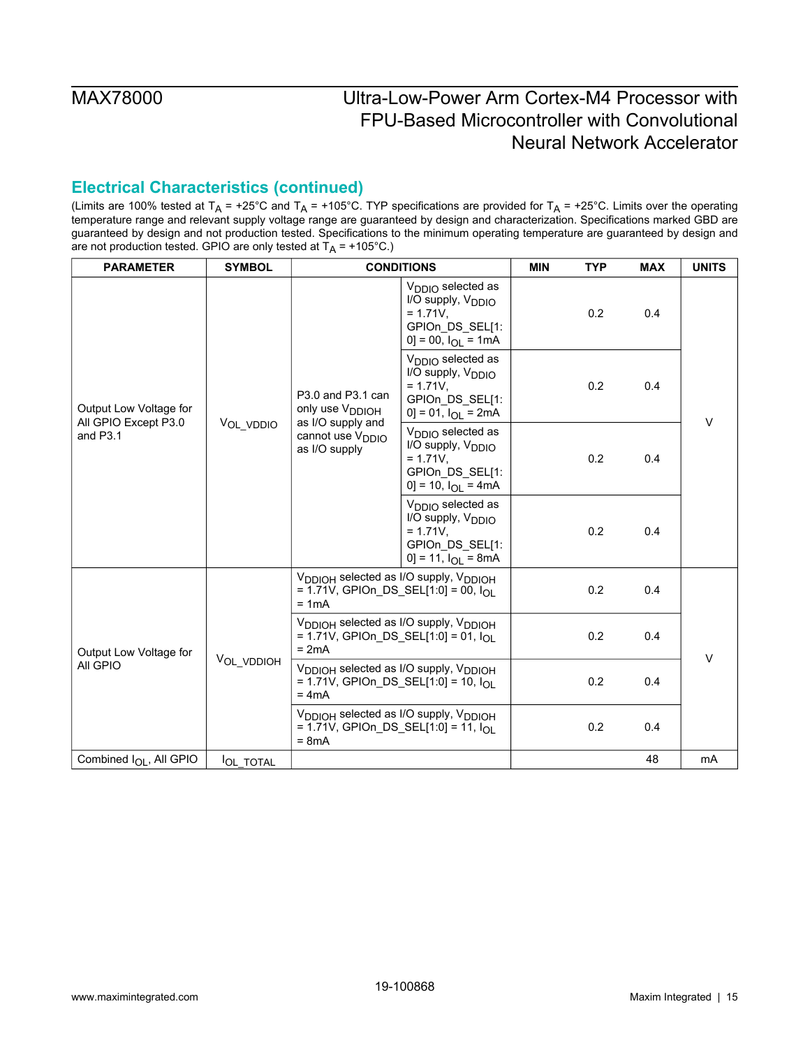## Electrical Characteristics (continued)

(Limits are 100% tested at $T_A$ = +25°C and $T_A$ = +105°C. TYP specifications are provided for $T_A$ = +25°C. Limits over the operating temperature range and relevant supply voltage range are guaranteed by design and characterization. Specifications marked GBD are guaranteed by design and not production tested. Specifications to the minimum operating temperature are guaranteed by design and are not production tested. GPIO are only tested at $T_A$ = +105°C.)

| PARAMETER | SYMBOL | CONDITIONS | | MIN | TYP | MAX | UNITS |
|---|---|---|---|---|---|---|---|
| Output Low Voltage for All GPIO Except P3.0 and P3.1 | $V_{OL\_VDDIO}$ | P3.0 and P3.1 can only use $V_{DDIOH}$ as I/O supply and cannot use $V_{DDIO}$ as I/O supply | $V_{DDIO}$ selected as I/O supply, $V_{DDIO}$ = 1.71V, GPIOn_DS_SEL[1:0] = 00, $I_{OL}$ = 1mA | | 0.2 | 0.4 | V |
| | | | $V_{DDIO}$ selected as I/O supply, $V_{DDIO}$ = 1.71V, GPIOn_DS_SEL[1:0] = 01, $I_{OL}$ = 2mA | | 0.2 | 0.4 | |
| | | | $V_{DDIO}$ selected as I/O supply, $V_{DDIO}$ = 1.71V, GPIOn_DS_SEL[1:0] = 10, $I_{OL}$ = 4mA | | 0.2 | 0.4 | |
| | | | $V_{DDIO}$ selected as I/O supply, $V_{DDIO}$ = 1.71V, GPIOn_DS_SEL[1:0] = 11, $I_{OL}$ = 8mA | | 0.2 | 0.4 | |
| Output Low Voltage for All GPIO | $V_{OL\_VDDIOH}$ | $V_{DDIOH}$ selected as I/O supply, $V_{DDIOH}$ = 1.71V, GPIOn_DS_SEL[1:0] = 00, $I_{OL}$ = 1mA | | | 0.2 | 0.4 | V |
| | | $V_{DDIOH}$ selected as I/O supply, $V_{DDIOH}$ = 1.71V, GPIOn_DS_SEL[1:0] = 01, $I_{OL}$ = 2mA | | | 0.2 | 0.4 | |
| | | $V_{DDIOH}$ selected as I/O supply, $V_{DDIOH}$ = 1.71V, GPIOn_DS_SEL[1:0] = 10, $I_{OL}$ = 4mA | | | 0.2 | 0.4 | |
| | | $V_{DDIOH}$ selected as I/O supply, $V_{DDIOH}$ = 1.71V, GPIOn_DS_SEL[1:0] = 11, $I_{OL}$ = 8mA | | | 0.2 | 0.4 | |
| Combined $I_{OL}$, All GPIO | $I_{OL\_TOTAL}$ | | | | | 48 | mA |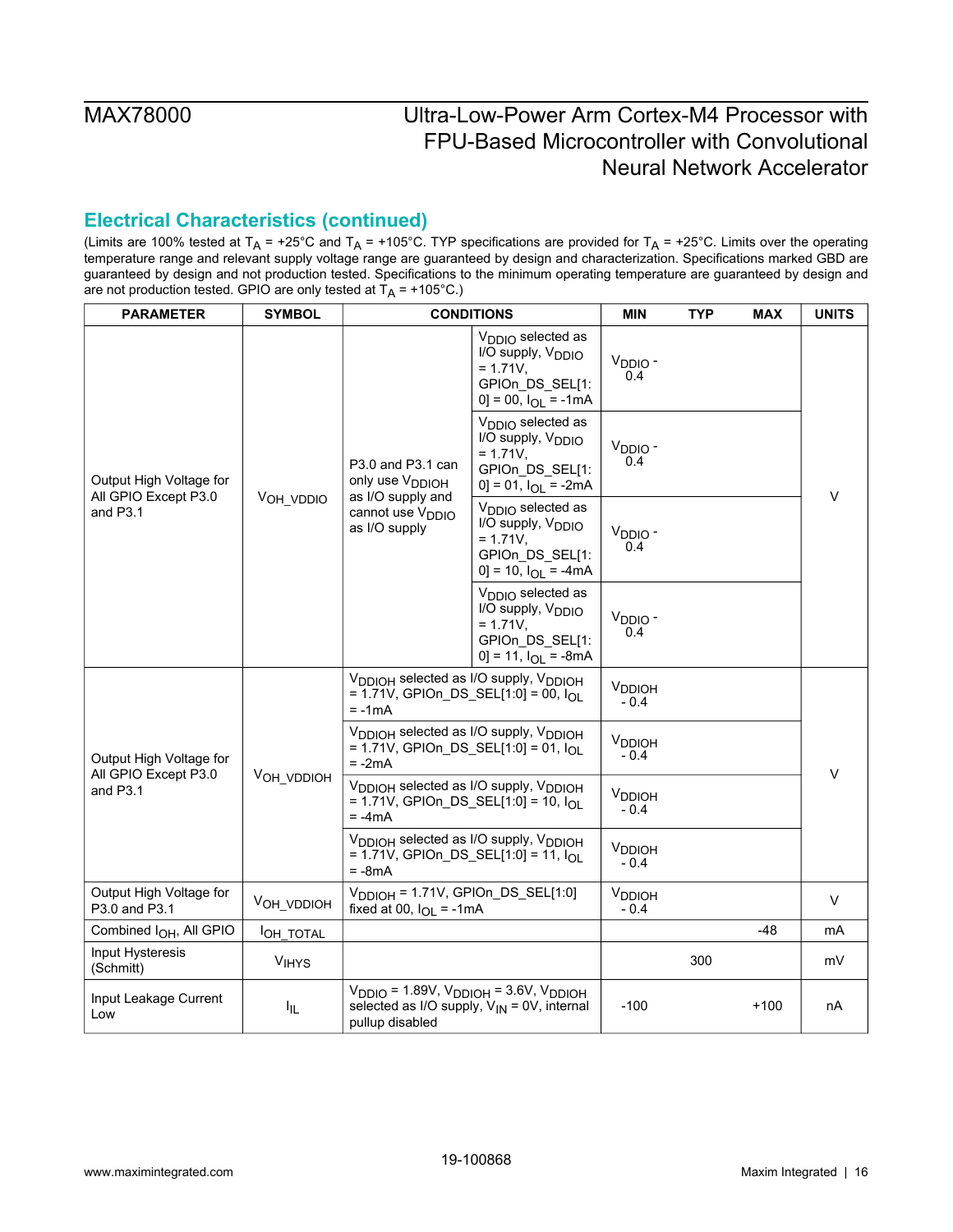## Electrical Characteristics (continued)

(Limits are 100% tested at $T_A$ = +25°C and $T_A$ = +105°C. TYP specifications are provided for $T_A$ = +25°C. Limits over the operating temperature range and relevant supply voltage range are guaranteed by design and characterization. Specifications marked GBD are guaranteed by design and not production tested. Specifications to the minimum operating temperature are guaranteed by design and are not production tested. GPIO are only tested at $T_A$ = +105°C.)

| PARAMETER | SYMBOL | CONDITIONS | | MIN | TYP | MAX | UNITS |
|---|---|---|---|---|---|---|---|
| Output High Voltage for All GPIO Except P3.0 and P3.1 | $V_{OH\_VDDIO}$ | P3.0 and P3.1 can only use $V_{DDIOH}$ as I/O supply and cannot use $V_{DDIO}$ as I/O supply | $V_{DDIO}$ selected as I/O supply, $V_{DDIO}$ = 1.71V, GPIOn_DS_SEL[1:0] = 00, $I_{OL}$ = -1mA | $V_{DDIO}$ - 0.4 | | | V |
| | | | $V_{DDIO}$ selected as I/O supply, $V_{DDIO}$ = 1.71V, GPIOn_DS_SEL[1:0] = 01, $I_{OL}$ = -2mA | $V_{DDIO}$ - 0.4 | | | |
| | | | $V_{DDIO}$ selected as I/O supply, $V_{DDIO}$ = 1.71V, GPIOn_DS_SEL[1:0] = 10, $I_{OL}$ = -4mA | $V_{DDIO}$ - 0.4 | | | |
| | | | $V_{DDIO}$ selected as I/O supply, $V_{DDIO}$ = 1.71V, GPIOn_DS_SEL[1:0] = 11, $I_{OL}$ = -8mA | $V_{DDIO}$ - 0.4 | | | |
| Output High Voltage for All GPIO Except P3.0 and P3.1 | $V_{OH\_VDDIOH}$ | $V_{DDIOH}$ selected as I/O supply, $V_{DDIOH}$ = 1.71V, GPIOn_DS_SEL[1:0] = 00, $I_{OL}$ = -1mA | | $V_{DDIOH}$ - 0.4 | | | V |
| | | $V_{DDIOH}$ selected as I/O supply, $V_{DDIOH}$ = 1.71V, GPIOn_DS_SEL[1:0] = 01, $I_{OL}$ = -2mA | | $V_{DDIOH}$ - 0.4 | | | |
| | | $V_{DDIOH}$ selected as I/O supply, $V_{DDIOH}$ = 1.71V, GPIOn_DS_SEL[1:0] = 10, $I_{OL}$ = -4mA | | $V_{DDIOH}$ - 0.4 | | | |
| | | $V_{DDIOH}$ selected as I/O supply, $V_{DDIOH}$ = 1.71V, GPIOn_DS_SEL[1:0] = 11, $I_{OL}$ = -8mA | | $V_{DDIOH}$ - 0.4 | | | |
| Output High Voltage for P3.0 and P3.1 | $V_{OH\_VDDIOH}$ | $V_{DDIOH}$ = 1.71V, GPIOn_DS_SEL[1:0] fixed at 00, $I_{OL}$ = -1mA | | $V_{DDIOH}$ - 0.4 | | | V |
| Combined $I_{OH}$, All GPIO | $I_{OH\_TOTAL}$ | | | | | -48 | mA |
| Input Hysteresis (Schmitt) | $V_{IHYS}$ | | | | 300 | | mV |
| Input Leakage Current Low | $I_{IL}$ | $V_{DDIO}$ = 1.89V, $V_{DDIOH}$ = 3.6V, $V_{DDIOH}$ selected as I/O supply, $V_{IN}$ = 0V, internal pullup disabled | | -100 | | +100 | nA |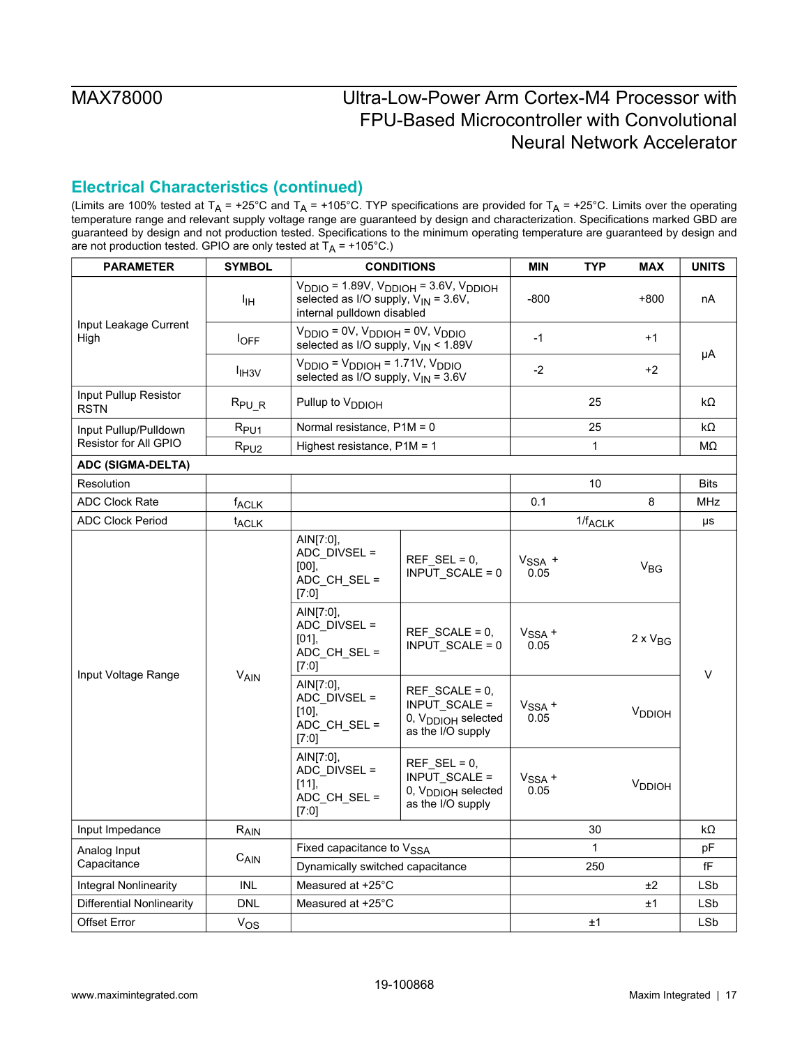## Electrical Characteristics (continued)

(Limits are 100% tested at $T_A$ = +25°C and $T_A$ = +105°C. TYP specifications are provided for $T_A$ = +25°C. Limits over the operating temperature range and relevant supply voltage range are guaranteed by design and characterization. Specifications marked GBD are guaranteed by design and not production tested. Specifications to the minimum operating temperature are guaranteed by design and are not production tested. GPIO are only tested at $T_A$ = +105°C.)

| PARAMETER | SYMBOL | CONDITIONS | | MIN | TYP | MAX | UNITS |
|---|---|---|---|---|---|---|---|
| Input Leakage Current High | $I_{IH}$ | $V_{DDIO}$ = 1.89V, $V_{DDIOH}$ = 3.6V, $V_{DDIOH}$ selected as I/O supply, $V_{IN}$ = 3.6V, internal pulldown disabled | | -800 | | +800 | nA |
| | $I_{OFF}$ | $V_{DDIO}$ = 0V, $V_{DDIOH}$ = 0V, $V_{DDIO}$ selected as I/O supply, $V_{IN}$ < 1.89V | | -1 | | +1 | µA |
| | $I_{IH3V}$ | $V_{DDIO}$ = $V_{DDIOH}$ = 1.71V, $V_{DDIO}$ selected as I/O supply, $V_{IN}$ = 3.6V | | -2 | | +2 | µA |
| Input Pullup Resistor RSTN | $R_{PU\_R}$ | Pullup to $V_{DDIOH}$ | | | 25 | | kΩ |
| Input Pullup/Pulldown Resistor for All GPIO | $R_{PU1}$ | Normal resistance, P1M = 0 | | | 25 | | kΩ |
| | $R_{PU2}$ | Highest resistance, P1M = 1 | | | 1 | | MΩ |
| **ADC (SIGMA-DELTA)** | | | | | | | |
| Resolution | | | | | 10 | | Bits |
| ADC Clock Rate | $f_{ACLK}$ | | | 0.1 | | 8 | MHz |
| ADC Clock Period | $t_{ACLK}$ | | | | $1/f_{ACLK}$ | | µs |
| Input Voltage Range | $V_{AIN}$ | AIN[7:0], ADC_DIVSEL = [00], ADC_CH_SEL = [7:0] | REF_SEL = 0, INPUT_SCALE = 0 | $V_{SSA}$ + 0.05 | | $V_{BG}$ | V |
| | | AIN[7:0], ADC_DIVSEL = [01], ADC_CH_SEL = [7:0] | REF_SCALE = 0, INPUT_SCALE = 0 | $V_{SSA}$ + 0.05 | | 2 x $V_{BG}$ | V |
| | | AIN[7:0], ADC_DIVSEL = [10], ADC_CH_SEL = [7:0] | REF_SCALE = 0, INPUT_SCALE = 0, $V_{DDIOH}$ selected as the I/O supply | $V_{SSA}$ + 0.05 | | $V_{DDIOH}$ | V |
| | | AIN[7:0], ADC_DIVSEL = [11], ADC_CH_SEL = [7:0] | REF_SEL = 0, INPUT_SCALE = 0, $V_{DDIOH}$ selected as the I/O supply | $V_{SSA}$ + 0.05 | | $V_{DDIOH}$ | V |
| Input Impedance | $R_{AIN}$ | | | | 30 | | kΩ |
| Analog Input Capacitance | $C_{AIN}$ | Fixed capacitance to $V_{SSA}$ | | | 1 | | pF |
| | | Dynamically switched capacitance | | | 250 | | fF |
| Integral Nonlinearity | INL | Measured at +25°C | | | | ±2 | LSb |
| Differential Nonlinearity | DNL | Measured at +25°C | | | | ±1 | LSb |
| Offset Error | $V_{OS}$ | | | | ±1 | | LSb |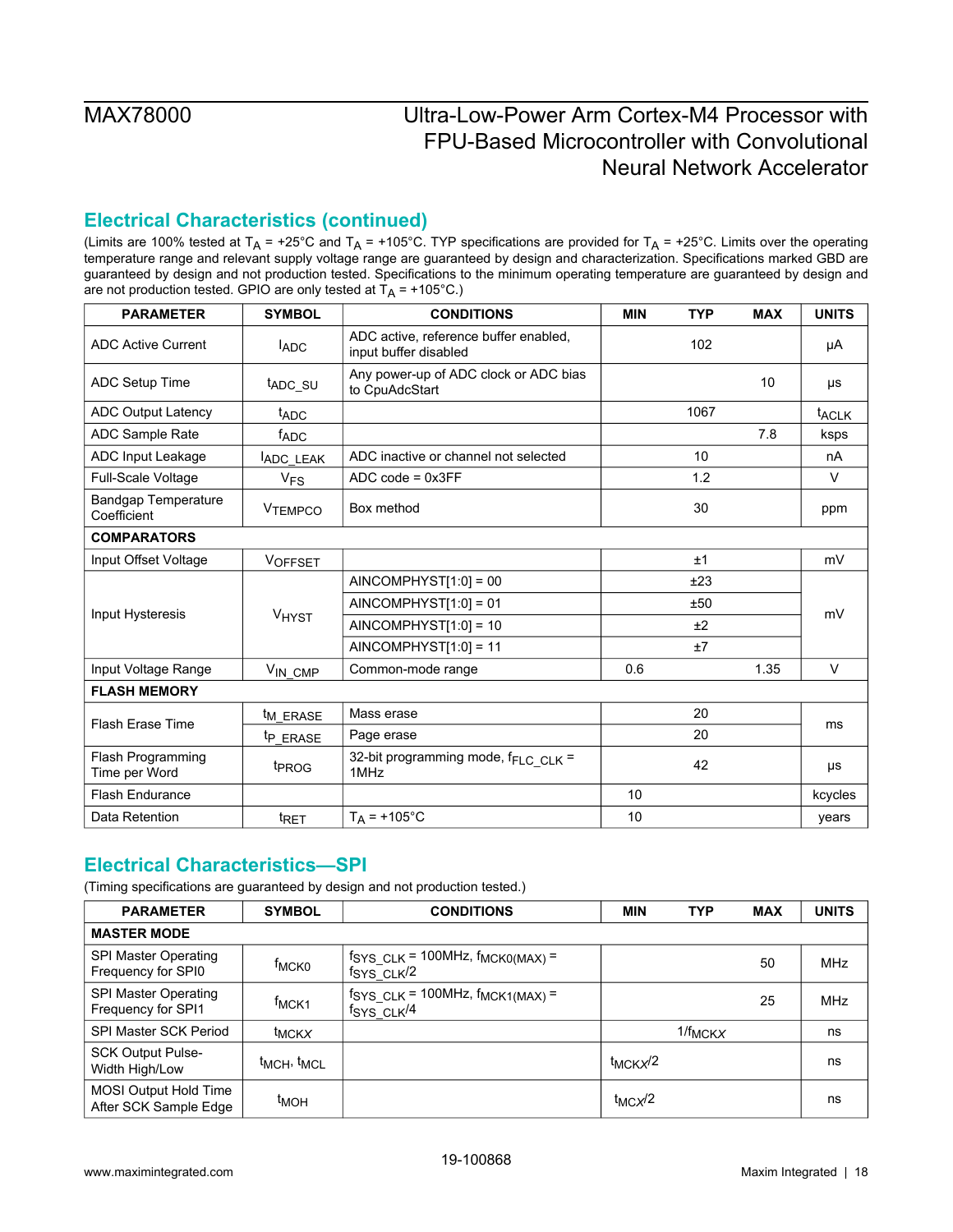## Electrical Characteristics (continued)

(Limits are 100% tested at $T_A$ = +25°C and $T_A$ = +105°C. TYP specifications are provided for $T_A$ = +25°C. Limits over the operating temperature range and relevant supply voltage range are guaranteed by design and characterization. Specifications marked GBD are guaranteed by design and not production tested. Specifications to the minimum operating temperature are guaranteed by design and are not production tested. GPIO are only tested at $T_A$ = +105°C.)

| PARAMETER | SYMBOL | CONDITIONS | MIN | TYP | MAX | UNITS |
|---|---|---|---|---|---|---|
| ADC Active Current | $I_{ADC}$ | ADC active, reference buffer enabled, input buffer disabled | | 102 | | µA |
| ADC Setup Time | $t_{ADC\_SU}$ | Any power-up of ADC clock or ADC bias to CpuAdcStart | | | 10 | µs |
| ADC Output Latency | $t_{ADC}$ | | | 1067 | | $t_{ACLK}$ |
| ADC Sample Rate | $f_{ADC}$ | | | | 7.8 | ksps |
| ADC Input Leakage | $I_{ADC\_LEAK}$ | ADC inactive or channel not selected | | 10 | | nA |
| Full-Scale Voltage | $V_{FS}$ | ADC code = 0x3FF | | 1.2 | | V |
| Bandgap Temperature Coefficient | $V_{TEMPCO}$ | Box method | | 30 | | ppm |
| **COMPARATORS** | | | | | | |
| Input Offset Voltage | $V_{OFFSET}$ | | | ±1 | | mV |
| Input Hysteresis | $V_{HYST}$ | AINCOMPHYST[1:0] = 00 | | ±23 | | mV |
| | | AINCOMPHYST[1:0] = 01 | | ±50 | | |
| | | AINCOMPHYST[1:0] = 10 | | ±2 | | |
| | | AINCOMPHYST[1:0] = 11 | | ±7 | | |
| Input Voltage Range | $V_{IN\_CMP}$ | Common-mode range | 0.6 | | 1.35 | V |
| **FLASH MEMORY** | | | | | | |
| Flash Erase Time | $t_{M\_ERASE}$ | Mass erase | | 20 | | ms |
| | $t_{P\_ERASE}$ | Page erase | | 20 | | |
| Flash Programming Time per Word | $t_{PROG}$ | 32-bit programming mode, $f_{FLC\_CLK}$ = 1MHz | | 42 | | µs |
| Flash Endurance | | | 10 | | | kcycles |
| Data Retention | $t_{RET}$ | $T_A$ = +105°C | 10 | | | years |

## Electrical Characteristics—SPI

(Timing specifications are guaranteed by design and not production tested.)

| PARAMETER | SYMBOL | CONDITIONS | MIN | TYP | MAX | UNITS |
|---|---|---|---|---|---|---|
| **MASTER MODE** | | | | | | |
| SPI Master Operating Frequency for SPI0 | $f_{MCK0}$ | $f_{SYS\_CLK}$ = 100MHz, $f_{MCK0(MAX)}$ = $f_{SYS\_CLK}/2$ | | | 50 | MHz |
| SPI Master Operating Frequency for SPI1 | $f_{MCK1}$ | $f_{SYS\_CLK}$ = 100MHz, $f_{MCK1(MAX)}$ = $f_{SYS\_CLK}/4$ | | | 25 | MHz |
| SPI Master SCK Period | $t_{MCKX}$ | | | $1/f_{MCKX}$ | | ns |
| SCK Output Pulse-Width High/Low | $t_{MCH}$, $t_{MCL}$ | | $t_{MCKX}/2$ | | | ns |
| MOSI Output Hold Time After SCK Sample Edge | $t_{MOH}$ | | $t_{MCX}/2$ | | | ns |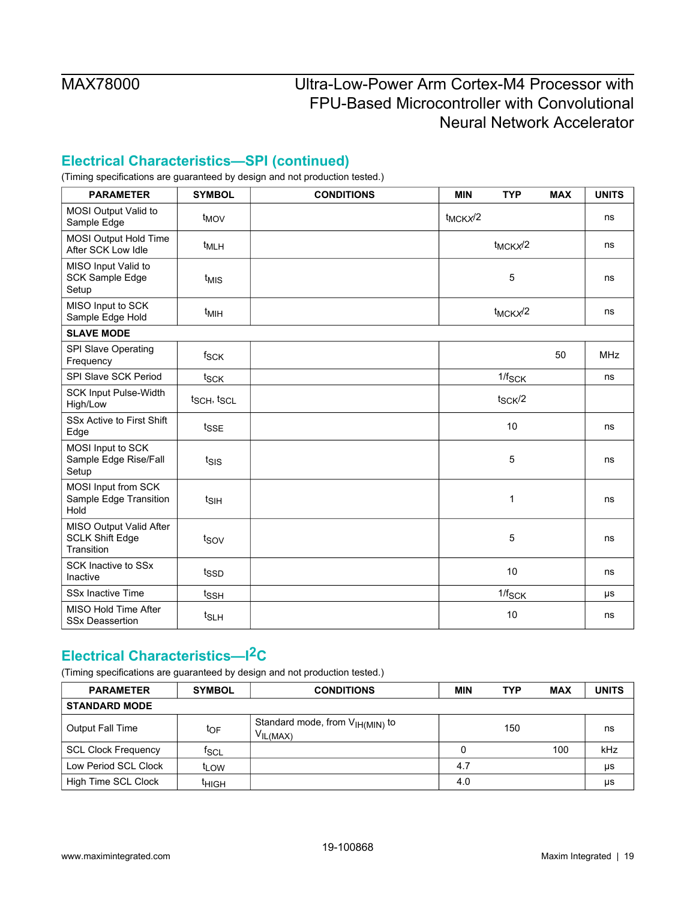## Electrical Characteristics—SPI (continued)

(Timing specifications are guaranteed by design and not production tested.)

| PARAMETER | SYMBOL | CONDITIONS | MIN | TYP | MAX | UNITS |
|---|---|---|---|---|---|---|
| MOSI Output Valid to Sample Edge | $t_{MOV}$ | | $t_{MCKX}/2$ | | | ns |
| MOSI Output Hold Time After SCK Low Idle | $t_{MLH}$ | | | $t_{MCKX}/2$ | | ns |
| MISO Input Valid to SCK Sample Edge Setup | $t_{MIS}$ | | | 5 | | ns |
| MISO Input to SCK Sample Edge Hold | $t_{MIH}$ | | | $t_{MCKX}/2$ | | ns |
| **SLAVE MODE** | | | | | | |
| SPI Slave Operating Frequency | $f_{SCK}$ | | | | 50 | MHz |
| SPI Slave SCK Period | $t_{SCK}$ | | | $1/f_{SCK}$ | | ns |
| SCK Input Pulse-Width High/Low | $t_{SCH}$, $t_{SCL}$ | | | $t_{SCK}/2$ | | |
| SSx Active to First Shift Edge | $t_{SSE}$ | | | 10 | | ns |
| MOSI Input to SCK Sample Edge Rise/Fall Setup | $t_{SIS}$ | | | 5 | | ns |
| MOSI Input from SCK Sample Edge Transition Hold | $t_{SIH}$ | | | 1 | | ns |
| MISO Output Valid After SCLK Shift Edge Transition | $t_{SOV}$ | | | 5 | | ns |
| SCK Inactive to SSx Inactive | $t_{SSD}$ | | | 10 | | ns |
| SSx Inactive Time | $t_{SSH}$ | | | $1/f_{SCK}$ | | μs |
| MISO Hold Time After SSx Deassertion | $t_{SLH}$ | | | 10 | | ns |

## Electrical Characteristics—I²C

(Timing specifications are guaranteed by design and not production tested.)

| PARAMETER | SYMBOL | CONDITIONS | MIN | TYP | MAX | UNITS |
|---|---|---|---|---|---|---|
| **STANDARD MODE** | | | | | | |
| Output Fall Time | $t_{OF}$ | Standard mode, from $V_{IH(MIN)}$ to $V_{IL(MAX)}$ | | 150 | | ns |
| SCL Clock Frequency | $f_{SCL}$ | | 0 | | 100 | kHz |
| Low Period SCL Clock | $t_{LOW}$ | | 4.7 | | | μs |
| High Time SCL Clock | $t_{HIGH}$ | | 4.0 | | | μs |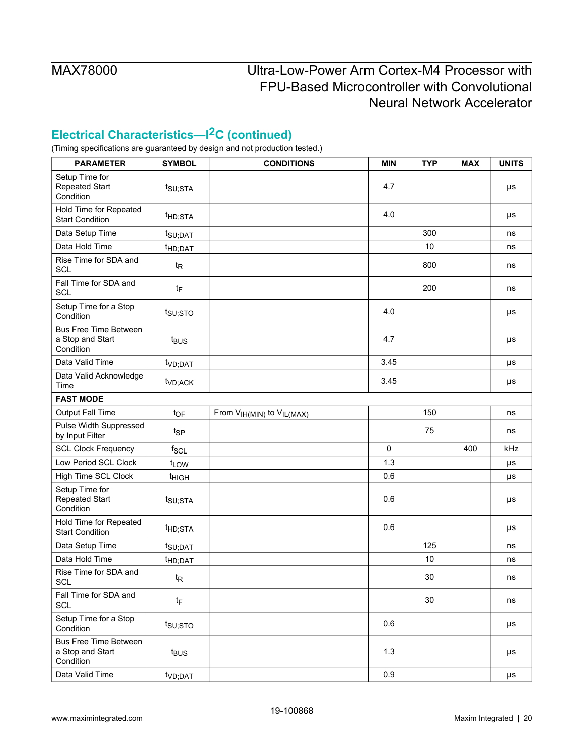## Electrical Characteristics—I2C (continued)

(Timing specifications are guaranteed by design and not production tested.)

| PARAMETER | SYMBOL | CONDITIONS | MIN | TYP | MAX | UNITS |
|---|---|---|---|---|---|---|
| Setup Time for Repeated Start Condition | $t_{SU;STA}$ | | 4.7 | | | μs |
| Hold Time for Repeated Start Condition | $t_{HD;STA}$ | | 4.0 | | | μs |
| Data Setup Time | $t_{SU;DAT}$ | | | 300 | | ns |
| Data Hold Time | $t_{HD;DAT}$ | | | 10 | | ns |
| Rise Time for SDA and SCL | $t_R$ | | | 800 | | ns |
| Fall Time for SDA and SCL | $t_F$ | | | 200 | | ns |
| Setup Time for a Stop Condition | $t_{SU;STO}$ | | 4.0 | | | μs |
| Bus Free Time Between a Stop and Start Condition | $t_{BUS}$ | | 4.7 | | | μs |
| Data Valid Time | $t_{VD;DAT}$ | | 3.45 | | | μs |
| Data Valid Acknowledge Time | $t_{VD;ACK}$ | | 3.45 | | | μs |
| **FAST MODE** | | | | | | |
| Output Fall Time | $t_{OF}$ | From $V_{IH(MIN)}$ to $V_{IL(MAX)}$ | | 150 | | ns |
| Pulse Width Suppressed by Input Filter | $t_{SP}$ | | | 75 | | ns |
| SCL Clock Frequency | $f_{SCL}$ | | 0 | | 400 | kHz |
| Low Period SCL Clock | $t_{LOW}$ | | 1.3 | | | μs |
| High Time SCL Clock | $t_{HIGH}$ | | 0.6 | | | μs |
| Setup Time for Repeated Start Condition | $t_{SU;STA}$ | | 0.6 | | | μs |
| Hold Time for Repeated Start Condition | $t_{HD;STA}$ | | 0.6 | | | μs |
| Data Setup Time | $t_{SU;DAT}$ | | | 125 | | ns |
| Data Hold Time | $t_{HD;DAT}$ | | | 10 | | ns |
| Rise Time for SDA and SCL | $t_R$ | | | 30 | | ns |
| Fall Time for SDA and SCL | $t_F$ | | | 30 | | ns |
| Setup Time for a Stop Condition | $t_{SU;STO}$ | | 0.6 | | | μs |
| Bus Free Time Between a Stop and Start Condition | $t_{BUS}$ | | 1.3 | | | μs |
| Data Valid Time | $t_{VD;DAT}$ | | 0.9 | | | μs |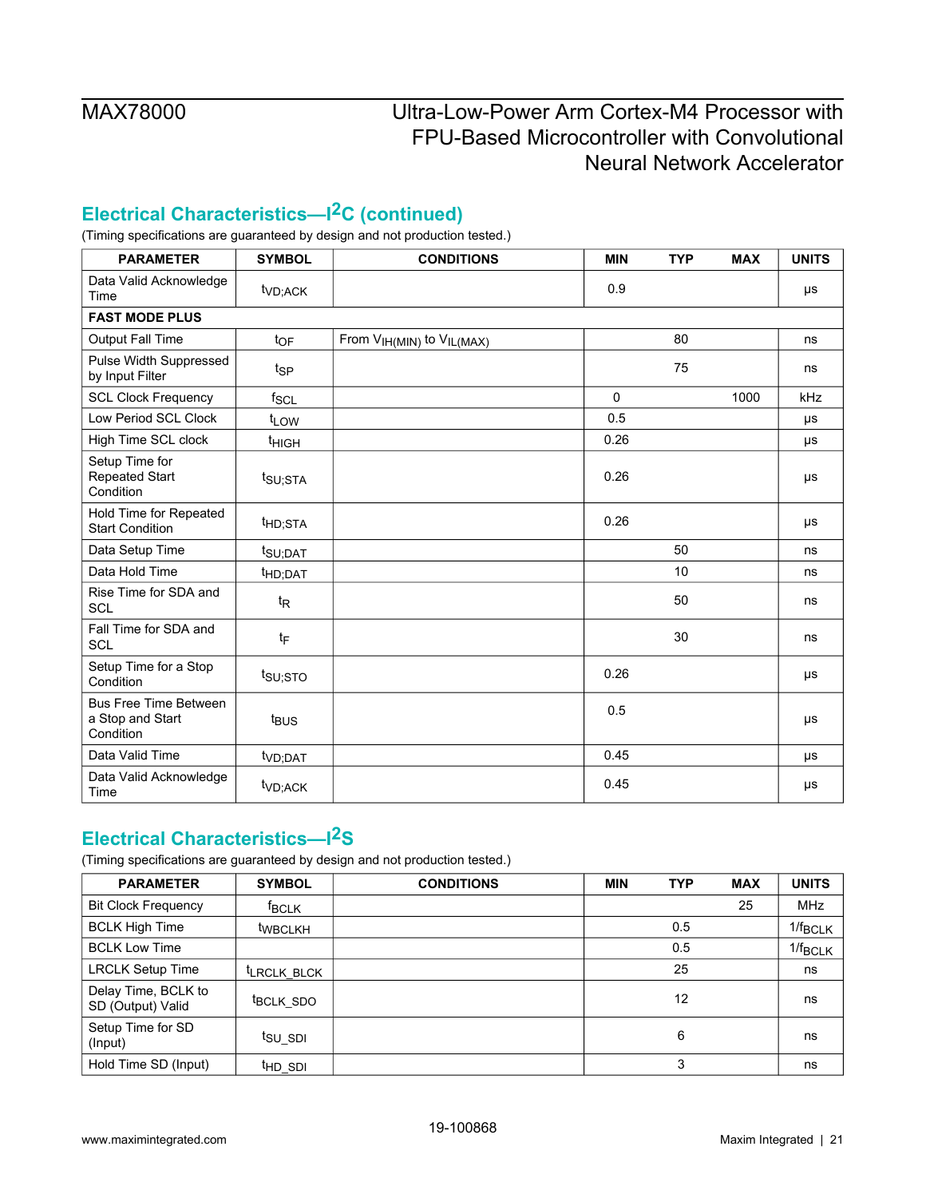## Electrical Characteristics—I²C (continued)

(Timing specifications are guaranteed by design and not production tested.)

| PARAMETER | SYMBOL | CONDITIONS | MIN | TYP | MAX | UNITS |
|---|---|---|---|---|---|---|
| Data Valid Acknowledge Time | $t_{VD;ACK}$ | | 0.9 | | | µs |
| **FAST MODE PLUS** | | | | | | |
| Output Fall Time | $t_{OF}$ | From $V_{IH(MIN)}$ to $V_{IL(MAX)}$ | | 80 | | ns |
| Pulse Width Suppressed by Input Filter | $t_{SP}$ | | | 75 | | ns |
| SCL Clock Frequency | $f_{SCL}$ | | 0 | | 1000 | kHz |
| Low Period SCL Clock | $t_{LOW}$ | | 0.5 | | | µs |
| High Time SCL clock | $t_{HIGH}$ | | 0.26 | | | µs |
| Setup Time for Repeated Start Condition | $t_{SU;STA}$ | | 0.26 | | | µs |
| Hold Time for Repeated Start Condition | $t_{HD;STA}$ | | 0.26 | | | µs |
| Data Setup Time | $t_{SU;DAT}$ | | | 50 | | ns |
| Data Hold Time | $t_{HD;DAT}$ | | | 10 | | ns |
| Rise Time for SDA and SCL | $t_R$ | | | 50 | | ns |
| Fall Time for SDA and SCL | $t_F$ | | | 30 | | ns |
| Setup Time for a Stop Condition | $t_{SU;STO}$ | | 0.26 | | | µs |
| Bus Free Time Between a Stop and Start Condition | $t_{BUS}$ | | 0.5 | | | µs |
| Data Valid Time | $t_{VD;DAT}$ | | 0.45 | | | µs |
| Data Valid Acknowledge Time | $t_{VD;ACK}$ | | 0.45 | | | µs |

## Electrical Characteristics—I²S

(Timing specifications are guaranteed by design and not production tested.)

| PARAMETER | SYMBOL | CONDITIONS | MIN | TYP | MAX | UNITS |
|---|---|---|---|---|---|---|
| Bit Clock Frequency | $f_{BCLK}$ | | | | 25 | MHz |
| BCLK High Time | $t_{WBCLKH}$ | | | 0.5 | | $1/f_{BCLK}$ |
| BCLK Low Time | | | | 0.5 | | $1/f_{BCLK}$ |
| LRCLK Setup Time | $t_{LRCLK\_BLCK}$ | | | 25 | | ns |
| Delay Time, BCLK to SD (Output) Valid | $t_{BCLK\_SDO}$ | | | 12 | | ns |
| Setup Time for SD (Input) | $t_{SU\_SDI}$ | | | 6 | | ns |
| Hold Time SD (Input) | $t_{HD\_SDI}$ | | | 3 | | ns |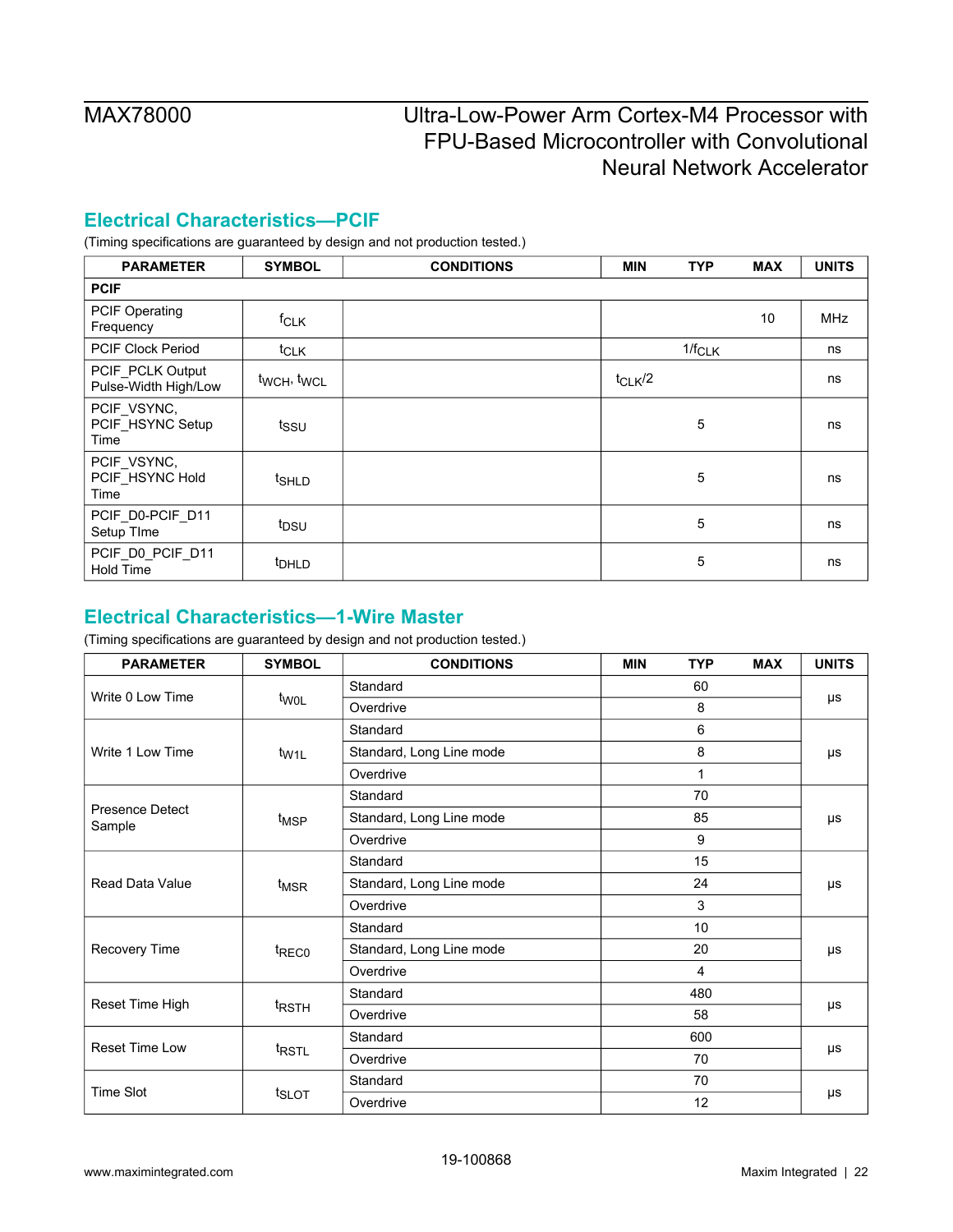## Electrical Characteristics—PCIF

(Timing specifications are guaranteed by design and not production tested.)

| PARAMETER | SYMBOL | CONDITIONS | MIN | TYP | MAX | UNITS |
|---|---|---|---|---|---|---|
| **PCIF** | | | | | | |
| PCIF Operating Frequency | $f_{CLK}$ | | | | 10 | MHz |
| PCIF Clock Period | $t_{CLK}$ | | | $1/f_{CLK}$ | | ns |
| PCIF_PCLK Output Pulse-Width High/Low | $t_{WCH}$, $t_{WCL}$ | | $t_{CLK}/2$ | | | ns |
| PCIF_VSYNC, PCIF_HSYNC Setup Time | $t_{SSU}$ | | | 5 | | ns |
| PCIF_VSYNC, PCIF_HSYNC Hold Time | $t_{SHLD}$ | | | 5 | | ns |
| PCIF_D0-PCIF_D11 Setup TIme | $t_{DSU}$ | | | 5 | | ns |
| PCIF_D0_PCIF_D11 Hold Time | $t_{DHLD}$ | | | 5 | | ns |

## Electrical Characteristics—1-Wire Master

(Timing specifications are guaranteed by design and not production tested.)

| PARAMETER | SYMBOL | CONDITIONS | MIN | TYP | MAX | UNITS |
|---|---|---|---|---|---|---|
| Write 0 Low Time | $t_{W0L}$ | Standard | | 60 | | µs |
| | | Overdrive | | 8 | | |
| Write 1 Low Time | $t_{W1L}$ | Standard | | 6 | | µs |
| | | Standard, Long Line mode | | 8 | | |
| | | Overdrive | | 1 | | |
| Presence Detect Sample | $t_{MSP}$ | Standard | | 70 | | µs |
| | | Standard, Long Line mode | | 85 | | |
| | | Overdrive | | 9 | | |
| Read Data Value | $t_{MSR}$ | Standard | | 15 | | µs |
| | | Standard, Long Line mode | | 24 | | |
| | | Overdrive | | 3 | | |
| Recovery Time | $t_{REC0}$ | Standard | | 10 | | µs |
| | | Standard, Long Line mode | | 20 | | |
| | | Overdrive | | 4 | | |
| Reset Time High | $t_{RSTH}$ | Standard | | 480 | | µs |
| | | Overdrive | | 58 | | |
| Reset Time Low | $t_{RSTL}$ | Standard | | 600 | | µs |
| | | Overdrive | | 70 | | |
| Time Slot | $t_{SLOT}$ | Standard | | 70 | | µs |
| | | Overdrive | | 12 | | |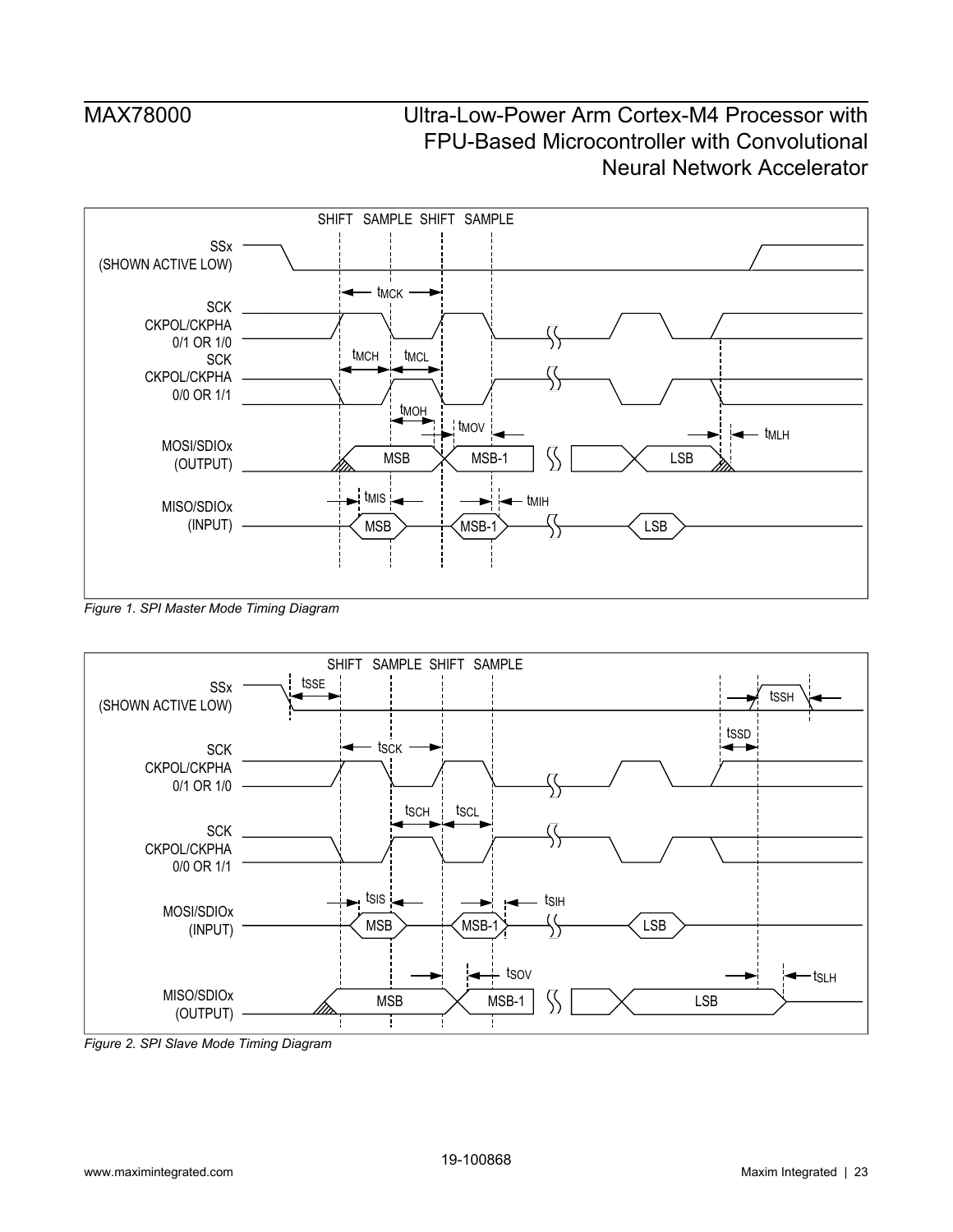*Figure 1. SPI Master Mode Timing Diagram*

*Figure 2. SPI Slave Mode Timing Diagram*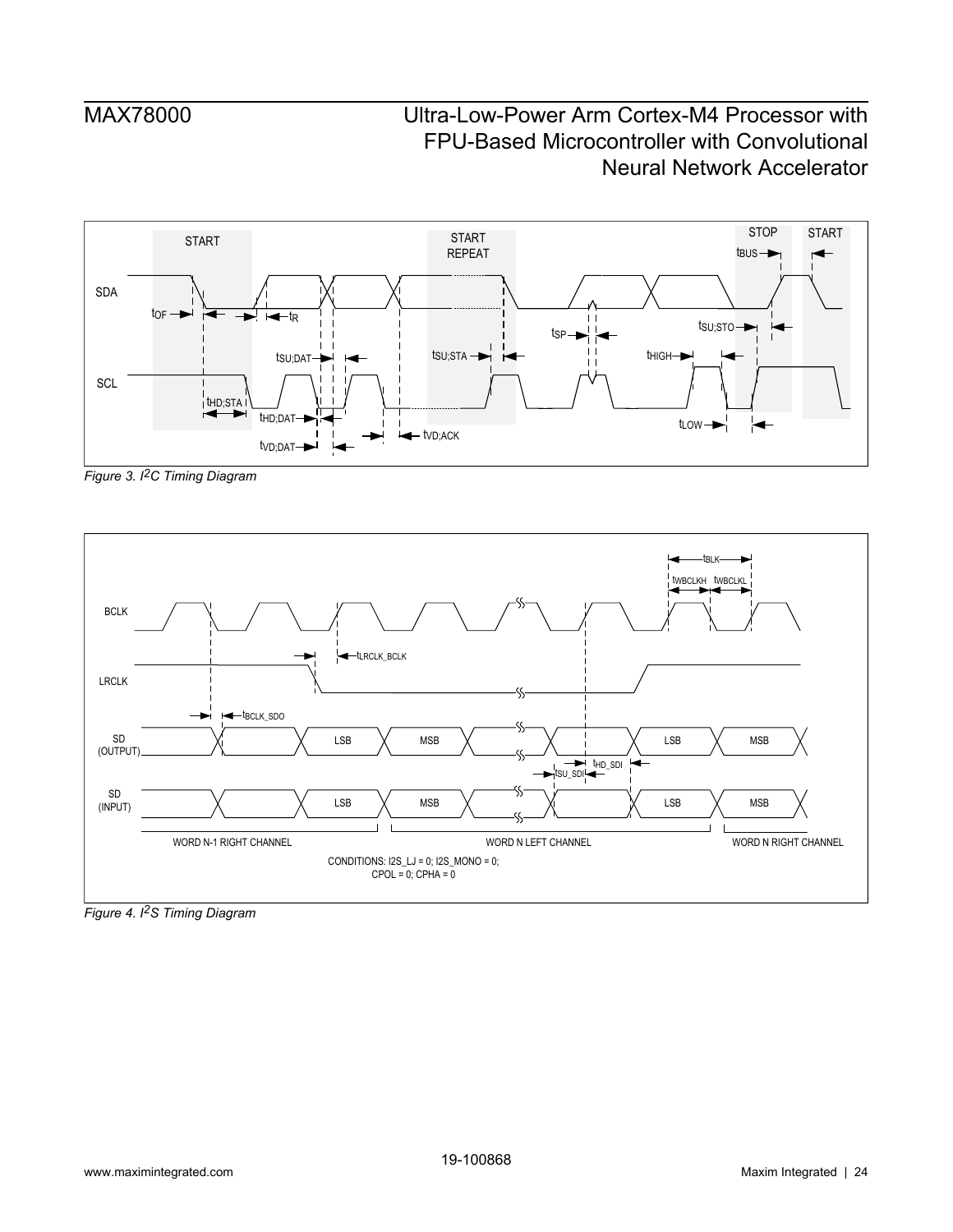Figure 3. $I^2C$ Timing Diagram

Figure 4. $I^2S$ Timing Diagram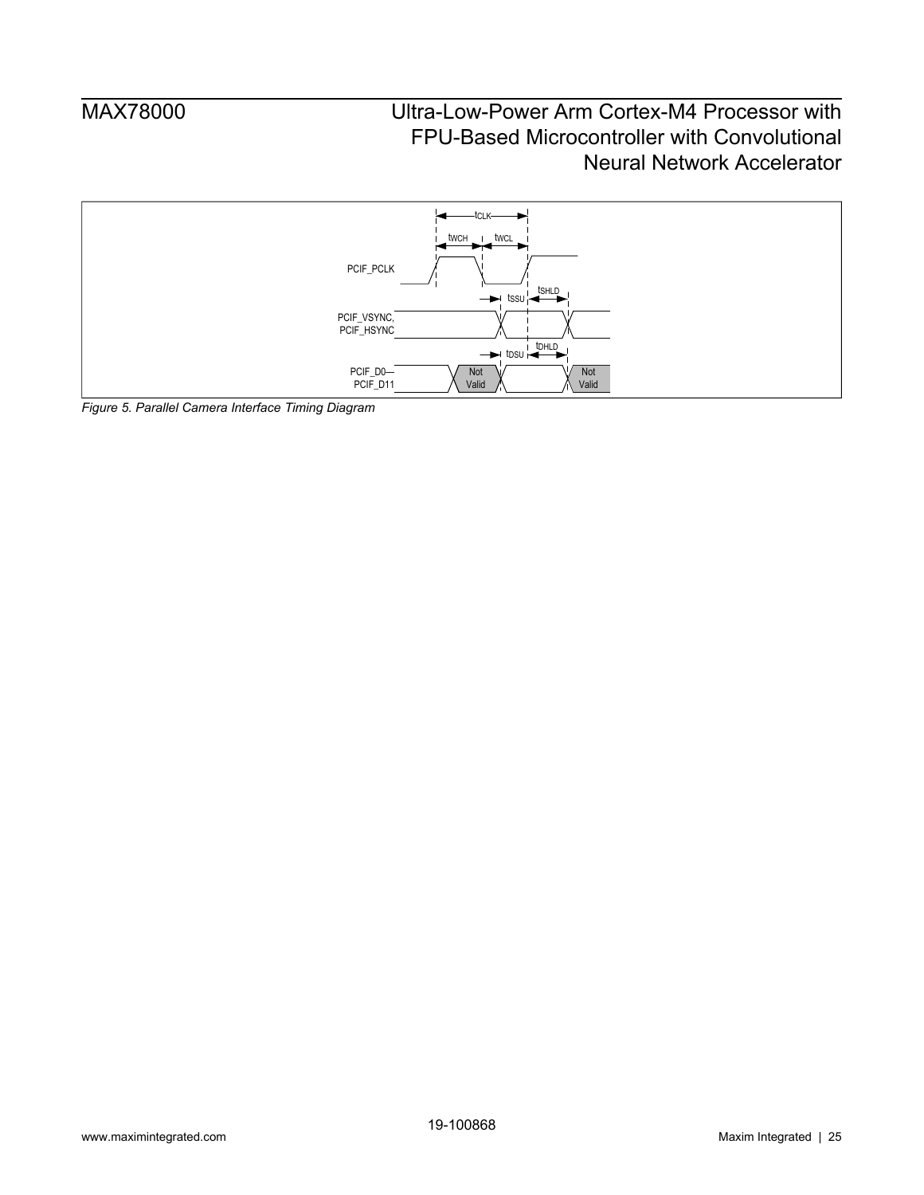*Figure 5. Parallel Camera Interface Timing Diagram*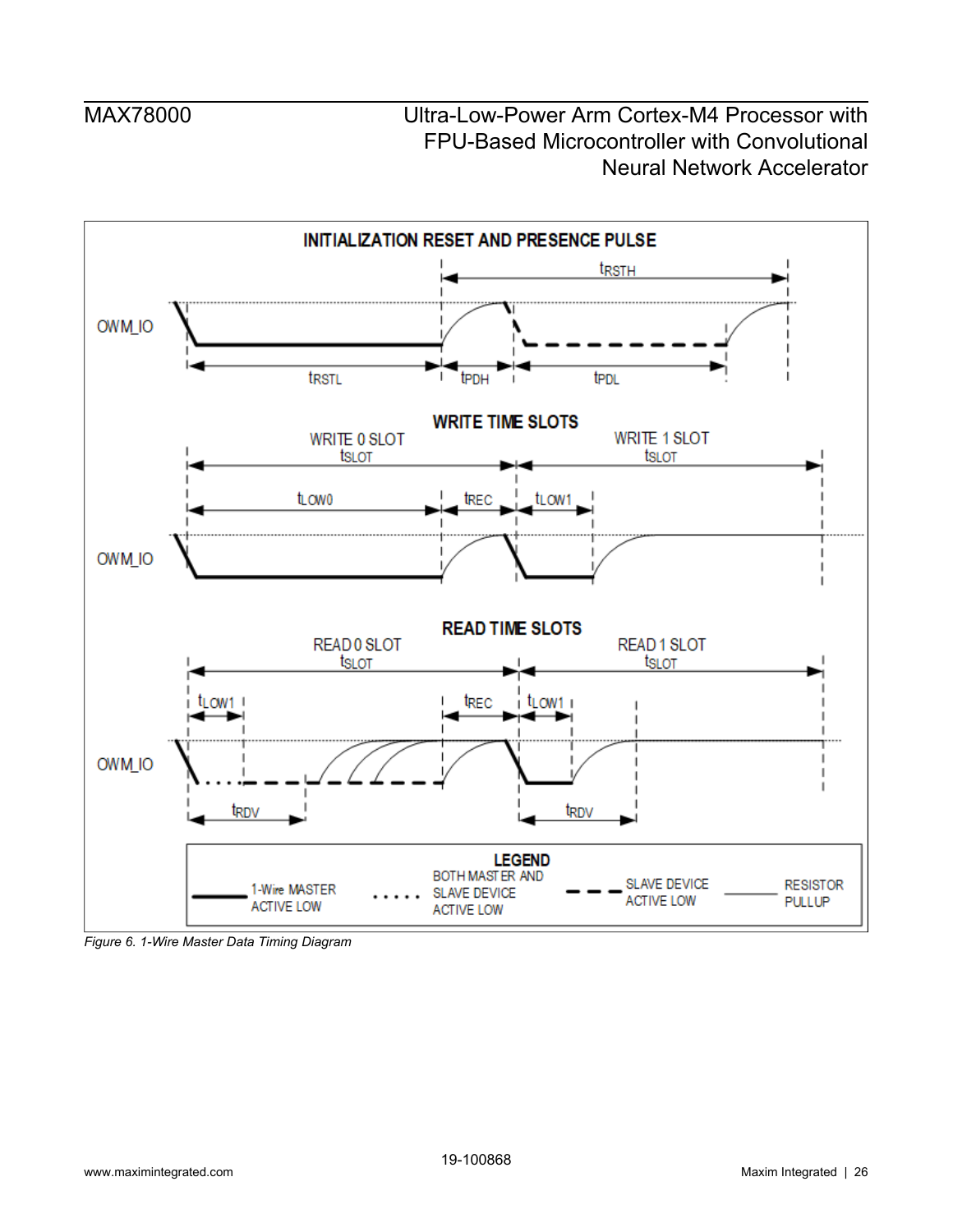Figure 6. 1-Wire Master Data Timing Diagram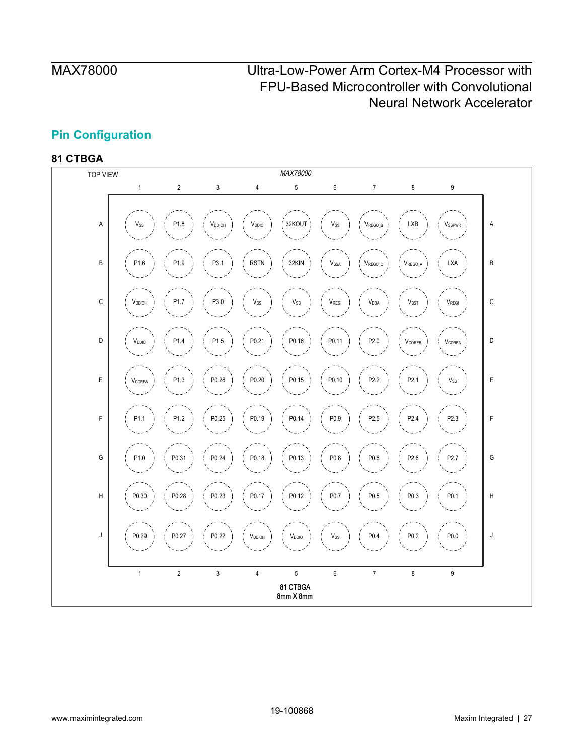## Pin Configuration

### 81 CTBGA

TOP VIEW

*MAX78000*

| | 1 | 2 | 3 | 4 | 5 | 6 | 7 | 8 | 9 | |
|---|---|---|---|---|---|---|---|---|---|---|
| A | $V_{SS}$ | P1.8 | $V_{DDIOH}$ | $V_{DDIO}$ | 32KOUT | $V_{SS}$ | $V_{REGO\_B}$ | LXB | $V_{SSPWR}$ | A |
| B | P1.6 | P1.9 | P3.1 | RSTN | 32KIN | $V_{SSA}$ | $V_{REGO\_C}$ | $V_{REGO\_A}$ | LXA | B |
| C | $V_{DDIOH}$ | P1.7 | P3.0 | $V_{SS}$ | $V_{SS}$ | $V_{REGI}$ | $V_{DDA}$ | $V_{BST}$ | $V_{REGI}$ | C |
| D | $V_{DDIO}$ | P1.4 | P1.5 | P0.21 | P0.16 | P0.11 | P2.0 | $V_{COREB}$ | $V_{COREA}$ | D |
| E | $V_{COREA}$ | P1.3 | P0.26 | P0.20 | P0.15 | P0.10 | P2.2 | P2.1 | $V_{SS}$ | E |
| F | P1.1 | P1.2 | P0.25 | P0.19 | P0.14 | P0.9 | P2.5 | P2.4 | P2.3 | F |
| G | P1.0 | P0.31 | P0.24 | P0.18 | P0.13 | P0.8 | P0.6 | P2.6 | P2.7 | G |
| H | P0.30 | P0.28 | P0.23 | P0.17 | P0.12 | P0.7 | P0.5 | P0.3 | P0.1 | H |
| J | P0.29 | P0.27 | P0.22 | $V_{DDIOH}$ | $V_{DDIO}$ | $V_{SS}$ | P0.4 | P0.2 | P0.0 | J |
| | 1 | 2 | 3 | 4 | 5 | 6 | 7 | 8 | 9 | |

81 CTBGA
8mm X 8mm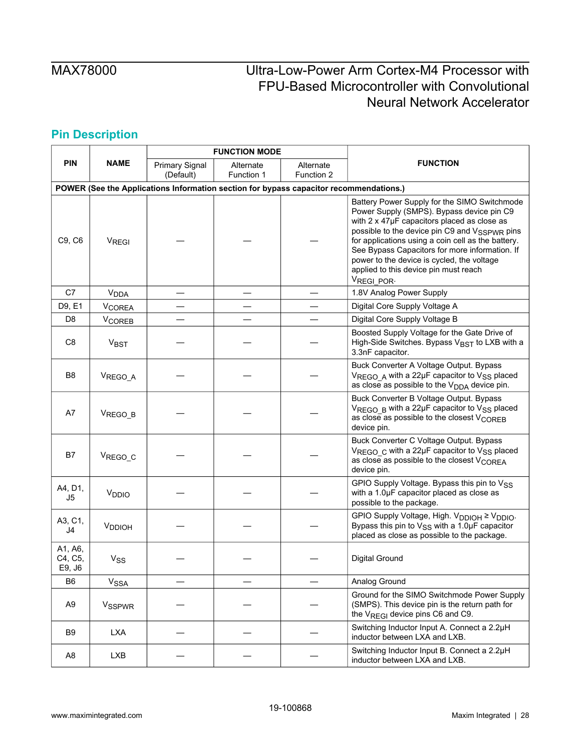## Pin Description

| PIN | NAME | FUNCTION MODE | | | FUNCTION |
|---|---|---|---|---|---|
| | | Primary Signal (Default) | Alternate Function 1 | Alternate Function 2 | |
| **POWER (See the Applications Information section for bypass capacitor recommendations.)** | | | | | |
| C9, C6 | $V_{REGI}$ | — | — | — | Battery Power Supply for the SIMO Switchmode Power Supply (SMPS). Bypass device pin C9 with 2 x 47μF capacitors placed as close as possible to the device pin C9 and $V_{SSPWR}$ pins for applications using a coin cell as the battery. See Bypass Capacitors for more information. If power to the device is cycled, the voltage applied to this device pin must reach $V_{REGI\_POR}$. |
| C7 | $V_{DDA}$ | — | — | — | 1.8V Analog Power Supply |
| D9, E1 | $V_{COREA}$ | — | — | — | Digital Core Supply Voltage A |
| D8 | $V_{COREB}$ | — | — | — | Digital Core Supply Voltage B |
| C8 | $V_{BST}$ | — | — | — | Boosted Supply Voltage for the Gate Drive of High-Side Switches. Bypass $V_{BST}$ to LXB with a 3.3nF capacitor. |
| B8 | $V_{REGO\_A}$ | — | — | — | Buck Converter A Voltage Output. Bypass $V_{REGO\_A}$ with a 22μF capacitor to $V_{SS}$ placed as close as possible to the $V_{DDA}$ device pin. |
| A7 | $V_{REGO\_B}$ | — | — | — | Buck Converter B Voltage Output. Bypass $V_{REGO\_B}$ with a 22μF capacitor to $V_{SS}$ placed as close as possible to the closest $V_{COREB}$ device pin. |
| B7 | $V_{REGO\_C}$ | — | — | — | Buck Converter C Voltage Output. Bypass $V_{REGO\_C}$ with a 22μF capacitor to $V_{SS}$ placed as close as possible to the closest $V_{COREA}$ device pin. |
| A4, D1, J5 | $V_{DDIO}$ | — | — | — | GPIO Supply Voltage. Bypass this pin to $V_{SS}$ with a 1.0μF capacitor placed as close as possible to the package. |
| A3, C1, J4 | $V_{DDIOH}$ | — | — | — | GPIO Supply Voltage, High. $V_{DDIOH} \geq V_{DDIO}$. Bypass this pin to $V_{SS}$ with a 1.0μF capacitor placed as close as possible to the package. |
| A1, A6, C4, C5, E9, J6 | $V_{SS}$ | — | — | — | Digital Ground |
| B6 | $V_{SSA}$ | — | — | — | Analog Ground |
| A9 | $V_{SSPWR}$ | — | — | — | Ground for the SIMO Switchmode Power Supply (SMPS). This device pin is the return path for the $V_{REGI}$ device pins C6 and C9. |
| B9 | LXA | — | — | — | Switching Inductor Input A. Connect a 2.2μH inductor between LXA and LXB. |
| A8 | LXB | — | — | — | Switching Inductor Input B. Connect a 2.2μH inductor between LXA and LXB. |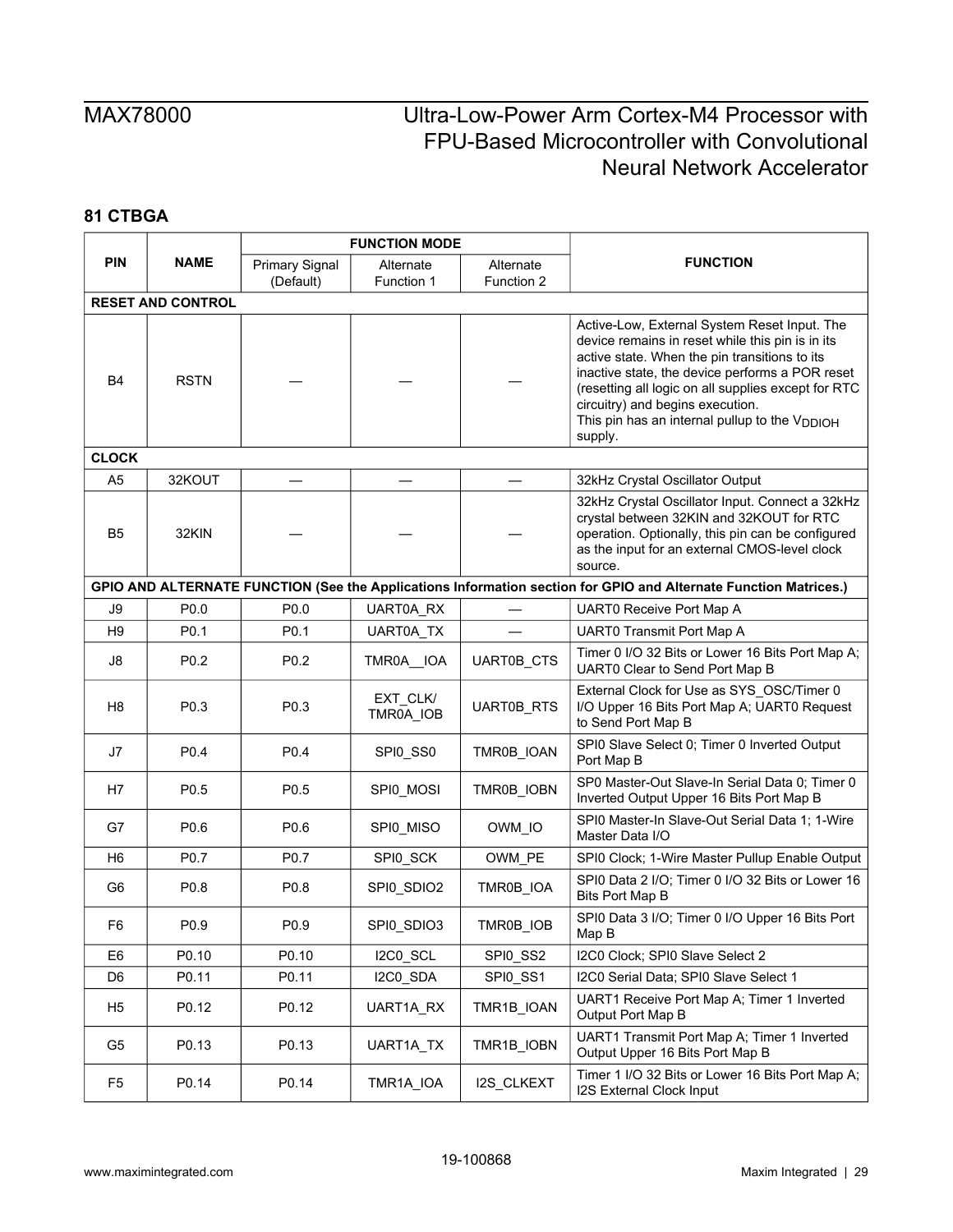## 81 CTBGA

| PIN | NAME | FUNCTION MODE | | | FUNCTION |
|---|---|---|---|---|---|
| | | Primary Signal (Default) | Alternate Function 1 | Alternate Function 2 | |
| **RESET AND CONTROL** | | | | | |
| B4 | RSTN | — | — | — | Active-Low, External System Reset Input. The device remains in reset while this pin is in its active state. When the pin transitions to its inactive state, the device performs a POR reset (resetting all logic on all supplies except for RTC circuitry) and begins execution. This pin has an internal pullup to the $V_{DDIOH}$ supply. |
| **CLOCK** | | | | | |
| A5 | 32KOUT | — | — | — | 32kHz Crystal Oscillator Output |
| B5 | 32KIN | — | — | — | 32kHz Crystal Oscillator Input. Connect a 32kHz crystal between 32KIN and 32KOUT for RTC operation. Optionally, this pin can be configured as the input for an external CMOS-level clock source. |
| **GPIO AND ALTERNATE FUNCTION (See the Applications Information section for GPIO and Alternate Function Matrices.)** | | | | | |
| J9 | P0.0 | P0.0 | UART0A_RX | — | UART0 Receive Port Map A |
| H9 | P0.1 | P0.1 | UART0A_TX | — | UART0 Transmit Port Map A |
| J8 | P0.2 | P0.2 | TMR0A__IOA | UART0B_CTS | Timer 0 I/O 32 Bits or Lower 16 Bits Port Map A; UART0 Clear to Send Port Map B |
| H8 | P0.3 | P0.3 | EXT_CLK/ TMR0A_IOB | UART0B_RTS | External Clock for Use as SYS_OSC/Timer 0 I/O Upper 16 Bits Port Map A; UART0 Request to Send Port Map B |
| J7 | P0.4 | P0.4 | SPI0_SS0 | TMR0B_IOAN | SPI0 Slave Select 0; Timer 0 Inverted Output Port Map B |
| H7 | P0.5 | P0.5 | SPI0_MOSI | TMR0B_IOBN | SP0 Master-Out Slave-In Serial Data 0; Timer 0 Inverted Output Upper 16 Bits Port Map B |
| G7 | P0.6 | P0.6 | SPI0_MISO | OWM_IO | SPI0 Master-In Slave-Out Serial Data 1; 1-Wire Master Data I/O |
| H6 | P0.7 | P0.7 | SPI0_SCK | OWM_PE | SPI0 Clock; 1-Wire Master Pullup Enable Output |
| G6 | P0.8 | P0.8 | SPI0_SDIO2 | TMR0B_IOA | SPI0 Data 2 I/O; Timer 0 I/O 32 Bits or Lower 16 Bits Port Map B |
| F6 | P0.9 | P0.9 | SPI0_SDIO3 | TMR0B_IOB | SPI0 Data 3 I/O; Timer 0 I/O Upper 16 Bits Port Map B |
| E6 | P0.10 | P0.10 | I2C0_SCL | SPI0_SS2 | I2C0 Clock; SPI0 Slave Select 2 |
| D6 | P0.11 | P0.11 | I2C0_SDA | SPI0_SS1 | I2C0 Serial Data; SPI0 Slave Select 1 |
| H5 | P0.12 | P0.12 | UART1A_RX | TMR1B_IOAN | UART1 Receive Port Map A; Timer 1 Inverted Output Port Map B |
| G5 | P0.13 | P0.13 | UART1A_TX | TMR1B_IOBN | UART1 Transmit Port Map A; Timer 1 Inverted Output Upper 16 Bits Port Map B |
| F5 | P0.14 | P0.14 | TMR1A_IOA | I2S_CLKEXT | Timer 1 I/O 32 Bits or Lower 16 Bits Port Map A; I2S External Clock Input |

19-100868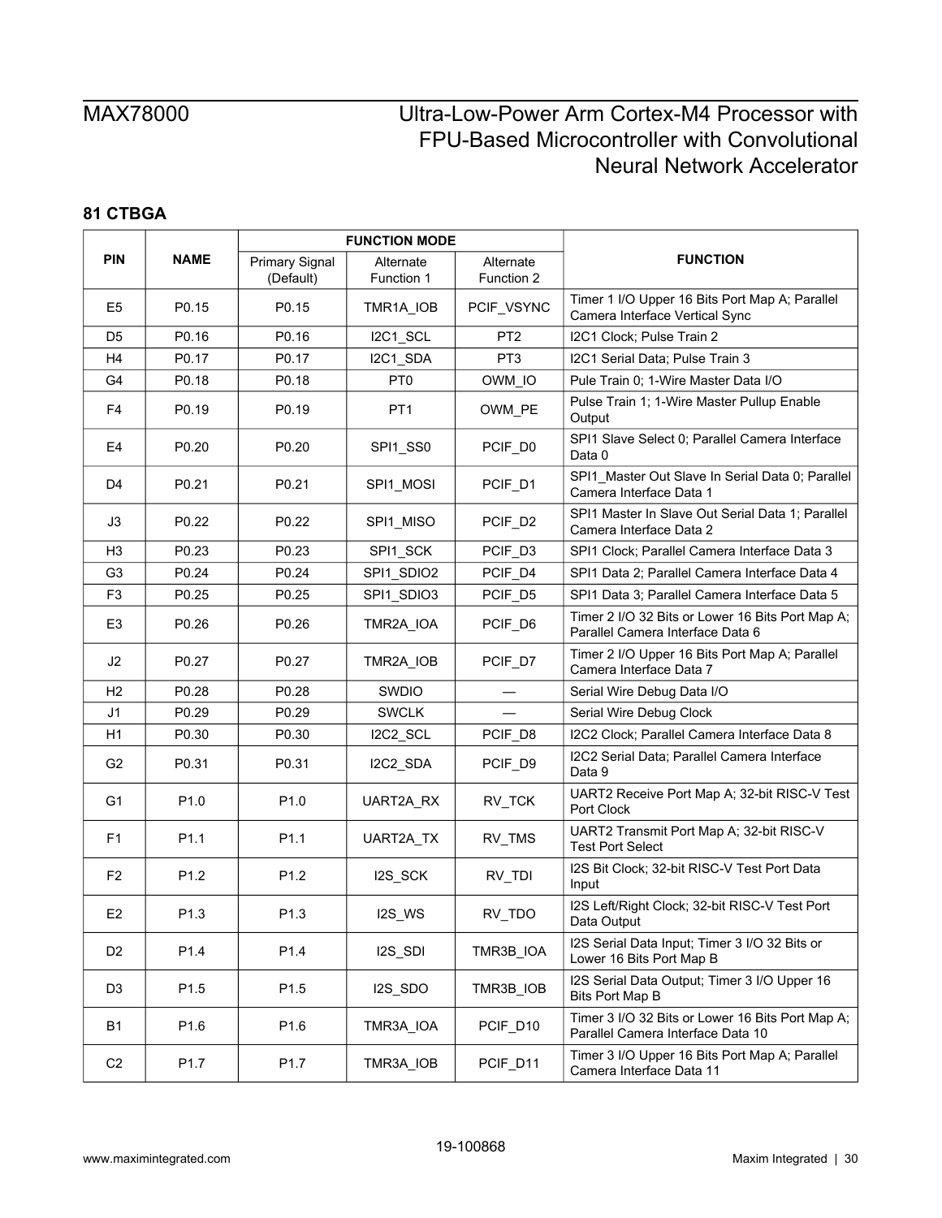## 81 CTBGA

| PIN | NAME | FUNCTION MODE | | | FUNCTION |
|---|---|---|---|---|---|
| | | Primary Signal (Default) | Alternate Function 1 | Alternate Function 2 | |
| E5 | P0.15 | P0.15 | TMR1A_IOB | PCIF_VSYNC | Timer 1 I/O Upper 16 Bits Port Map A; Parallel Camera Interface Vertical Sync |
| D5 | P0.16 | P0.16 | I2C1_SCL | PT2 | I2C1 Clock; Pulse Train 2 |
| H4 | P0.17 | P0.17 | I2C1_SDA | PT3 | I2C1 Serial Data; Pulse Train 3 |
| G4 | P0.18 | P0.18 | PT0 | OWM_IO | Pule Train 0; 1-Wire Master Data I/O |
| F4 | P0.19 | P0.19 | PT1 | OWM_PE | Pulse Train 1; 1-Wire Master Pullup Enable Output |
| E4 | P0.20 | P0.20 | SPI1_SS0 | PCIF_D0 | SPI1 Slave Select 0; Parallel Camera Interface Data 0 |
| D4 | P0.21 | P0.21 | SPI1_MOSI | PCIF_D1 | SPI1_Master Out Slave In Serial Data 0; Parallel Camera Interface Data 1 |
| J3 | P0.22 | P0.22 | SPI1_MISO | PCIF_D2 | SPI1 Master In Slave Out Serial Data 1; Parallel Camera Interface Data 2 |
| H3 | P0.23 | P0.23 | SPI1_SCK | PCIF_D3 | SPI1 Clock; Parallel Camera Interface Data 3 |
| G3 | P0.24 | P0.24 | SPI1_SDIO2 | PCIF_D4 | SPI1 Data 2; Parallel Camera Interface Data 4 |
| F3 | P0.25 | P0.25 | SPI1_SDIO3 | PCIF_D5 | SPI1 Data 3; Parallel Camera Interface Data 5 |
| E3 | P0.26 | P0.26 | TMR2A_IOA | PCIF_D6 | Timer 2 I/O 32 Bits or Lower 16 Bits Port Map A; Parallel Camera Interface Data 6 |
| J2 | P0.27 | P0.27 | TMR2A_IOB | PCIF_D7 | Timer 2 I/O Upper 16 Bits Port Map A; Parallel Camera Interface Data 7 |
| H2 | P0.28 | P0.28 | SWDIO | — | Serial Wire Debug Data I/O |
| J1 | P0.29 | P0.29 | SWCLK | — | Serial Wire Debug Clock |
| H1 | P0.30 | P0.30 | I2C2_SCL | PCIF_D8 | I2C2 Clock; Parallel Camera Interface Data 8 |
| G2 | P0.31 | P0.31 | I2C2_SDA | PCIF_D9 | I2C2 Serial Data; Parallel Camera Interface Data 9 |
| G1 | P1.0 | P1.0 | UART2A_RX | RV_TCK | UART2 Receive Port Map A; 32-bit RISC-V Test Port Clock |
| F1 | P1.1 | P1.1 | UART2A_TX | RV_TMS | UART2 Transmit Port Map A; 32-bit RISC-V Test Port Select |
| F2 | P1.2 | P1.2 | I2S_SCK | RV_TDI | I2S Bit Clock; 32-bit RISC-V Test Port Data Input |
| E2 | P1.3 | P1.3 | I2S_WS | RV_TDO | I2S Left/Right Clock; 32-bit RISC-V Test Port Data Output |
| D2 | P1.4 | P1.4 | I2S_SDI | TMR3B_IOA | I2S Serial Data Input; Timer 3 I/O 32 Bits or Lower 16 Bits Port Map B |
| D3 | P1.5 | P1.5 | I2S_SDO | TMR3B_IOB | I2S Serial Data Output; Timer 3 I/O Upper 16 Bits Port Map B |
| B1 | P1.6 | P1.6 | TMR3A_IOA | PCIF_D10 | Timer 3 I/O 32 Bits or Lower 16 Bits Port Map A; Parallel Camera Interface Data 10 |
| C2 | P1.7 | P1.7 | TMR3A_IOB | PCIF_D11 | Timer 3 I/O Upper 16 Bits Port Map A; Parallel Camera Interface Data 11 |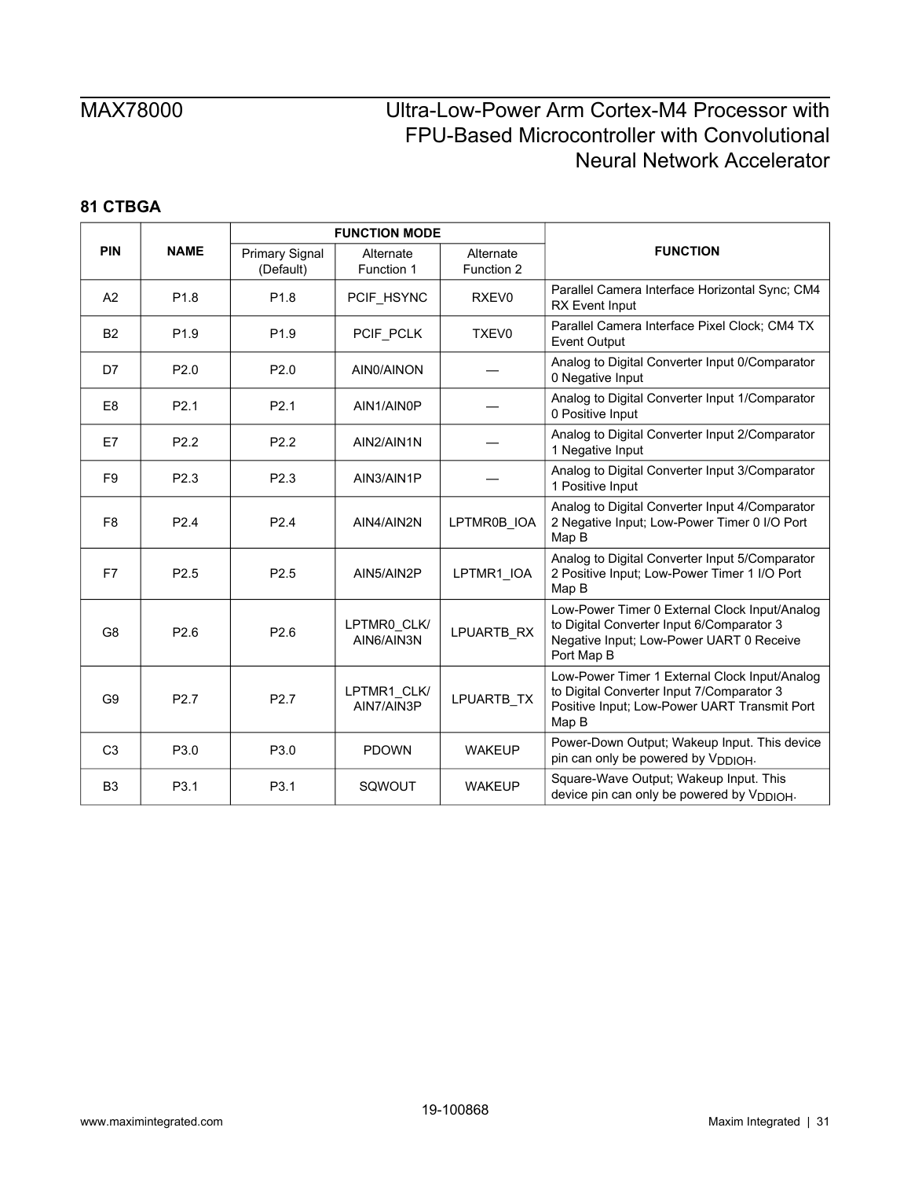## 81 CTBGA

| PIN | NAME | FUNCTION MODE | | | FUNCTION |
|---|---|---|---|---|---|
| | | Primary Signal (Default) | Alternate Function 1 | Alternate Function 2 | |
| A2 | P1.8 | P1.8 | PCIF_HSYNC | RXEV0 | Parallel Camera Interface Horizontal Sync; CM4 RX Event Input |
| B2 | P1.9 | P1.9 | PCIF_PCLK | TXEV0 | Parallel Camera Interface Pixel Clock; CM4 TX Event Output |
| D7 | P2.0 | P2.0 | AIN0/AINON | — | Analog to Digital Converter Input 0/Comparator 0 Negative Input |
| E8 | P2.1 | P2.1 | AIN1/AIN0P | — | Analog to Digital Converter Input 1/Comparator 0 Positive Input |
| E7 | P2.2 | P2.2 | AIN2/AIN1N | — | Analog to Digital Converter Input 2/Comparator 1 Negative Input |
| F9 | P2.3 | P2.3 | AIN3/AIN1P | — | Analog to Digital Converter Input 3/Comparator 1 Positive Input |
| F8 | P2.4 | P2.4 | AIN4/AIN2N | LPTMR0B_IOA | Analog to Digital Converter Input 4/Comparator 2 Negative Input; Low-Power Timer 0 I/O Port Map B |
| F7 | P2.5 | P2.5 | AIN5/AIN2P | LPTMR1_IOA | Analog to Digital Converter Input 5/Comparator 2 Positive Input; Low-Power Timer 1 I/O Port Map B |
| G8 | P2.6 | P2.6 | LPTMR0_CLK/ AIN6/AIN3N | LPUARTB_RX | Low-Power Timer 0 External Clock Input/Analog to Digital Converter Input 6/Comparator 3 Negative Input; Low-Power UART 0 Receive Port Map B |
| G9 | P2.7 | P2.7 | LPTMR1_CLK/ AIN7/AIN3P | LPUARTB_TX | Low-Power Timer 1 External Clock Input/Analog to Digital Converter Input 7/Comparator 3 Positive Input; Low-Power UART Transmit Port Map B |
| C3 | P3.0 | P3.0 | PDOWN | WAKEUP | Power-Down Output; Wakeup Input. This device pin can only be powered by $V_{DDIOH}$. |
| B3 | P3.1 | P3.1 | SQWOUT | WAKEUP | Square-Wave Output; Wakeup Input. This device pin can only be powered by $V_{DDIOH}$. |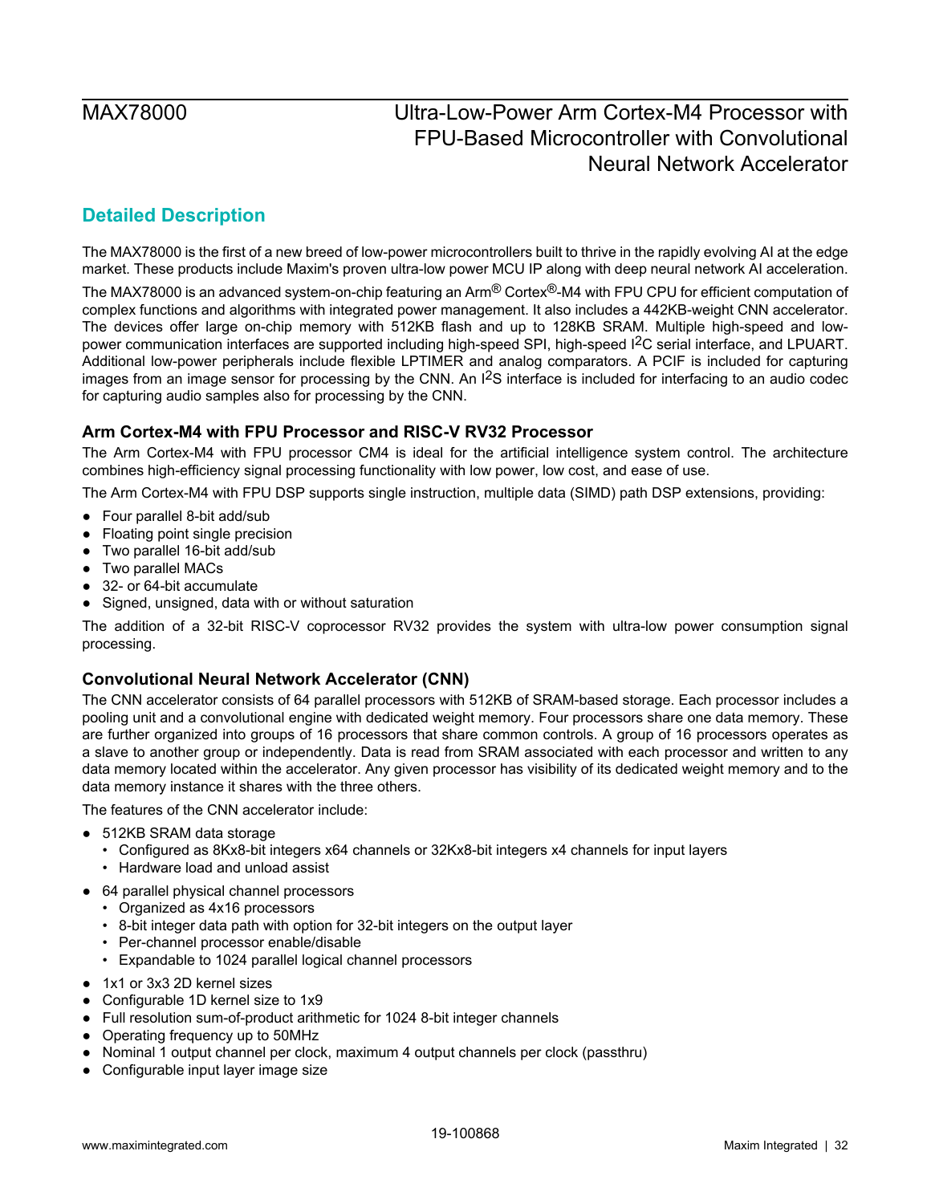## Detailed Description

The MAX78000 is the first of a new breed of low-power microcontrollers built to thrive in the rapidly evolving AI at the edge market. These products include Maxim's proven ultra-low power MCU IP along with deep neural network AI acceleration.

The MAX78000 is an advanced system-on-chip featuring an Arm® Cortex®-M4 with FPU CPU for efficient computation of complex functions and algorithms with integrated power management. It also includes a 442KB-weight CNN accelerator. The devices offer large on-chip memory with 512KB flash and up to 128KB SRAM. Multiple high-speed and low-power communication interfaces are supported including high-speed SPI, high-speed I²C serial interface, and LPUART. Additional low-power peripherals include flexible LPTIMER and analog comparators. A PCIF is included for capturing images from an image sensor for processing by the CNN. An I²S interface is included for interfacing to an audio codec for capturing audio samples also for processing by the CNN.

### Arm Cortex-M4 with FPU Processor and RISC-V RV32 Processor

The Arm Cortex-M4 with FPU processor CM4 is ideal for the artificial intelligence system control. The architecture combines high-efficiency signal processing functionality with low power, low cost, and ease of use.

The Arm Cortex-M4 with FPU DSP supports single instruction, multiple data (SIMD) path DSP extensions, providing:

- Four parallel 8-bit add/sub
- Floating point single precision
- Two parallel 16-bit add/sub
- Two parallel MACs
- 32- or 64-bit accumulate
- Signed, unsigned, data with or without saturation

The addition of a 32-bit RISC-V coprocessor RV32 provides the system with ultra-low power consumption signal processing.

### Convolutional Neural Network Accelerator (CNN)

The CNN accelerator consists of 64 parallel processors with 512KB of SRAM-based storage. Each processor includes a pooling unit and a convolutional engine with dedicated weight memory. Four processors share one data memory. These are further organized into groups of 16 processors that share common controls. A group of 16 processors operates as a slave to another group or independently. Data is read from SRAM associated with each processor and written to any data memory located within the accelerator. Any given processor has visibility of its dedicated weight memory and to the data memory instance it shares with the three others.

The features of the CNN accelerator include:

- 512KB SRAM data storage
  - Configured as 8Kx8-bit integers x64 channels or 32Kx8-bit integers x4 channels for input layers
  - Hardware load and unload assist
- 64 parallel physical channel processors
  - Organized as 4x16 processors
  - 8-bit integer data path with option for 32-bit integers on the output layer
  - Per-channel processor enable/disable
  - Expandable to 1024 parallel logical channel processors
- 1x1 or 3x3 2D kernel sizes
- Configurable 1D kernel size to 1x9
- Full resolution sum-of-product arithmetic for 1024 8-bit integer channels
- Operating frequency up to 50MHz
- Nominal 1 output channel per clock, maximum 4 output channels per clock (passthru)
- Configurable input layer image size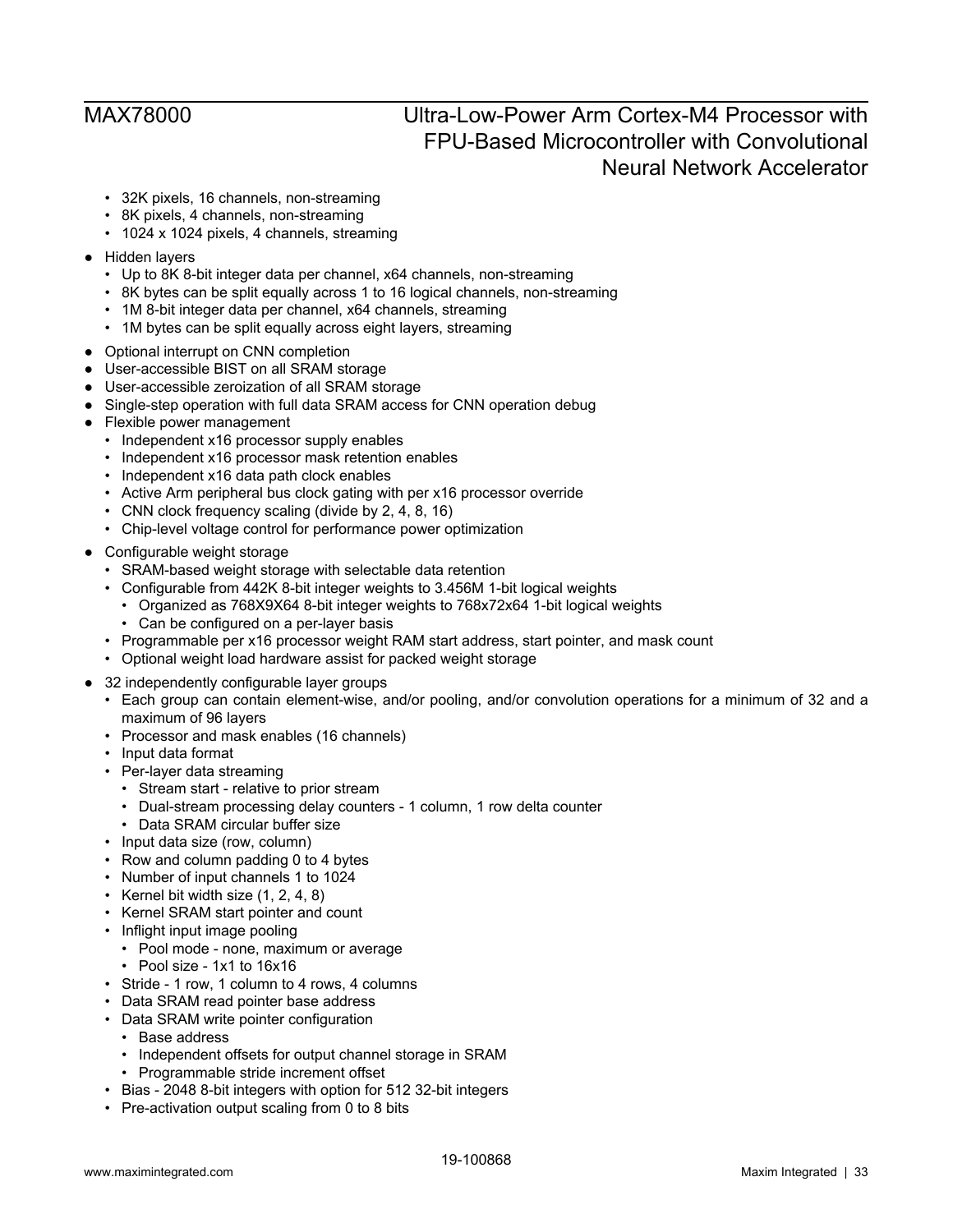- 32K pixels, 16 channels, non-streaming
  - 8K pixels, 4 channels, non-streaming
  - 1024 x 1024 pixels, 4 channels, streaming
- Hidden layers
  - Up to 8K 8-bit integer data per channel, x64 channels, non-streaming
  - 8K bytes can be split equally across 1 to 16 logical channels, non-streaming
  - 1M 8-bit integer data per channel, x64 channels, streaming
  - 1M bytes can be split equally across eight layers, streaming
- Optional interrupt on CNN completion
- User-accessible BIST on all SRAM storage
- User-accessible zeroization of all SRAM storage
- Single-step operation with full data SRAM access for CNN operation debug
- Flexible power management
  - Independent x16 processor supply enables
  - Independent x16 processor mask retention enables
  - Independent x16 data path clock enables
  - Active Arm peripheral bus clock gating with per x16 processor override
  - CNN clock frequency scaling (divide by 2, 4, 8, 16)
  - Chip-level voltage control for performance power optimization
- Configurable weight storage
  - SRAM-based weight storage with selectable data retention
  - Configurable from 442K 8-bit integer weights to 3.456M 1-bit logical weights
    - Organized as 768X9X64 8-bit integer weights to 768x72x64 1-bit logical weights
    - Can be configured on a per-layer basis
  - Programmable per x16 processor weight RAM start address, start pointer, and mask count
  - Optional weight load hardware assist for packed weight storage
- 32 independently configurable layer groups
  - Each group can contain element-wise, and/or pooling, and/or convolution operations for a minimum of 32 and a maximum of 96 layers
  - Processor and mask enables (16 channels)
  - Input data format
  - Per-layer data streaming
    - Stream start - relative to prior stream
    - Dual-stream processing delay counters - 1 column, 1 row delta counter
    - Data SRAM circular buffer size
  - Input data size (row, column)
  - Row and column padding 0 to 4 bytes
  - Number of input channels 1 to 1024
  - Kernel bit width size (1, 2, 4, 8)
  - Kernel SRAM start pointer and count
  - Inflight input image pooling
    - Pool mode - none, maximum or average
    - Pool size - 1x1 to 16x16
  - Stride - 1 row, 1 column to 4 rows, 4 columns
  - Data SRAM read pointer base address
  - Data SRAM write pointer configuration
    - Base address
    - Independent offsets for output channel storage in SRAM
    - Programmable stride increment offset
  - Bias - 2048 8-bit integers with option for 512 32-bit integers
  - Pre-activation output scaling from 0 to 8 bits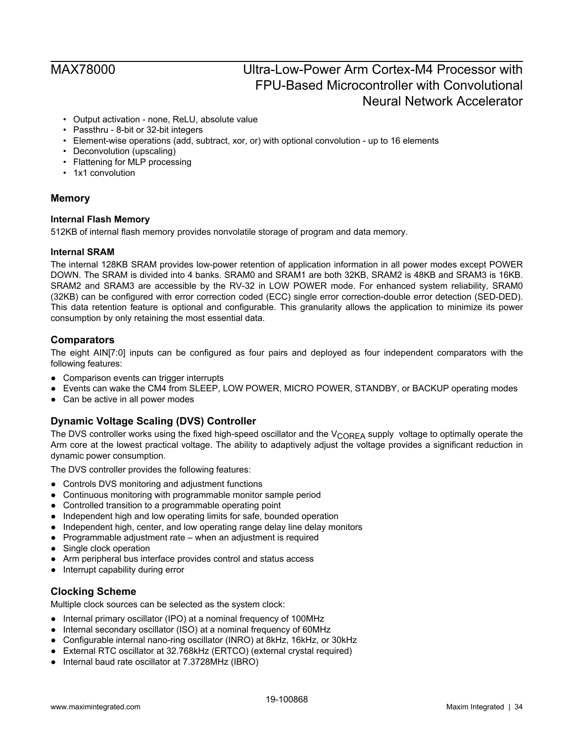- Output activation - none, ReLU, absolute value
- Passthru - 8-bit or 32-bit integers
- Element-wise operations (add, subtract, xor, or) with optional convolution - up to 16 elements
- Deconvolution (upscaling)
- Flattening for MLP processing
- 1x1 convolution

## Memory

### Internal Flash Memory

512KB of internal flash memory provides nonvolatile storage of program and data memory.

### Internal SRAM

The internal 128KB SRAM provides low-power retention of application information in all power modes except POWER DOWN. The SRAM is divided into 4 banks. SRAM0 and SRAM1 are both 32KB, SRAM2 is 48KB and SRAM3 is 16KB. SRAM2 and SRAM3 are accessible by the RV-32 in LOW POWER mode. For enhanced system reliability, SRAM0 (32KB) can be configured with error correction coded (ECC) single error correction-double error detection (SED-DED). This data retention feature is optional and configurable. This granularity allows the application to minimize its power consumption by only retaining the most essential data.

## Comparators

The eight AIN[7:0] inputs can be configured as four pairs and deployed as four independent comparators with the following features:

- Comparison events can trigger interrupts
- Events can wake the CM4 from SLEEP, LOW POWER, MICRO POWER, STANDBY, or BACKUP operating modes
- Can be active in all power modes

## Dynamic Voltage Scaling (DVS) Controller

The DVS controller works using the fixed high-speed oscillator and the $V_{COREA}$ supply voltage to optimally operate the Arm core at the lowest practical voltage. The ability to adaptively adjust the voltage provides a significant reduction in dynamic power consumption.

The DVS controller provides the following features:

- Controls DVS monitoring and adjustment functions
- Continuous monitoring with programmable monitor sample period
- Controlled transition to a programmable operating point
- Independent high and low operating limits for safe, bounded operation
- Independent high, center, and low operating range delay line delay monitors
- Programmable adjustment rate – when an adjustment is required
- Single clock operation
- Arm peripheral bus interface provides control and status access
- Interrupt capability during error

## Clocking Scheme

Multiple clock sources can be selected as the system clock:

- Internal primary oscillator (IPO) at a nominal frequency of 100MHz
- Internal secondary oscillator (ISO) at a nominal frequency of 60MHz
- Configurable internal nano-ring oscillator (INRO) at 8kHz, 16kHz, or 30kHz
- External RTC oscillator at 32.768kHz (ERTCO) (external crystal required)
- Internal baud rate oscillator at 7.3728MHz (IBRO)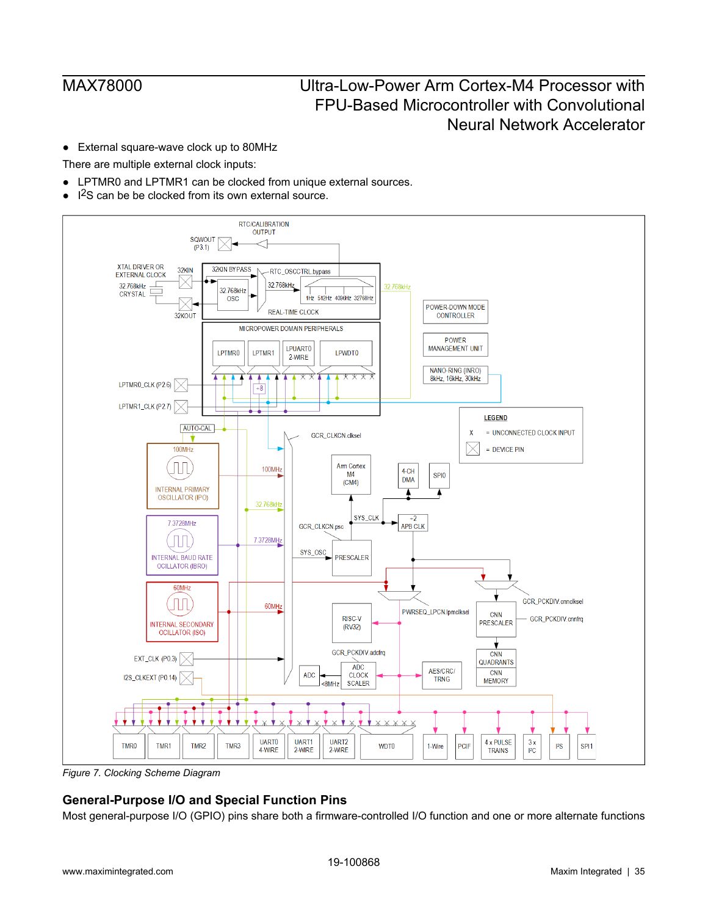- External square-wave clock up to 80MHz

There are multiple external clock inputs:

- LPTMR0 and LPTMR1 can be clocked from unique external sources.
- I2S can be be clocked from its own external source.

*Figure 7. Clocking Scheme Diagram*

## General-Purpose I/O and Special Function Pins

Most general-purpose I/O (GPIO) pins share both a firmware-controlled I/O function and one or more alternate functions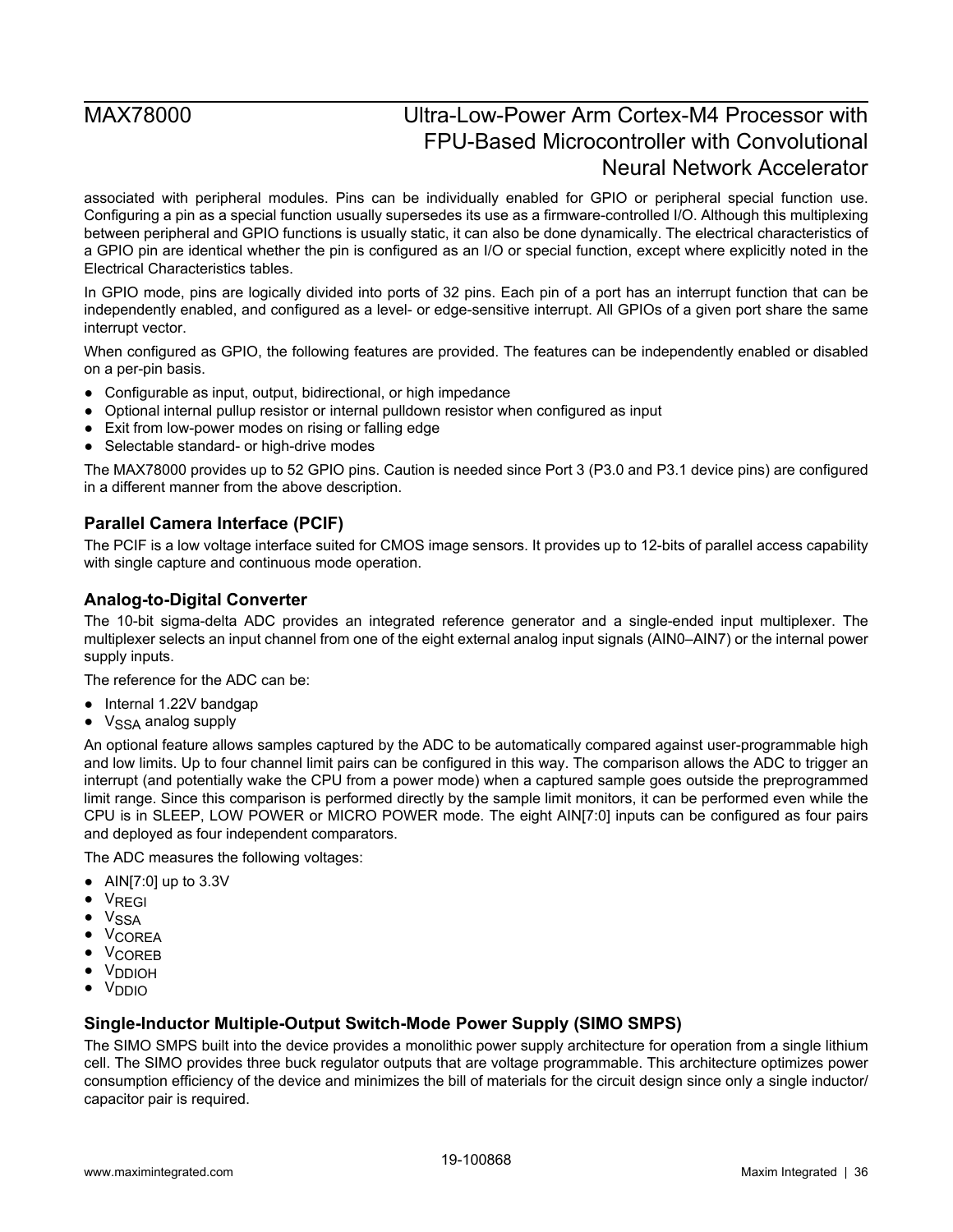associated with peripheral modules. Pins can be individually enabled for GPIO or peripheral special function use. Configuring a pin as a special function usually supersedes its use as a firmware-controlled I/O. Although this multiplexing between peripheral and GPIO functions is usually static, it can also be done dynamically. The electrical characteristics of a GPIO pin are identical whether the pin is configured as an I/O or special function, except where explicitly noted in the Electrical Characteristics tables.

In GPIO mode, pins are logically divided into ports of 32 pins. Each pin of a port has an interrupt function that can be independently enabled, and configured as a level- or edge-sensitive interrupt. All GPIOs of a given port share the same interrupt vector.

When configured as GPIO, the following features are provided. The features can be independently enabled or disabled on a per-pin basis.

- Configurable as input, output, bidirectional, or high impedance
- Optional internal pullup resistor or internal pulldown resistor when configured as input
- Exit from low-power modes on rising or falling edge
- Selectable standard- or high-drive modes

The MAX78000 provides up to 52 GPIO pins. Caution is needed since Port 3 (P3.0 and P3.1 device pins) are configured in a different manner from the above description.

### Parallel Camera Interface (PCIF)

The PCIF is a low voltage interface suited for CMOS image sensors. It provides up to 12-bits of parallel access capability with single capture and continuous mode operation.

### Analog-to-Digital Converter

The 10-bit sigma-delta ADC provides an integrated reference generator and a single-ended input multiplexer. The multiplexer selects an input channel from one of the eight external analog input signals (AIN0–AIN7) or the internal power supply inputs.

The reference for the ADC can be:

- Internal 1.22V bandgap
- $V_{SSA}$ analog supply

An optional feature allows samples captured by the ADC to be automatically compared against user-programmable high and low limits. Up to four channel limit pairs can be configured in this way. The comparison allows the ADC to trigger an interrupt (and potentially wake the CPU from a power mode) when a captured sample goes outside the preprogrammed limit range. Since this comparison is performed directly by the sample limit monitors, it can be performed even while the CPU is in SLEEP, LOW POWER or MICRO POWER mode. The eight AIN[7:0] inputs can be configured as four pairs and deployed as four independent comparators.

The ADC measures the following voltages:

- AIN[7:0] up to 3.3V
- $V_{REGI}$
- $V_{SSA}$
- $V_{COREA}$
- $V_{COREB}$
- $V_{DDIOH}$
- $V_{DDIO}$

### Single-Inductor Multiple-Output Switch-Mode Power Supply (SIMO SMPS)

The SIMO SMPS built into the device provides a monolithic power supply architecture for operation from a single lithium cell. The SIMO provides three buck regulator outputs that are voltage programmable. This architecture optimizes power consumption efficiency of the device and minimizes the bill of materials for the circuit design since only a single inductor/capacitor pair is required.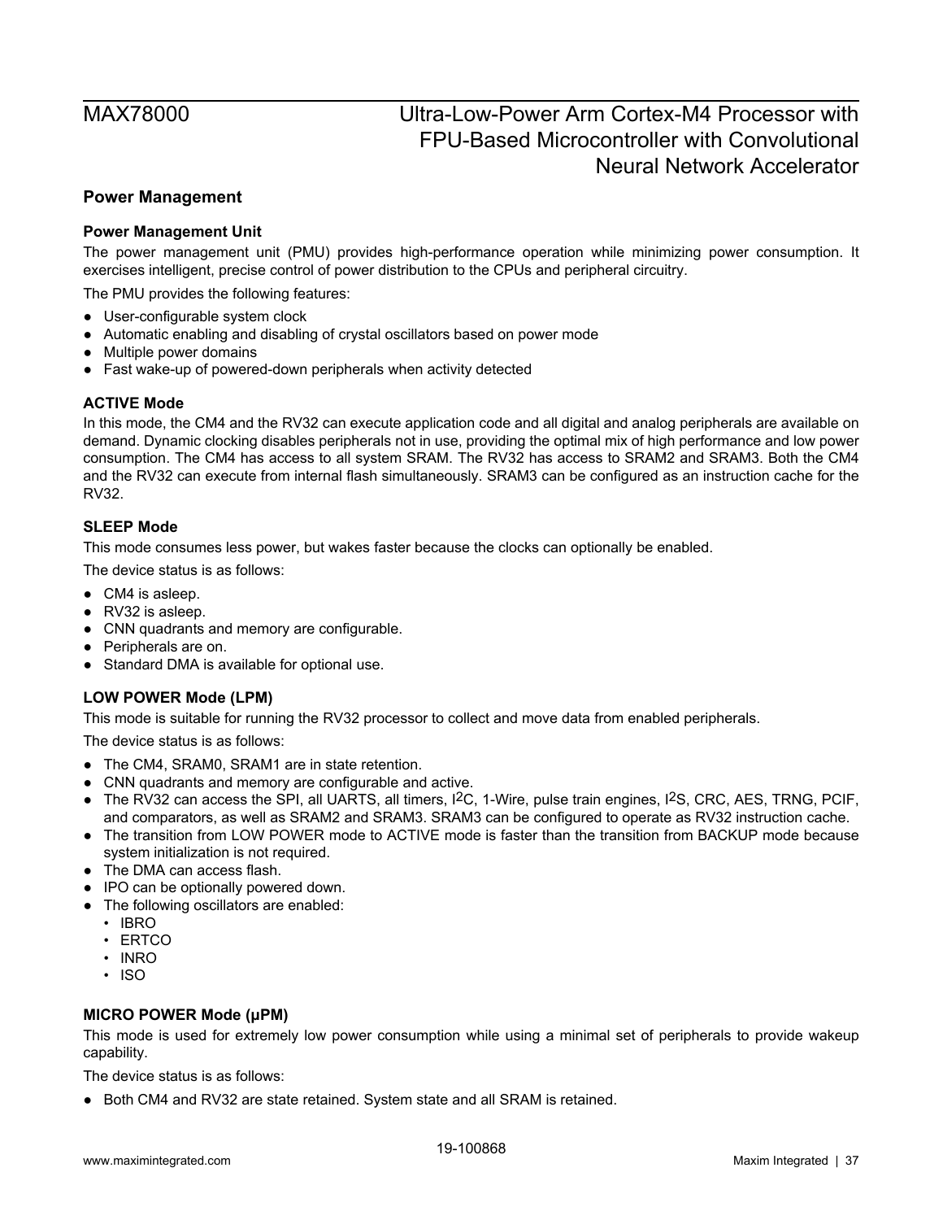## Power Management

### Power Management Unit

The power management unit (PMU) provides high-performance operation while minimizing power consumption. It exercises intelligent, precise control of power distribution to the CPUs and peripheral circuitry.

The PMU provides the following features:

- User-configurable system clock
- Automatic enabling and disabling of crystal oscillators based on power mode
- Multiple power domains
- Fast wake-up of powered-down peripherals when activity detected

### ACTIVE Mode

In this mode, the CM4 and the RV32 can execute application code and all digital and analog peripherals are available on demand. Dynamic clocking disables peripherals not in use, providing the optimal mix of high performance and low power consumption. The CM4 has access to all system SRAM. The RV32 has access to SRAM2 and SRAM3. Both the CM4 and the RV32 can execute from internal flash simultaneously. SRAM3 can be configured as an instruction cache for the RV32.

### SLEEP Mode

This mode consumes less power, but wakes faster because the clocks can optionally be enabled.

The device status is as follows:

- CM4 is asleep.
- RV32 is asleep.
- CNN quadrants and memory are configurable.
- Peripherals are on.
- Standard DMA is available for optional use.

### LOW POWER Mode (LPM)

This mode is suitable for running the RV32 processor to collect and move data from enabled peripherals.

The device status is as follows:

- The CM4, SRAM0, SRAM1 are in state retention.
- CNN quadrants and memory are configurable and active.
- The RV32 can access the SPI, all UARTS, all timers, I2C, 1-Wire, pulse train engines, I2S, CRC, AES, TRNG, PCIF, and comparators, as well as SRAM2 and SRAM3. SRAM3 can be configured to operate as RV32 instruction cache.
- The transition from LOW POWER mode to ACTIVE mode is faster than the transition from BACKUP mode because system initialization is not required.
- The DMA can access flash.
- IPO can be optionally powered down.
- The following oscillators are enabled:
  - IBRO
  - ERTCO
  - INRO
  - ISO

### MICRO POWER Mode (μPM)

This mode is used for extremely low power consumption while using a minimal set of peripherals to provide wakeup capability.

The device status is as follows:

- Both CM4 and RV32 are state retained. System state and all SRAM is retained.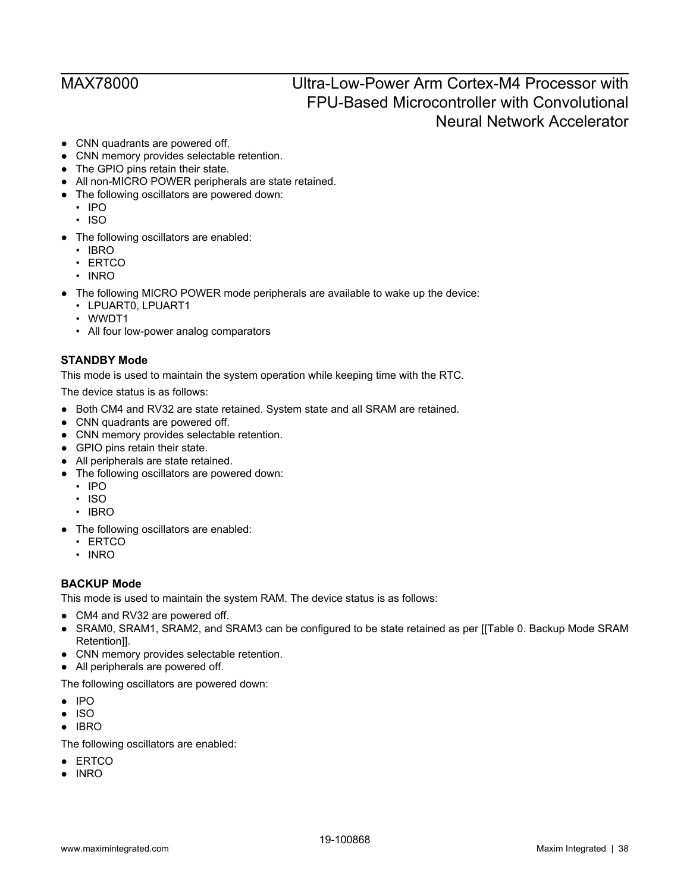- CNN quadrants are powered off.
- CNN memory provides selectable retention.
- The GPIO pins retain their state.
- All non-MICRO POWER peripherals are state retained.
- The following oscillators are powered down:
  - IPO
  - ISO
- The following oscillators are enabled:
  - IBRO
  - ERTCO
  - INRO
- The following MICRO POWER mode peripherals are available to wake up the device:
  - LPUART0, LPUART1
  - WWDT1
  - All four low-power analog comparators

**STANDBY Mode**

This mode is used to maintain the system operation while keeping time with the RTC.

The device status is as follows:

- Both CM4 and RV32 are state retained. System state and all SRAM are retained.
- CNN quadrants are powered off.
- CNN memory provides selectable retention.
- GPIO pins retain their state.
- All peripherals are state retained.
- The following oscillators are powered down:
  - IPO
  - ISO
  - IBRO
- The following oscillators are enabled:
  - ERTCO
  - INRO

**BACKUP Mode**

This mode is used to maintain the system RAM. The device status is as follows:

- CM4 and RV32 are powered off.
- SRAM0, SRAM1, SRAM2, and SRAM3 can be configured to be state retained as per [[Table 0. Backup Mode SRAM Retention]].
- CNN memory provides selectable retention.
- All peripherals are powered off.

The following oscillators are powered down:

- IPO
- ISO
- IBRO

The following oscillators are enabled:

- ERTCO
- INRO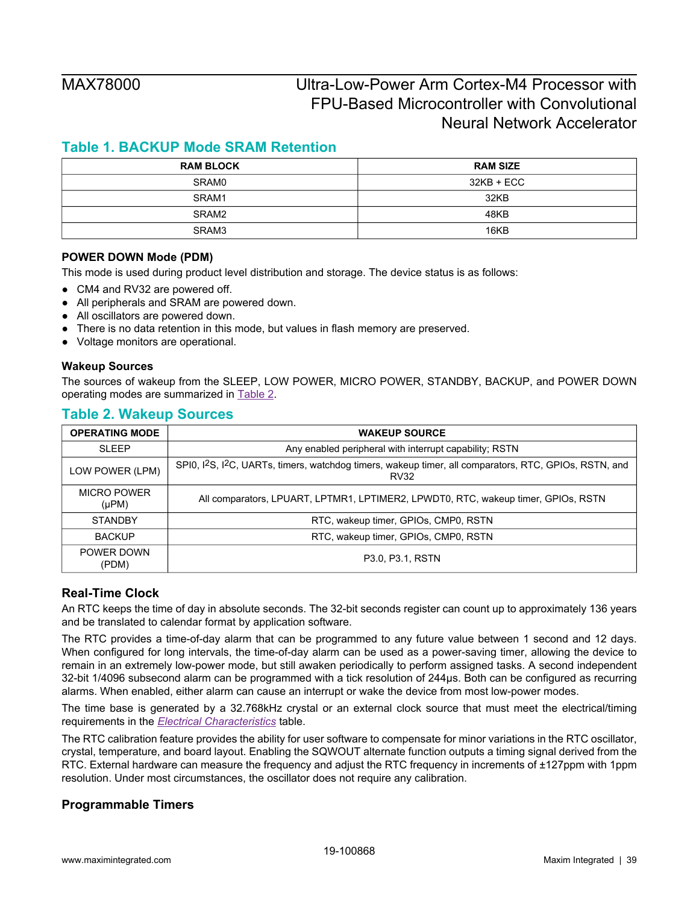## Table 1. BACKUP Mode SRAM Retention

| RAM BLOCK | RAM SIZE |
| --- | --- |
| SRAM0 | 32KB + ECC |
| SRAM1 | 32KB |
| SRAM2 | 48KB |
| SRAM3 | 16KB |

### POWER DOWN Mode (PDM)

This mode is used during product level distribution and storage. The device status is as follows:

- CM4 and RV32 are powered off.
- All peripherals and SRAM are powered down.
- All oscillators are powered down.
- There is no data retention in this mode, but values in flash memory are preserved.
- Voltage monitors are operational.

### Wakeup Sources

The sources of wakeup from the SLEEP, LOW POWER, MICRO POWER, STANDBY, BACKUP, and POWER DOWN operating modes are summarized in Table 2.

## Table 2. Wakeup Sources

| OPERATING MODE | WAKEUP SOURCE |
| --- | --- |
| SLEEP | Any enabled peripheral with interrupt capability; RSTN |
| LOW POWER (LPM) | SPI0, I2S, I2C, UARTs, timers, watchdog timers, wakeup timer, all comparators, RTC, GPIOs, RSTN, and RV32 |
| MICRO POWER (μPM) | All comparators, LPUART, LPTMR1, LPTIMER2, LPWDT0, RTC, wakeup timer, GPIOs, RSTN |
| STANDBY | RTC, wakeup timer, GPIOs, CMP0, RSTN |
| BACKUP | RTC, wakeup timer, GPIOs, CMP0, RSTN |
| POWER DOWN (PDM) | P3.0, P3.1, RSTN |

## Real-Time Clock

An RTC keeps the time of day in absolute seconds. The 32-bit seconds register can count up to approximately 136 years and be translated to calendar format by application software.

The RTC provides a time-of-day alarm that can be programmed to any future value between 1 second and 12 days. When configured for long intervals, the time-of-day alarm can be used as a power-saving timer, allowing the device to remain in an extremely low-power mode, but still awaken periodically to perform assigned tasks. A second independent 32-bit 1/4096 subsecond alarm can be programmed with a tick resolution of 244μs. Both can be configured as recurring alarms. When enabled, either alarm can cause an interrupt or wake the device from most low-power modes.

The time base is generated by a 32.768kHz crystal or an external clock source that must meet the electrical/timing requirements in the *Electrical Characteristics* table.

The RTC calibration feature provides the ability for user software to compensate for minor variations in the RTC oscillator, crystal, temperature, and board layout. Enabling the SQWOUT alternate function outputs a timing signal derived from the RTC. External hardware can measure the frequency and adjust the RTC frequency in increments of ±127ppm with 1ppm resolution. Under most circumstances, the oscillator does not require any calibration.

## Programmable Timers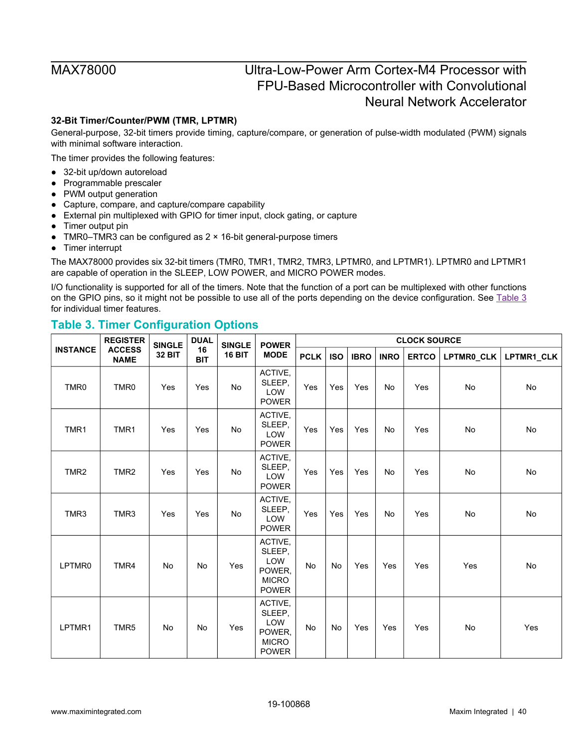### 32-Bit Timer/Counter/PWM (TMR, LPTMR)

General-purpose, 32-bit timers provide timing, capture/compare, or generation of pulse-width modulated (PWM) signals with minimal software interaction.

The timer provides the following features:

- 32-bit up/down autoreload
- Programmable prescaler
- PWM output generation
- Capture, compare, and capture/compare capability
- External pin multiplexed with GPIO for timer input, clock gating, or capture
- Timer output pin
- TMR0–TMR3 can be configured as 2 × 16-bit general-purpose timers
- Timer interrupt

The MAX78000 provides six 32-bit timers (TMR0, TMR1, TMR2, TMR3, LPTMR0, and LPTMR1). LPTMR0 and LPTMR1 are capable of operation in the SLEEP, LOW POWER, and MICRO POWER modes.

I/O functionality is supported for all of the timers. Note that the function of a port can be multiplexed with other functions on the GPIO pins, so it might not be possible to use all of the ports depending on the device configuration. See Table 3 for individual timer features.

## Table 3. Timer Configuration Options

| INSTANCE | REGISTER ACCESS NAME | SINGLE 32 BIT | DUAL 16 BIT | SINGLE 16 BIT | POWER MODE | CLOCK SOURCE | | | | | | |
|---|---|---|---|---|---|---|---|---|---|---|---|---|
| | | | | | | PCLK | ISO | IBRO | INRO | ERTCO | LPTMR0_CLK | LPTMR1_CLK |
| TMR0 | TMR0 | Yes | Yes | No | ACTIVE, SLEEP, LOW POWER | Yes | Yes | Yes | No | Yes | No | No |
| TMR1 | TMR1 | Yes | Yes | No | ACTIVE, SLEEP, LOW POWER | Yes | Yes | Yes | No | Yes | No | No |
| TMR2 | TMR2 | Yes | Yes | No | ACTIVE, SLEEP, LOW POWER | Yes | Yes | Yes | No | Yes | No | No |
| TMR3 | TMR3 | Yes | Yes | No | ACTIVE, SLEEP, LOW POWER | Yes | Yes | Yes | No | Yes | No | No |
| LPTMR0 | TMR4 | No | No | Yes | ACTIVE, SLEEP, LOW POWER, MICRO POWER | No | No | Yes | Yes | Yes | Yes | No |
| LPTMR1 | TMR5 | No | No | Yes | ACTIVE, SLEEP, LOW POWER, MICRO POWER | No | No | Yes | Yes | Yes | No | Yes |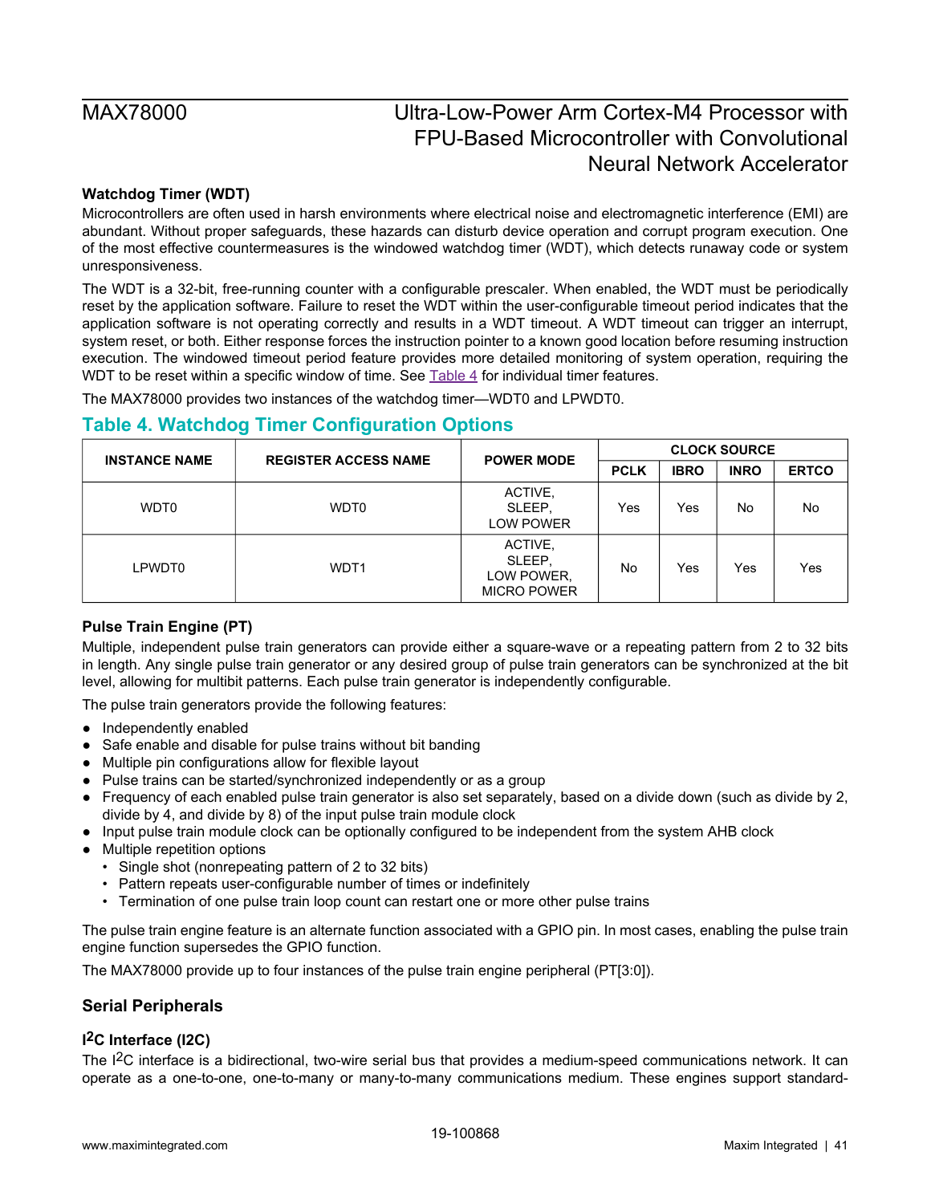### Watchdog Timer (WDT)

Microcontrollers are often used in harsh environments where electrical noise and electromagnetic interference (EMI) are abundant. Without proper safeguards, these hazards can disturb device operation and corrupt program execution. One of the most effective countermeasures is the windowed watchdog timer (WDT), which detects runaway code or system unresponsiveness.

The WDT is a 32-bit, free-running counter with a configurable prescaler. When enabled, the WDT must be periodically reset by the application software. Failure to reset the WDT within the user-configurable timeout period indicates that the application software is not operating correctly and results in a WDT timeout. A WDT timeout can trigger an interrupt, system reset, or both. Either response forces the instruction pointer to a known good location before resuming instruction execution. The windowed timeout period feature provides more detailed monitoring of system operation, requiring the WDT to be reset within a specific window of time. See Table 4 for individual timer features.

The MAX78000 provides two instances of the watchdog timer—WDT0 and LPWDT0.

## Table 4. Watchdog Timer Configuration Options

| INSTANCE NAME | REGISTER ACCESS NAME | POWER MODE | CLOCK SOURCE | | | |
|---|---|---|---|---|---|---|
| | | | PCLK | IBRO | INRO | ERTCO |
| WDT0 | WDT0 | ACTIVE, SLEEP, LOW POWER | Yes | Yes | No | No |
| LPWDT0 | WDT1 | ACTIVE, SLEEP, LOW POWER, MICRO POWER | No | Yes | Yes | Yes |

### Pulse Train Engine (PT)

Multiple, independent pulse train generators can provide either a square-wave or a repeating pattern from 2 to 32 bits in length. Any single pulse train generator or any desired group of pulse train generators can be synchronized at the bit level, allowing for multibit patterns. Each pulse train generator is independently configurable.

The pulse train generators provide the following features:

- Independently enabled
- Safe enable and disable for pulse trains without bit banding
- Multiple pin configurations allow for flexible layout
- Pulse trains can be started/synchronized independently or as a group
- Frequency of each enabled pulse train generator is also set separately, based on a divide down (such as divide by 2, divide by 4, and divide by 8) of the input pulse train module clock
- Input pulse train module clock can be optionally configured to be independent from the system AHB clock
- Multiple repetition options
  - Single shot (nonrepeating pattern of 2 to 32 bits)
  - Pattern repeats user-configurable number of times or indefinitely
  - Termination of one pulse train loop count can restart one or more other pulse trains

The pulse train engine feature is an alternate function associated with a GPIO pin. In most cases, enabling the pulse train engine function supersedes the GPIO function.

The MAX78000 provide up to four instances of the pulse train engine peripheral (PT[3:0]).

## Serial Peripherals

### I²C Interface (I2C)

The I²C interface is a bidirectional, two-wire serial bus that provides a medium-speed communications network. It can operate as a one-to-one, one-to-many or many-to-many communications medium. These engines support standard-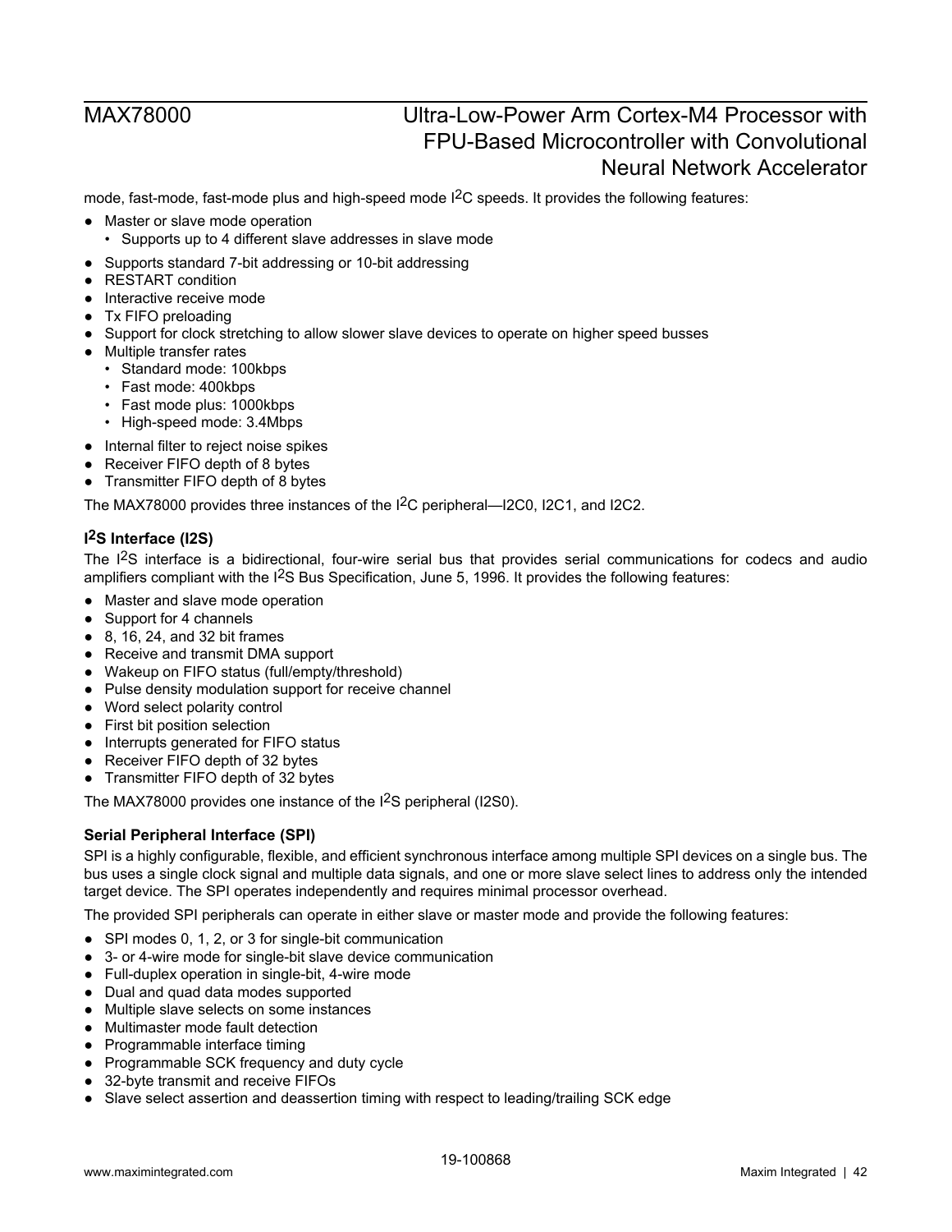mode, fast-mode, fast-mode plus and high-speed mode I$^2$C speeds. It provides the following features:

- Master or slave mode operation
  - Supports up to 4 different slave addresses in slave mode
- Supports standard 7-bit addressing or 10-bit addressing
- RESTART condition
- Interactive receive mode
- Tx FIFO preloading
- Support for clock stretching to allow slower slave devices to operate on higher speed busses
- Multiple transfer rates
  - Standard mode: 100kbps
  - Fast mode: 400kbps
  - Fast mode plus: 1000kbps
  - High-speed mode: 3.4Mbps
- Internal filter to reject noise spikes
- Receiver FIFO depth of 8 bytes
- Transmitter FIFO depth of 8 bytes

The MAX78000 provides three instances of the I$^2$C peripheral—I2C0, I2C1, and I2C2.

### I$^2$S Interface (I2S)

The I$^2$S interface is a bidirectional, four-wire serial bus that provides serial communications for codecs and audio amplifiers compliant with the I$^2$S Bus Specification, June 5, 1996. It provides the following features:

- Master and slave mode operation
- Support for 4 channels
- 8, 16, 24, and 32 bit frames
- Receive and transmit DMA support
- Wakeup on FIFO status (full/empty/threshold)
- Pulse density modulation support for receive channel
- Word select polarity control
- First bit position selection
- Interrupts generated for FIFO status
- Receiver FIFO depth of 32 bytes
- Transmitter FIFO depth of 32 bytes

The MAX78000 provides one instance of the I$^2$S peripheral (I2S0).

### Serial Peripheral Interface (SPI)

SPI is a highly configurable, flexible, and efficient synchronous interface among multiple SPI devices on a single bus. The bus uses a single clock signal and multiple data signals, and one or more slave select lines to address only the intended target device. The SPI operates independently and requires minimal processor overhead.

The provided SPI peripherals can operate in either slave or master mode and provide the following features:

- SPI modes 0, 1, 2, or 3 for single-bit communication
- 3- or 4-wire mode for single-bit slave device communication
- Full-duplex operation in single-bit, 4-wire mode
- Dual and quad data modes supported
- Multiple slave selects on some instances
- Multimaster mode fault detection
- Programmable interface timing
- Programmable SCK frequency and duty cycle
- 32-byte transmit and receive FIFOs
- Slave select assertion and deassertion timing with respect to leading/trailing SCK edge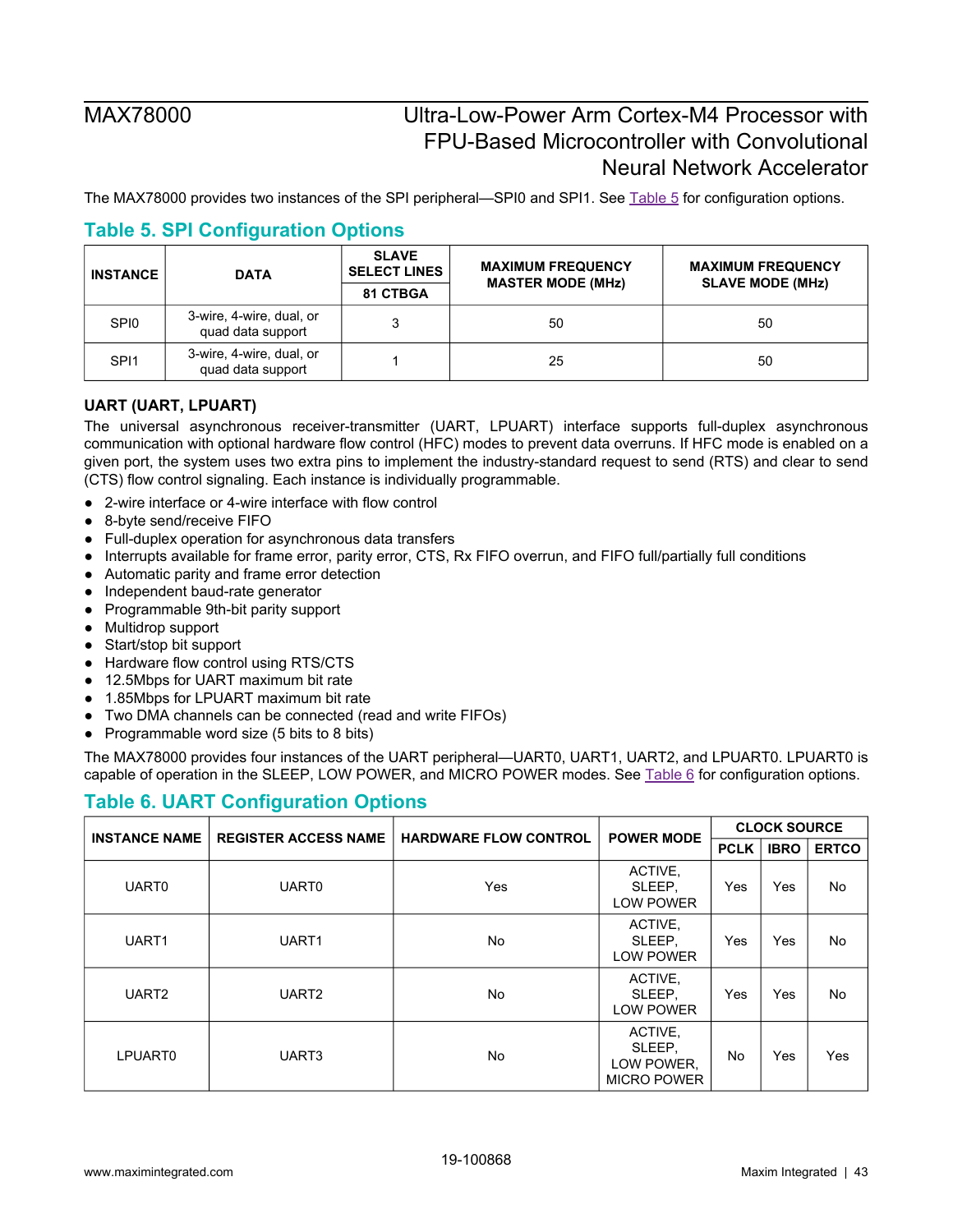The MAX78000 provides two instances of the SPI peripheral—SPI0 and SPI1. See Table 5 for configuration options.

## Table 5. SPI Configuration Options

| INSTANCE | DATA | SLAVE SELECT LINES | MAXIMUM FREQUENCY MASTER MODE (MHz) | MAXIMUM FREQUENCY SLAVE MODE (MHz) |
|---|---|---|---|---|
| | | 81 CTBGA | | |
| SPI0 | 3-wire, 4-wire, dual, or quad data support | 3 | 50 | 50 |
| SPI1 | 3-wire, 4-wire, dual, or quad data support | 1 | 25 | 50 |

### UART (UART, LPUART)

The universal asynchronous receiver-transmitter (UART, LPUART) interface supports full-duplex asynchronous communication with optional hardware flow control (HFC) modes to prevent data overruns. If HFC mode is enabled on a given port, the system uses two extra pins to implement the industry-standard request to send (RTS) and clear to send (CTS) flow control signaling. Each instance is individually programmable.

- 2-wire interface or 4-wire interface with flow control
- 8-byte send/receive FIFO
- Full-duplex operation for asynchronous data transfers
- Interrupts available for frame error, parity error, CTS, Rx FIFO overrun, and FIFO full/partially full conditions
- Automatic parity and frame error detection
- Independent baud-rate generator
- Programmable 9th-bit parity support
- Multidrop support
- Start/stop bit support
- Hardware flow control using RTS/CTS
- 12.5Mbps for UART maximum bit rate
- 1.85Mbps for LPUART maximum bit rate
- Two DMA channels can be connected (read and write FIFOs)
- Programmable word size (5 bits to 8 bits)

The MAX78000 provides four instances of the UART peripheral—UART0, UART1, UART2, and LPUART0. LPUART0 is capable of operation in the SLEEP, LOW POWER, and MICRO POWER modes. See Table 6 for configuration options.

## Table 6. UART Configuration Options

| INSTANCE NAME | REGISTER ACCESS NAME | HARDWARE FLOW CONTROL | POWER MODE | CLOCK SOURCE | | |
|---|---|---|---|---|---|---|
| | | | | PCLK | IBRO | ERTCO |
| UART0 | UART0 | Yes | ACTIVE, SLEEP, LOW POWER | Yes | Yes | No |
| UART1 | UART1 | No | ACTIVE, SLEEP, LOW POWER | Yes | Yes | No |
| UART2 | UART2 | No | ACTIVE, SLEEP, LOW POWER | Yes | Yes | No |
| LPUART0 | UART3 | No | ACTIVE, SLEEP, LOW POWER, MICRO POWER | No | Yes | Yes |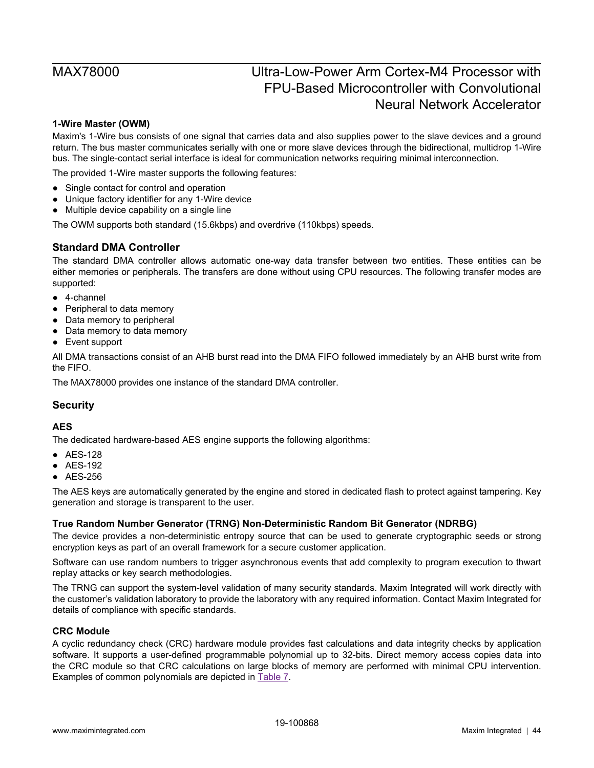#### 1-Wire Master (OWM)

Maxim's 1-Wire bus consists of one signal that carries data and also supplies power to the slave devices and a ground return. The bus master communicates serially with one or more slave devices through the bidirectional, multidrop 1-Wire bus. The single-contact serial interface is ideal for communication networks requiring minimal interconnection.

The provided 1-Wire master supports the following features:

- Single contact for control and operation
- Unique factory identifier for any 1-Wire device
- Multiple device capability on a single line

The OWM supports both standard (15.6kbps) and overdrive (110kbps) speeds.

### Standard DMA Controller

The standard DMA controller allows automatic one-way data transfer between two entities. These entities can be either memories or peripherals. The transfers are done without using CPU resources. The following transfer modes are supported:

- 4-channel
- Peripheral to data memory
- Data memory to peripheral
- Data memory to data memory
- Event support

All DMA transactions consist of an AHB burst read into the DMA FIFO followed immediately by an AHB burst write from the FIFO.

The MAX78000 provides one instance of the standard DMA controller.

### Security

#### AES

The dedicated hardware-based AES engine supports the following algorithms:

- AES-128
- AES-192
- AES-256

The AES keys are automatically generated by the engine and stored in dedicated flash to protect against tampering. Key generation and storage is transparent to the user.

#### True Random Number Generator (TRNG) Non-Deterministic Random Bit Generator (NDRBG)

The device provides a non-deterministic entropy source that can be used to generate cryptographic seeds or strong encryption keys as part of an overall framework for a secure customer application.

Software can use random numbers to trigger asynchronous events that add complexity to program execution to thwart replay attacks or key search methodologies.

The TRNG can support the system-level validation of many security standards. Maxim Integrated will work directly with the customer's validation laboratory to provide the laboratory with any required information. Contact Maxim Integrated for details of compliance with specific standards.

#### CRC Module

A cyclic redundancy check (CRC) hardware module provides fast calculations and data integrity checks by application software. It supports a user-defined programmable polynomial up to 32-bits. Direct memory access copies data into the CRC module so that CRC calculations on large blocks of memory are performed with minimal CPU intervention. Examples of common polynomials are depicted in Table 7.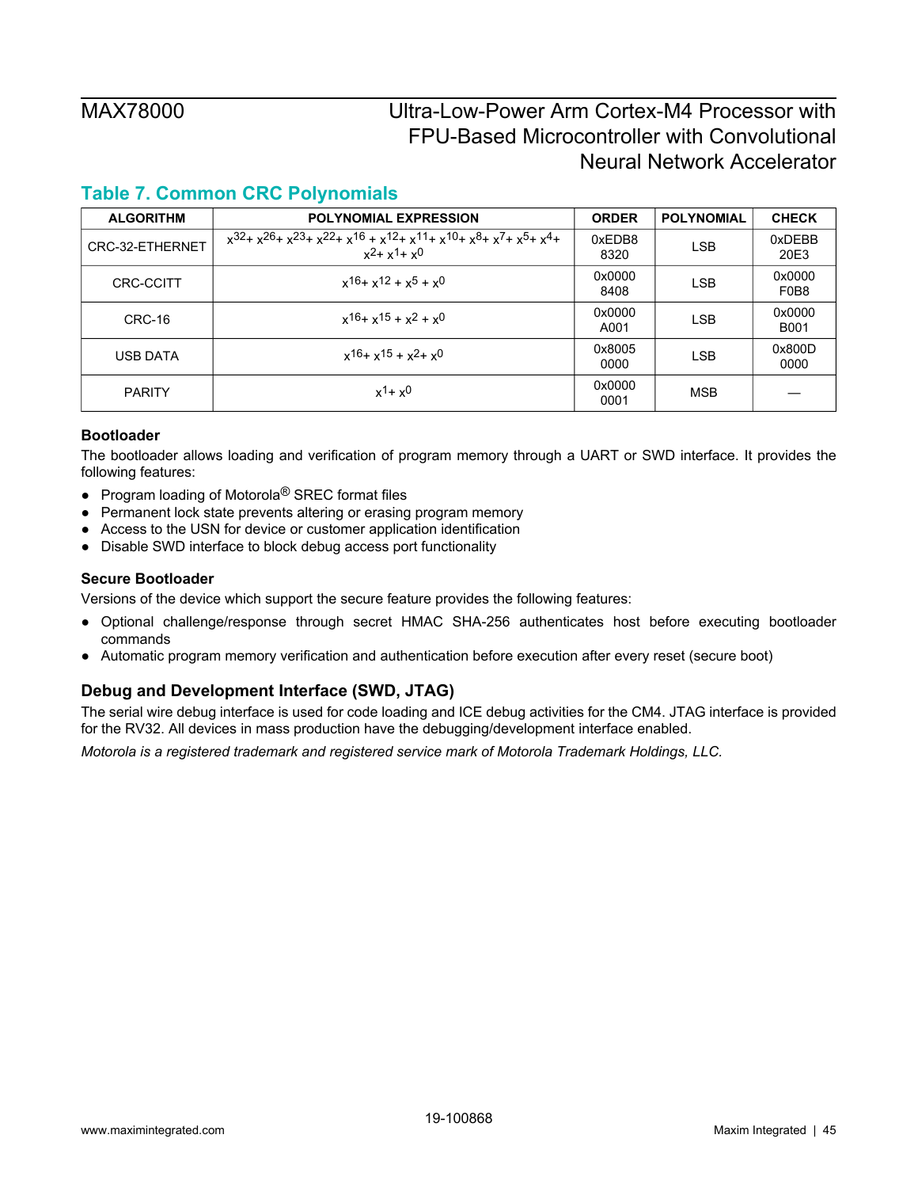## Table 7. Common CRC Polynomials

| ALGORITHM | POLYNOMIAL EXPRESSION | ORDER | POLYNOMIAL | CHECK |
|---|---|---|---|---|
| CRC-32-ETHERNET | $x^{32}+x^{26}+x^{23}+x^{22}+x^{16}+x^{12}+x^{11}+x^{10}+x^{8}+x^{7}+x^{5}+x^{4}+x^{2}+x^{1}+x^{0}$ | 0xEDB8 8320 | LSB | 0xDEBB 20E3 |
| CRC-CCITT | $x^{16}+x^{12}+x^{5}+x^{0}$ | 0x0000 8408 | LSB | 0x0000 F0B8 |
| CRC-16 | $x^{16}+x^{15}+x^{2}+x^{0}$ | 0x0000 A001 | LSB | 0x0000 B001 |
| USB DATA | $x^{16}+x^{15}+x^{2}+x^{0}$ | 0x8005 0000 | LSB | 0x800D 0000 |
| PARITY | $x^{1}+x^{0}$ | 0x0000 0001 | MSB | — |

### Bootloader

The bootloader allows loading and verification of program memory through a UART or SWD interface. It provides the following features:

- Program loading of Motorola® SREC format files
- Permanent lock state prevents altering or erasing program memory
- Access to the USN for device or customer application identification
- Disable SWD interface to block debug access port functionality

### Secure Bootloader

Versions of the device which support the secure feature provides the following features:

- Optional challenge/response through secret HMAC SHA-256 authenticates host before executing bootloader commands
- Automatic program memory verification and authentication before execution after every reset (secure boot)

### Debug and Development Interface (SWD, JTAG)

The serial wire debug interface is used for code loading and ICE debug activities for the CM4. JTAG interface is provided for the RV32. All devices in mass production have the debugging/development interface enabled.

*Motorola is a registered trademark and registered service mark of Motorola Trademark Holdings, LLC.*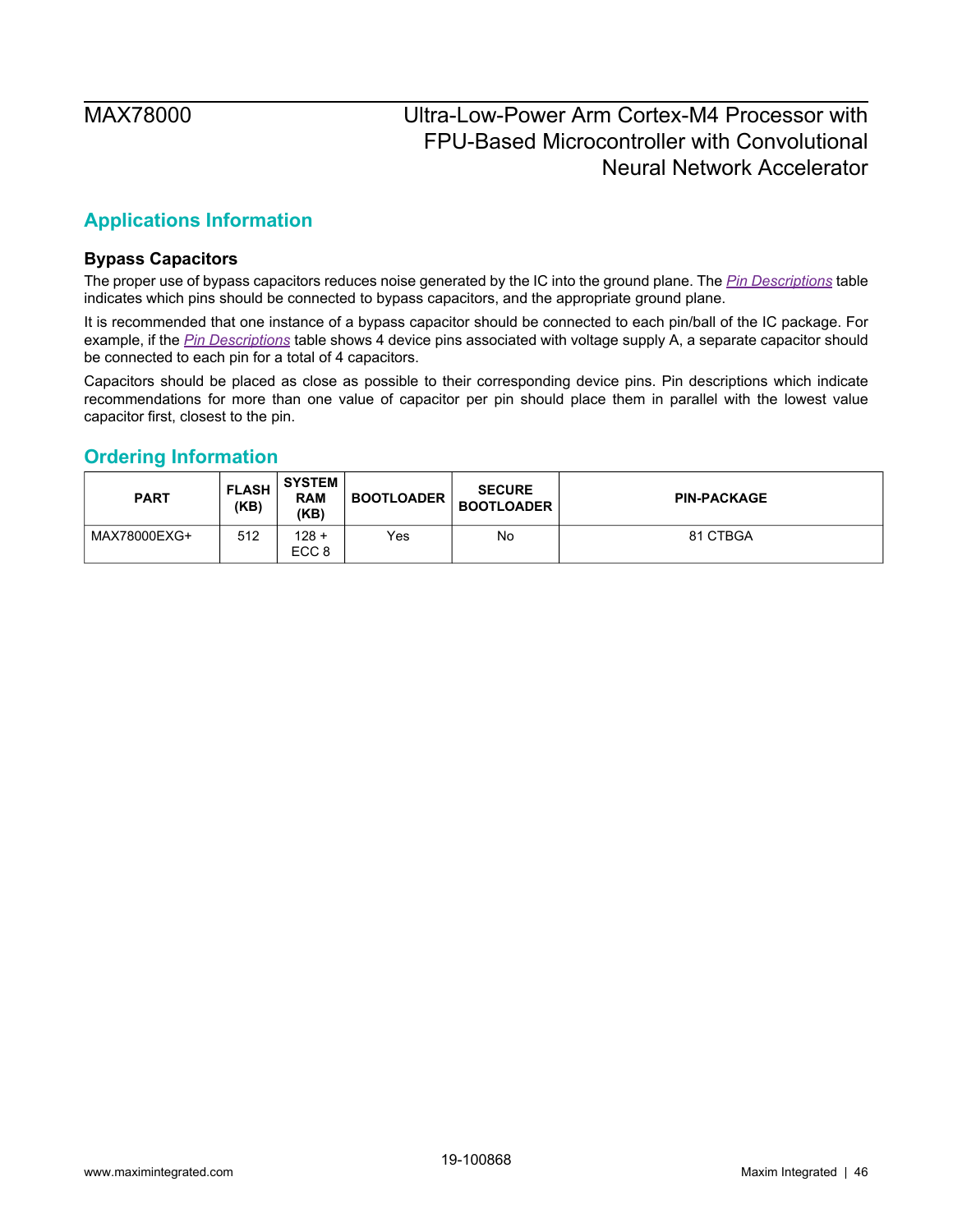## Applications Information

### Bypass Capacitors

The proper use of bypass capacitors reduces noise generated by the IC into the ground plane. The *Pin Descriptions* table indicates which pins should be connected to bypass capacitors, and the appropriate ground plane.

It is recommended that one instance of a bypass capacitor should be connected to each pin/ball of the IC package. For example, if the *Pin Descriptions* table shows 4 device pins associated with voltage supply A, a separate capacitor should be connected to each pin for a total of 4 capacitors.

Capacitors should be placed as close as possible to their corresponding device pins. Pin descriptions which indicate recommendations for more than one value of capacitor per pin should place them in parallel with the lowest value capacitor first, closest to the pin.

## Ordering Information

| PART | FLASH (KB) | SYSTEM RAM (KB) | BOOTLOADER | SECURE BOOTLOADER | PIN-PACKAGE |
|---|---|---|---|---|---|
| MAX78000EXG+ | 512 | 128 + ECC 8 | Yes | No | 81 CTBGA |

19-100868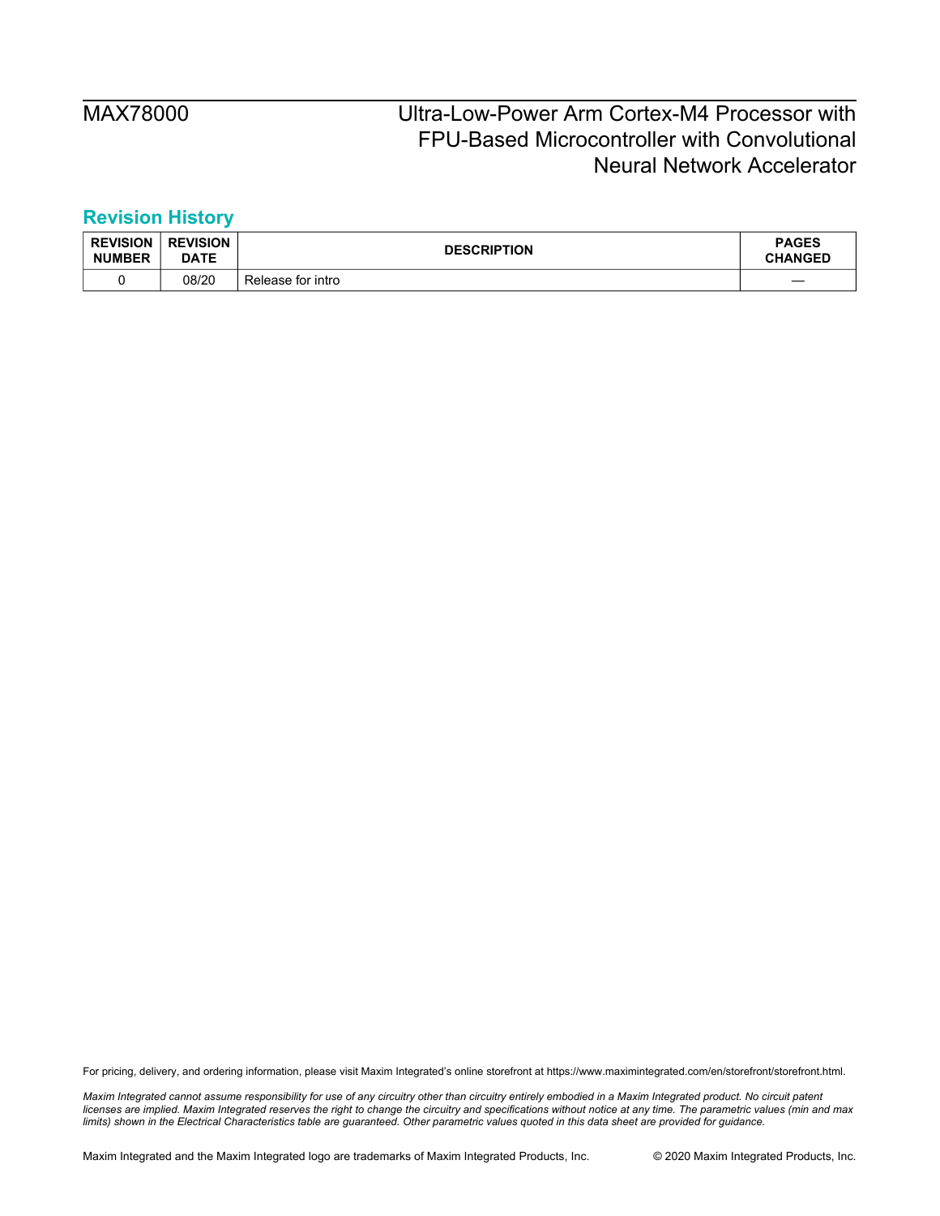## Revision History

| REVISION NUMBER | REVISION DATE | DESCRIPTION | PAGES CHANGED |
|---|---|---|---|
| 0 | 08/20 | Release for intro | — |

For pricing, delivery, and ordering information, please visit Maxim Integrated's online storefront at https://www.maximintegrated.com/en/storefront/storefront.html.

*Maxim Integrated cannot assume responsibility for use of any circuitry other than circuitry entirely embodied in a Maxim Integrated product. No circuit patent licenses are implied. Maxim Integrated reserves the right to change the circuitry and specifications without notice at any time. The parametric values (min and max limits) shown in the Electrical Characteristics table are guaranteed. Other parametric values quoted in this data sheet are provided for guidance.*

Maxim Integrated and the Maxim Integrated logo are trademarks of Maxim Integrated Products, Inc.

© 2020 Maxim Integrated Products, Inc.